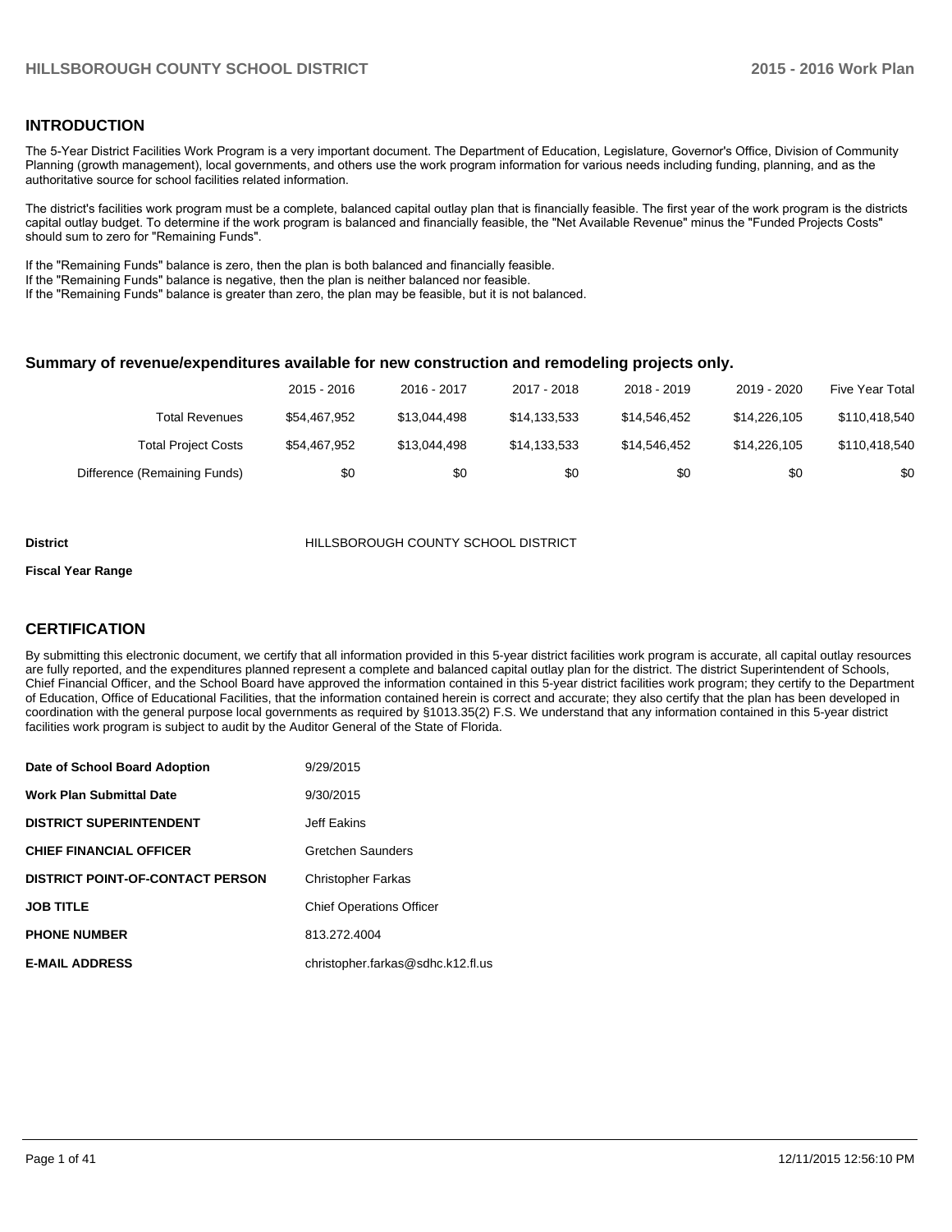## INTRODUCTION

The 5-Year District Facilities Work Program is a very important document. The Department of Education, Legislature, Governor's Office, Division of Community Planning (growth management), local governments, and others use the work program information for various needs including funding, planning, and as the authoritative source for school facilities related information.

The district's facilities work program must be a complete, balanced capital outlay plan that is financially feasible. The first year of the work program is the districts capital outlay budget. To determine if the work program is balanced and financially feasible, the "Net Available Revenue" minus the "Funded Projects Costs" should sum to zero for "Remaining Funds".

If the "Remaining Funds" balance is zero, then the plan is both balanced and financially feasible.
If the "Remaining Funds" balance is negative, then the plan is neither balanced nor feasible.
If the "Remaining Funds" balance is greater than zero, the plan may be feasible, but it is not balanced.

### Summary of revenue/expenditures available for new construction and remodeling projects only.

| | 2015 - 2016 | 2016 - 2017 | 2017 - 2018 | 2018 - 2019 | 2019 - 2020 | Five Year Total |
|---|---|---|---|---|---|---|
| Total Revenues | $54,467,952 | $13,044,498 | $14,133,533 | $14,546,452 | $14,226,105 | $110,418,540 |
| Total Project Costs | $54,467,952 | $13,044,498 | $14,133,533 | $14,546,452 | $14,226,105 | $110,418,540 |
| Difference (Remaining Funds) | $0 | $0 | $0 | $0 | $0 | $0 |

**District** HILLSBOROUGH COUNTY SCHOOL DISTRICT

**Fiscal Year Range**

## CERTIFICATION

By submitting this electronic document, we certify that all information provided in this 5-year district facilities work program is accurate, all capital outlay resources are fully reported, and the expenditures planned represent a complete and balanced capital outlay plan for the district. The district Superintendent of Schools, Chief Financial Officer, and the School Board have approved the information contained in this 5-year district facilities work program; they certify to the Department of Education, Office of Educational Facilities, that the information contained herein is correct and accurate; they also certify that the plan has been developed in coordination with the general purpose local governments as required by §1013.35(2) F.S. We understand that any information contained in this 5-year district facilities work program is subject to audit by the Auditor General of the State of Florida.

| | |
|---|---|
| **Date of School Board Adoption** | 9/29/2015 |
| **Work Plan Submittal Date** | 9/30/2015 |
| **DISTRICT SUPERINTENDENT** | Jeff Eakins |
| **CHIEF FINANCIAL OFFICER** | Gretchen Saunders |
| **DISTRICT POINT-OF-CONTACT PERSON** | Christopher Farkas |
| **JOB TITLE** | Chief Operations Officer |
| **PHONE NUMBER** | 813.272.4004 |
| **E-MAIL ADDRESS** | christopher.farkas@sdhc.k12.fl.us |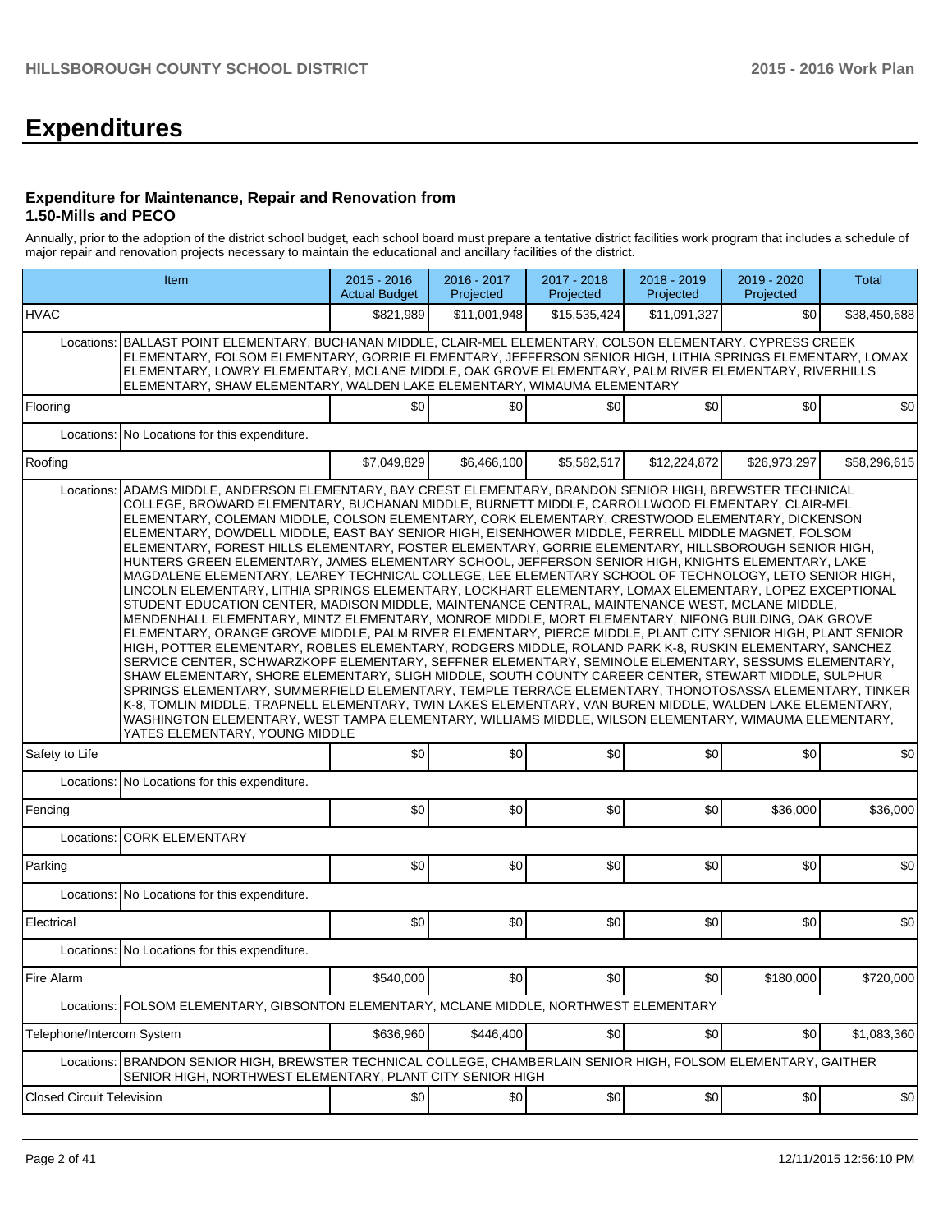# Expenditures

### Expenditure for Maintenance, Repair and Renovation from 1.50-Mills and PECO

Annually, prior to the adoption of the district school budget, each school board must prepare a tentative district facilities work program that includes a schedule of major repair and renovation projects necessary to maintain the educational and ancillary facilities of the district.

| Item | 2015 - 2016 Actual Budget | 2016 - 2017 Projected | 2017 - 2018 Projected | 2018 - 2019 Projected | 2019 - 2020 Projected | Total |
|---|---|---|---|---|---|---|
| HVAC | $821,989 | $11,001,948 | $15,535,424 | $11,091,327 | $0 | $38,450,688 |
| Locations: BALLAST POINT ELEMENTARY, BUCHANAN MIDDLE, CLAIR-MEL ELEMENTARY, COLSON ELEMENTARY, CYPRESS CREEK ELEMENTARY, FOLSOM ELEMENTARY, GORRIE ELEMENTARY, JEFFERSON SENIOR HIGH, LITHIA SPRINGS ELEMENTARY, LOMAX ELEMENTARY, LOWRY ELEMENTARY, MCLANE MIDDLE, OAK GROVE ELEMENTARY, PALM RIVER ELEMENTARY, RIVERHILLS ELEMENTARY, SHAW ELEMENTARY, WALDEN LAKE ELEMENTARY, WIMAUMA ELEMENTARY | | | | | | |
| Flooring | $0 | $0 | $0 | $0 | $0 | $0 |
| Locations: No Locations for this expenditure. | | | | | | |
| Roofing | $7,049,829 | $6,466,100 | $5,582,517 | $12,224,872 | $26,973,297 | $58,296,615 |
| Locations: ADAMS MIDDLE, ANDERSON ELEMENTARY, BAY CREST ELEMENTARY, BRANDON SENIOR HIGH, BREWSTER TECHNICAL COLLEGE, BROWARD ELEMENTARY, BUCHANAN MIDDLE, BURNETT MIDDLE, CARROLLWOOD ELEMENTARY, CLAIR-MEL ELEMENTARY, COLEMAN MIDDLE, COLSON ELEMENTARY, CORK ELEMENTARY, CRESTWOOD ELEMENTARY, DICKENSON ELEMENTARY, DOWDELL MIDDLE, EAST BAY SENIOR HIGH, EISENHOWER MIDDLE, FERRELL MIDDLE MAGNET, FOLSOM ELEMENTARY, FOREST HILLS ELEMENTARY, FOSTER ELEMENTARY, GORRIE ELEMENTARY, HILLSBOROUGH SENIOR HIGH, HUNTERS GREEN ELEMENTARY, JAMES ELEMENTARY SCHOOL, JEFFERSON SENIOR HIGH, KNIGHTS ELEMENTARY, LAKE MAGDALENE ELEMENTARY, LEAREY TECHNICAL COLLEGE, LEE ELEMENTARY SCHOOL OF TECHNOLOGY, LETO SENIOR HIGH, LINCOLN ELEMENTARY, LITHIA SPRINGS ELEMENTARY, LOCKHART ELEMENTARY, LOMAX ELEMENTARY, LOPEZ EXCEPTIONAL STUDENT EDUCATION CENTER, MADISON MIDDLE, MAINTENANCE CENTRAL, MAINTENANCE WEST, MCLANE MIDDLE, MENDENHALL ELEMENTARY, MINTZ ELEMENTARY, MONROE MIDDLE, MORT ELEMENTARY, NIFONG BUILDING, OAK GROVE ELEMENTARY, ORANGE GROVE MIDDLE, PALM RIVER ELEMENTARY, PIERCE MIDDLE, PLANT CITY SENIOR HIGH, PLANT SENIOR HIGH, POTTER ELEMENTARY, ROBLES ELEMENTARY, RODGERS MIDDLE, ROLAND PARK K-8, RUSKIN ELEMENTARY, SANCHEZ SERVICE CENTER, SCHWARZKOPF ELEMENTARY, SEFFNER ELEMENTARY, SEMINOLE ELEMENTARY, SESSUMS ELEMENTARY, SHAW ELEMENTARY, SHORE ELEMENTARY, SLIGH MIDDLE, SOUTH COUNTY CAREER CENTER, STEWART MIDDLE, SULPHUR SPRINGS ELEMENTARY, SUMMERFIELD ELEMENTARY, TEMPLE TERRACE ELEMENTARY, THONOTOSASSA ELEMENTARY, TINKER K-8, TOMLIN MIDDLE, TRAPNELL ELEMENTARY, TWIN LAKES ELEMENTARY, VAN BUREN MIDDLE, WALDEN LAKE ELEMENTARY, WASHINGTON ELEMENTARY, WEST TAMPA ELEMENTARY, WILLIAMS MIDDLE, WILSON ELEMENTARY, WIMAUMA ELEMENTARY, YATES ELEMENTARY, YOUNG MIDDLE | | | | | | |
| Safety to Life | $0 | $0 | $0 | $0 | $0 | $0 |
| Locations: No Locations for this expenditure. | | | | | | |
| Fencing | $0 | $0 | $0 | $0 | $36,000 | $36,000 |
| Locations: CORK ELEMENTARY | | | | | | |
| Parking | $0 | $0 | $0 | $0 | $0 | $0 |
| Locations: No Locations for this expenditure. | | | | | | |
| Electrical | $0 | $0 | $0 | $0 | $0 | $0 |
| Locations: No Locations for this expenditure. | | | | | | |
| Fire Alarm | $540,000 | $0 | $0 | $0 | $180,000 | $720,000 |
| Locations: FOLSOM ELEMENTARY, GIBSONTON ELEMENTARY, MCLANE MIDDLE, NORTHWEST ELEMENTARY | | | | | | |
| Telephone/Intercom System | $636,960 | $446,400 | $0 | $0 | $0 | $1,083,360 |
| Locations: BRANDON SENIOR HIGH, BREWSTER TECHNICAL COLLEGE, CHAMBERLAIN SENIOR HIGH, FOLSOM ELEMENTARY, GAITHER SENIOR HIGH, NORTHWEST ELEMENTARY, PLANT CITY SENIOR HIGH | | | | | | |
| Closed Circuit Television | $0 | $0 | $0 | $0 | $0 | $0 |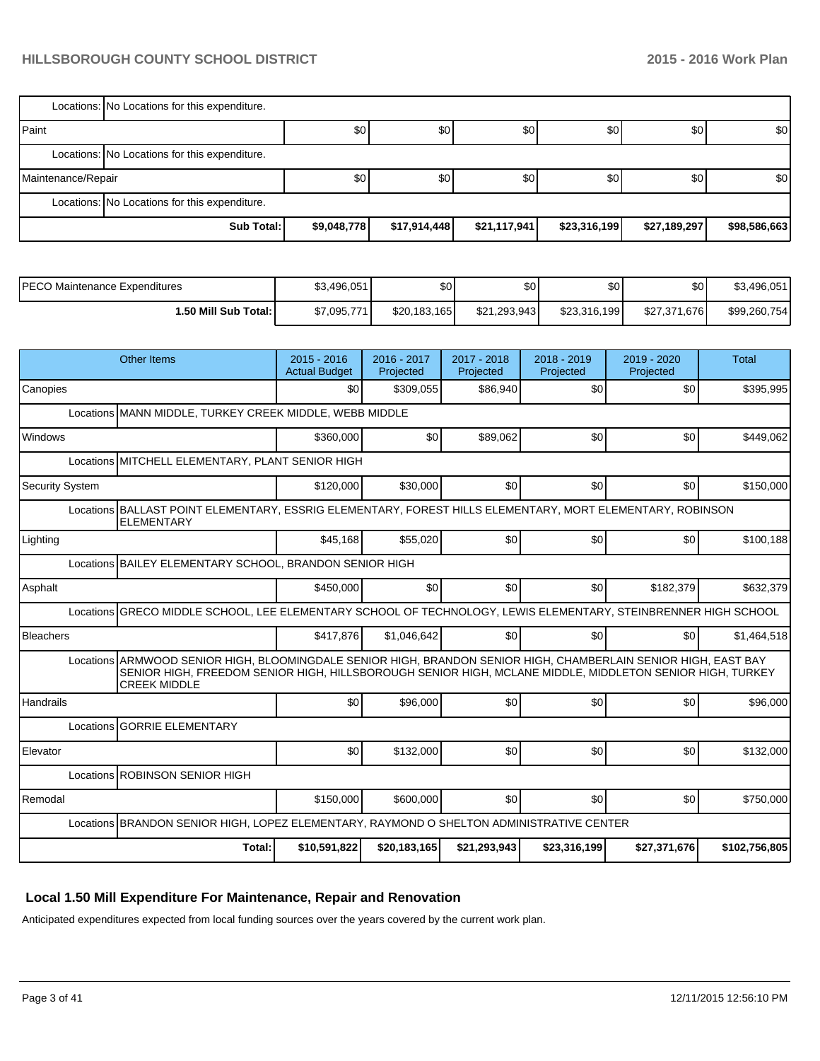| | | | | | | |
|---|---|---|---|---|---|---|
| Locations: No Locations for this expenditure. | | | | | | |
| Paint | $0 | $0 | $0 | $0 | $0 | $0 |
| Locations: No Locations for this expenditure. | | | | | | |
| Maintenance/Repair | $0 | $0 | $0 | $0 | $0 | $0 |
| Locations: No Locations for this expenditure. | | | | | | |
| **Sub Total:** | **$9,048,778** | **$17,914,448** | **$21,117,941** | **$23,316,199** | **$27,189,297** | **$98,586,663** |

| | | | | | | |
|---|---|---|---|---|---|---|
| PECO Maintenance Expenditures | $3,496,051 | $0 | $0 | $0 | $0 | $3,496,051 |
| **1.50 Mill Sub Total:** | $7,095,771 | $20,183,165 | $21,293,943 | $23,316,199 | $27,371,676 | $99,260,754 |

| Other Items | 2015 - 2016 Actual Budget | 2016 - 2017 Projected | 2017 - 2018 Projected | 2018 - 2019 Projected | 2019 - 2020 Projected | Total |
|---|---|---|---|---|---|---|
| Canopies | $0 | $309,055 | $86,940 | $0 | $0 | $395,995 |
| Locations MANN MIDDLE, TURKEY CREEK MIDDLE, WEBB MIDDLE | | | | | | |
| Windows | $360,000 | $0 | $89,062 | $0 | $0 | $449,062 |
| Locations MITCHELL ELEMENTARY, PLANT SENIOR HIGH | | | | | | |
| Security System | $120,000 | $30,000 | $0 | $0 | $0 | $150,000 |
| Locations BALLAST POINT ELEMENTARY, ESSRIG ELEMENTARY, FOREST HILLS ELEMENTARY, MORT ELEMENTARY, ROBINSON ELEMENTARY | | | | | | |
| Lighting | $45,168 | $55,020 | $0 | $0 | $0 | $100,188 |
| Locations BAILEY ELEMENTARY SCHOOL, BRANDON SENIOR HIGH | | | | | | |
| Asphalt | $450,000 | $0 | $0 | $0 | $182,379 | $632,379 |
| Locations GRECO MIDDLE SCHOOL, LEE ELEMENTARY SCHOOL OF TECHNOLOGY, LEWIS ELEMENTARY, STEINBRENNER HIGH SCHOOL | | | | | | |
| Bleachers | $417,876 | $1,046,642 | $0 | $0 | $0 | $1,464,518 |
| Locations ARMWOOD SENIOR HIGH, BLOOMINGDALE SENIOR HIGH, BRANDON SENIOR HIGH, CHAMBERLAIN SENIOR HIGH, EAST BAY SENIOR HIGH, FREEDOM SENIOR HIGH, HILLSBOROUGH SENIOR HIGH, MCLANE MIDDLE, MIDDLETON SENIOR HIGH, TURKEY CREEK MIDDLE | | | | | | |
| Handrails | $0 | $96,000 | $0 | $0 | $0 | $96,000 |
| Locations GORRIE ELEMENTARY | | | | | | |
| Elevator | $0 | $132,000 | $0 | $0 | $0 | $132,000 |
| Locations ROBINSON SENIOR HIGH | | | | | | |
| Remodal | $150,000 | $600,000 | $0 | $0 | $0 | $750,000 |
| Locations BRANDON SENIOR HIGH, LOPEZ ELEMENTARY, RAYMOND O SHELTON ADMINISTRATIVE CENTER | | | | | | |
| **Total:** | **$10,591,822** | **$20,183,165** | **$21,293,943** | **$23,316,199** | **$27,371,676** | **$102,756,805** |

## Local 1.50 Mill Expenditure For Maintenance, Repair and Renovation

Anticipated expenditures expected from local funding sources over the years covered by the current work plan.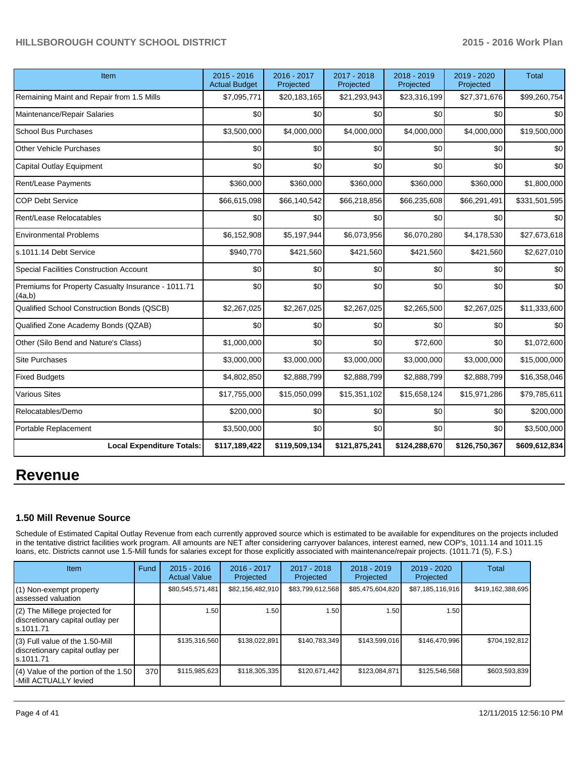| Item | 2015 - 2016 Actual Budget | 2016 - 2017 Projected | 2017 - 2018 Projected | 2018 - 2019 Projected | 2019 - 2020 Projected | Total |
|---|---|---|---|---|---|---|
| Remaining Maint and Repair from 1.5 Mills | $7,095,771 | $20,183,165 | $21,293,943 | $23,316,199 | $27,371,676 | $99,260,754 |
| Maintenance/Repair Salaries | $0 | $0 | $0 | $0 | $0 | $0 |
| School Bus Purchases | $3,500,000 | $4,000,000 | $4,000,000 | $4,000,000 | $4,000,000 | $19,500,000 |
| Other Vehicle Purchases | $0 | $0 | $0 | $0 | $0 | $0 |
| Capital Outlay Equipment | $0 | $0 | $0 | $0 | $0 | $0 |
| Rent/Lease Payments | $360,000 | $360,000 | $360,000 | $360,000 | $360,000 | $1,800,000 |
| COP Debt Service | $66,615,098 | $66,140,542 | $66,218,856 | $66,235,608 | $66,291,491 | $331,501,595 |
| Rent/Lease Relocatables | $0 | $0 | $0 | $0 | $0 | $0 |
| Environmental Problems | $6,152,908 | $5,197,944 | $6,073,956 | $6,070,280 | $4,178,530 | $27,673,618 |
| s.1011.14 Debt Service | $940,770 | $421,560 | $421,560 | $421,560 | $421,560 | $2,627,010 |
| Special Facilities Construction Account | $0 | $0 | $0 | $0 | $0 | $0 |
| Premiums for Property Casualty Insurance - 1011.71 (4a,b) | $0 | $0 | $0 | $0 | $0 | $0 |
| Qualified School Construction Bonds (QSCB) | $2,267,025 | $2,267,025 | $2,267,025 | $2,265,500 | $2,267,025 | $11,333,600 |
| Qualified Zone Academy Bonds (QZAB) | $0 | $0 | $0 | $0 | $0 | $0 |
| Other (Silo Bend and Nature's Class) | $1,000,000 | $0 | $0 | $72,600 | $0 | $1,072,600 |
| Site Purchases | $3,000,000 | $3,000,000 | $3,000,000 | $3,000,000 | $3,000,000 | $15,000,000 |
| Fixed Budgets | $4,802,850 | $2,888,799 | $2,888,799 | $2,888,799 | $2,888,799 | $16,358,046 |
| Various Sites | $17,755,000 | $15,050,099 | $15,351,102 | $15,658,124 | $15,971,286 | $79,785,611 |
| Relocatables/Demo | $200,000 | $0 | $0 | $0 | $0 | $200,000 |
| Portable Replacement | $3,500,000 | $0 | $0 | $0 | $0 | $3,500,000 |
| **Local Expenditure Totals:** | **$117,189,422** | **$119,509,134** | **$121,875,241** | **$124,288,670** | **$126,750,367** | **$609,612,834** |

# Revenue

### 1.50 Mill Revenue Source

Schedule of Estimated Capital Outlay Revenue from each currently approved source which is estimated to be available for expenditures on the projects included in the tentative district facilities work program. All amounts are NET after considering carryover balances, interest earned, new COP's, 1011.14 and 1011.15 loans, etc. Districts cannot use 1.5-Mill funds for salaries except for those explicitly associated with maintenance/repair projects. (1011.71 (5), F.S.)

| Item | Fund | 2015 - 2016 Actual Value | 2016 - 2017 Projected | 2017 - 2018 Projected | 2018 - 2019 Projected | 2019 - 2020 Projected | Total |
|---|---|---|---|---|---|---|---|
| (1) Non-exempt property assessed valuation | | $80,545,571,481 | $82,156,482,910 | $83,799,612,568 | $85,475,604,820 | $87,185,116,916 | $419,162,388,695 |
| (2) The Millege projected for discretionary capital outlay per s.1011.71 | | 1.50 | 1.50 | 1.50 | 1.50 | 1.50 | |
| (3) Full value of the 1.50-Mill discretionary capital outlay per s.1011.71 | | $135,316,560 | $138,022,891 | $140,783,349 | $143,599,016 | $146,470,996 | $704,192,812 |
| (4) Value of the portion of the 1.50 -Mill ACTUALLY levied | 370 | $115,985,623 | $118,305,335 | $120,671,442 | $123,084,871 | $125,546,568 | $603,593,839 |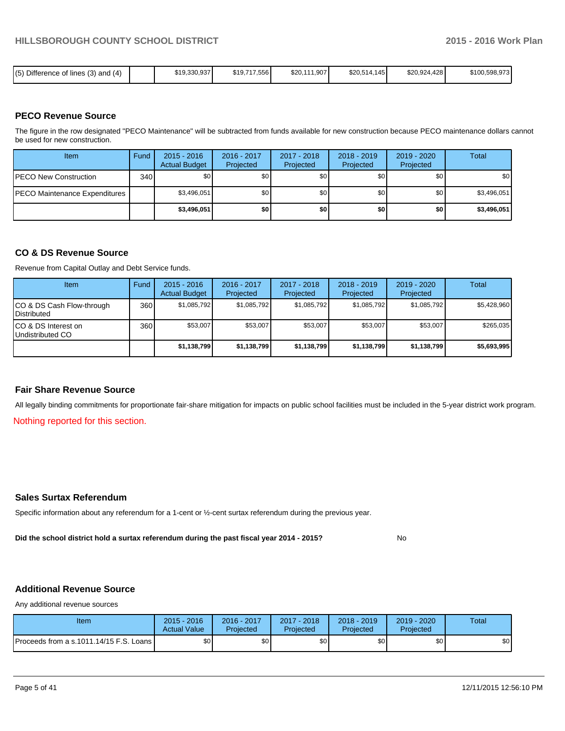| (5) Difference of lines (3) and (4) | | $19,330,937 | $19,717,556 | $20,111,907 | $20,514,145 | $20,924,428 | $100,598,973 |
|---|---|---|---|---|---|---|---|

## PECO Revenue Source

The figure in the row designated "PECO Maintenance" will be subtracted from funds available for new construction because PECO maintenance dollars cannot be used for new construction.

| Item | Fund | 2015 - 2016 Actual Budget | 2016 - 2017 Projected | 2017 - 2018 Projected | 2018 - 2019 Projected | 2019 - 2020 Projected | Total |
|---|---|---|---|---|---|---|---|
| PECO New Construction | 340 | $0 | $0 | $0 | $0 | $0 | $0 |
| PECO Maintenance Expenditures | | $3,496,051 | $0 | $0 | $0 | $0 | $3,496,051 |
| | | **$3,496,051** | **$0** | **$0** | **$0** | **$0** | **$3,496,051** |

## CO & DS Revenue Source

Revenue from Capital Outlay and Debt Service funds.

| Item | Fund | 2015 - 2016 Actual Budget | 2016 - 2017 Projected | 2017 - 2018 Projected | 2018 - 2019 Projected | 2019 - 2020 Projected | Total |
|---|---|---|---|---|---|---|---|
| CO & DS Cash Flow-through Distributed | 360 | $1,085,792 | $1,085,792 | $1,085,792 | $1,085,792 | $1,085,792 | $5,428,960 |
| CO & DS Interest on Undistributed CO | 360 | $53,007 | $53,007 | $53,007 | $53,007 | $53,007 | $265,035 |
| | | **$1,138,799** | **$1,138,799** | **$1,138,799** | **$1,138,799** | **$1,138,799** | **$5,693,995** |

## Fair Share Revenue Source

All legally binding commitments for proportionate fair-share mitigation for impacts on public school facilities must be included in the 5-year district work program.

Nothing reported for this section.

## Sales Surtax Referendum

Specific information about any referendum for a 1-cent or ½-cent surtax referendum during the previous year.

**Did the school district hold a surtax referendum during the past fiscal year 2014 - 2015?** No

## Additional Revenue Source

Any additional revenue sources

| Item | 2015 - 2016 Actual Value | 2016 - 2017 Projected | 2017 - 2018 Projected | 2018 - 2019 Projected | 2019 - 2020 Projected | Total |
|---|---|---|---|---|---|---|
| Proceeds from a s.1011.14/15 F.S. Loans | $0 | $0 | $0 | $0 | $0 | $0 |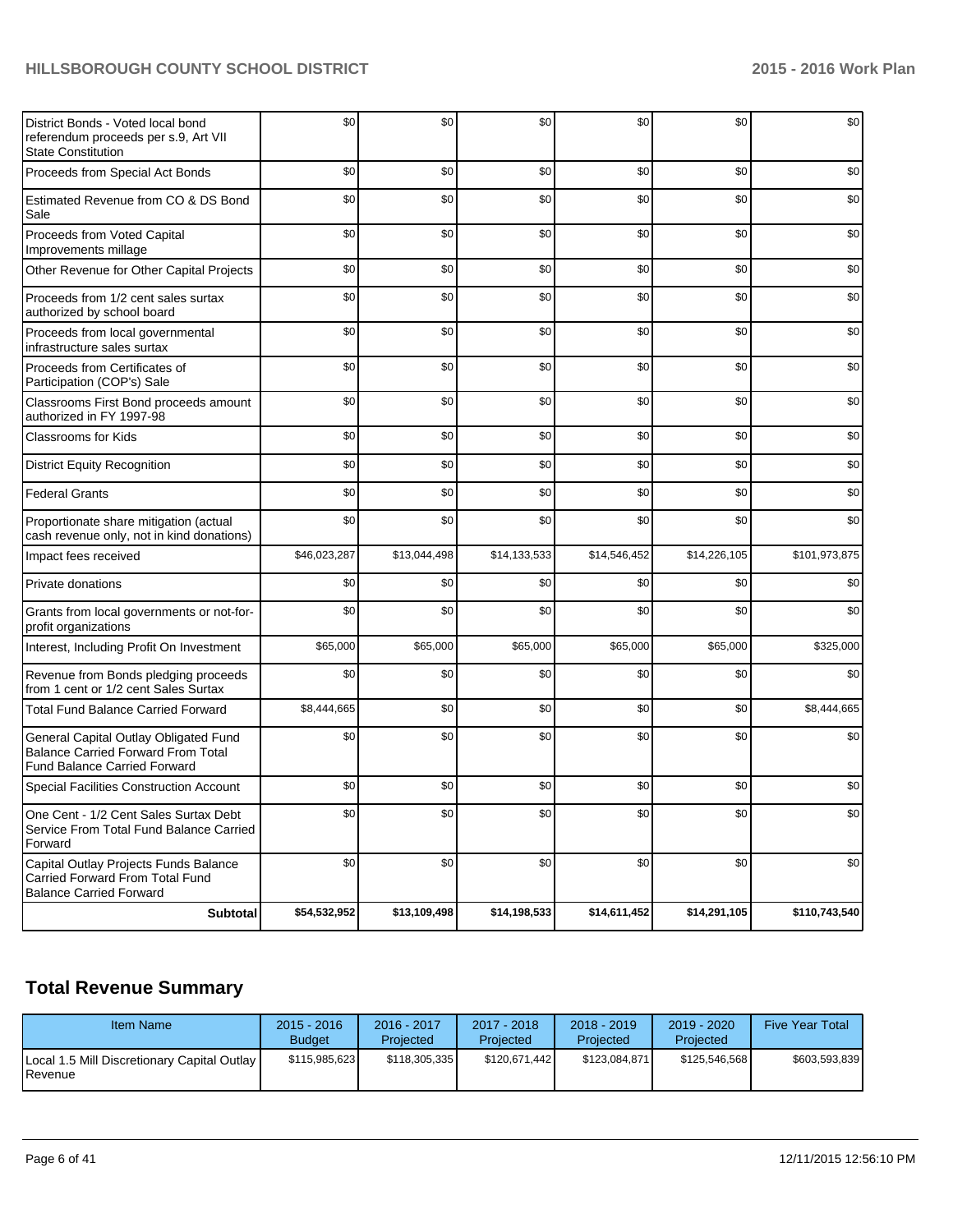| | | | | | | |
|---|---|---|---|---|---|---|
| District Bonds - Voted local bond referendum proceeds per s.9, Art VII State Constitution | $0 | $0 | $0 | $0 | $0 | $0 |
| Proceeds from Special Act Bonds | $0 | $0 | $0 | $0 | $0 | $0 |
| Estimated Revenue from CO & DS Bond Sale | $0 | $0 | $0 | $0 | $0 | $0 |
| Proceeds from Voted Capital Improvements millage | $0 | $0 | $0 | $0 | $0 | $0 |
| Other Revenue for Other Capital Projects | $0 | $0 | $0 | $0 | $0 | $0 |
| Proceeds from 1/2 cent sales surtax authorized by school board | $0 | $0 | $0 | $0 | $0 | $0 |
| Proceeds from local governmental infrastructure sales surtax | $0 | $0 | $0 | $0 | $0 | $0 |
| Proceeds from Certificates of Participation (COP's) Sale | $0 | $0 | $0 | $0 | $0 | $0 |
| Classrooms First Bond proceeds amount authorized in FY 1997-98 | $0 | $0 | $0 | $0 | $0 | $0 |
| Classrooms for Kids | $0 | $0 | $0 | $0 | $0 | $0 |
| District Equity Recognition | $0 | $0 | $0 | $0 | $0 | $0 |
| Federal Grants | $0 | $0 | $0 | $0 | $0 | $0 |
| Proportionate share mitigation (actual cash revenue only, not in kind donations) | $0 | $0 | $0 | $0 | $0 | $0 |
| Impact fees received | $46,023,287 | $13,044,498 | $14,133,533 | $14,546,452 | $14,226,105 | $101,973,875 |
| Private donations | $0 | $0 | $0 | $0 | $0 | $0 |
| Grants from local governments or not-for-profit organizations | $0 | $0 | $0 | $0 | $0 | $0 |
| Interest, Including Profit On Investment | $65,000 | $65,000 | $65,000 | $65,000 | $65,000 | $325,000 |
| Revenue from Bonds pledging proceeds from 1 cent or 1/2 cent Sales Surtax | $0 | $0 | $0 | $0 | $0 | $0 |
| Total Fund Balance Carried Forward | $8,444,665 | $0 | $0 | $0 | $0 | $8,444,665 |
| General Capital Outlay Obligated Fund Balance Carried Forward From Total Fund Balance Carried Forward | $0 | $0 | $0 | $0 | $0 | $0 |
| Special Facilities Construction Account | $0 | $0 | $0 | $0 | $0 | $0 |
| One Cent - 1/2 Cent Sales Surtax Debt Service From Total Fund Balance Carried Forward | $0 | $0 | $0 | $0 | $0 | $0 |
| Capital Outlay Projects Funds Balance Carried Forward From Total Fund Balance Carried Forward | $0 | $0 | $0 | $0 | $0 | $0 |
| **Subtotal** | **$54,532,952** | **$13,109,498** | **$14,198,533** | **$14,611,452** | **$14,291,105** | **$110,743,540** |

## Total Revenue Summary

| Item Name | 2015 - 2016 Budget | 2016 - 2017 Projected | 2017 - 2018 Projected | 2018 - 2019 Projected | 2019 - 2020 Projected | Five Year Total |
|---|---|---|---|---|---|---|
| Local 1.5 Mill Discretionary Capital Outlay Revenue | $115,985,623 | $118,305,335 | $120,671,442 | $123,084,871 | $125,546,568 | $603,593,839 |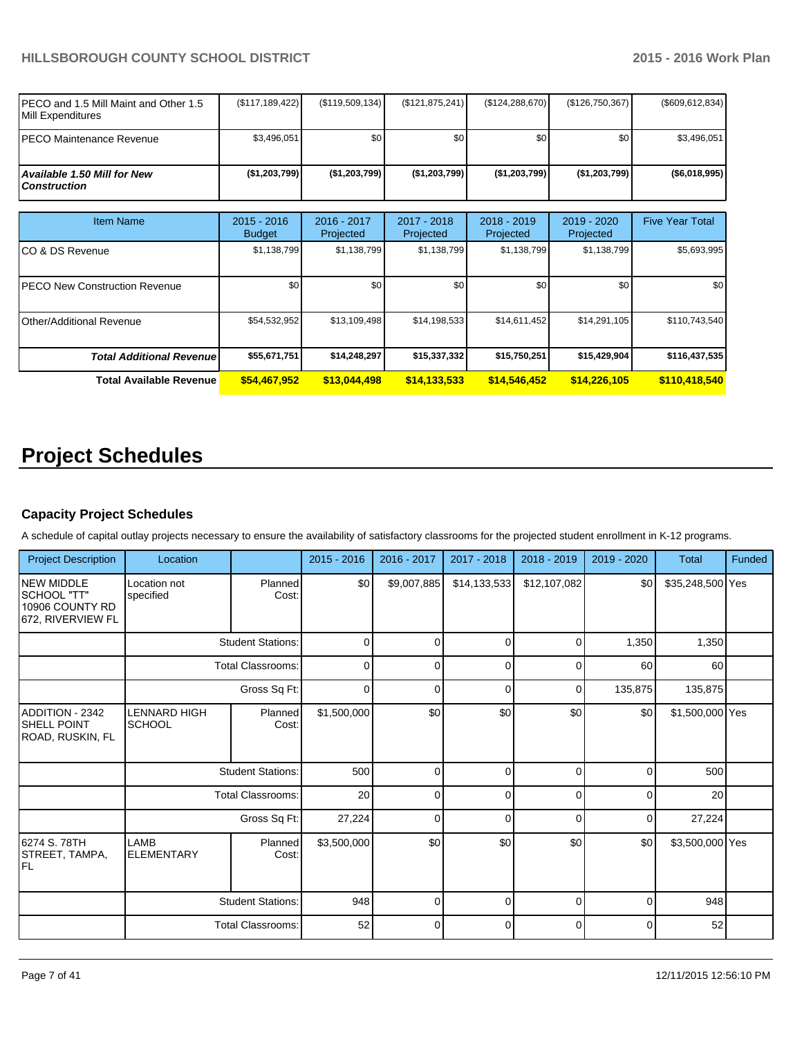| | | | | | | |
|---|---|---|---|---|---|---|
| PECO and 1.5 Mill Maint and Other 1.5 Mill Expenditures | ($117,189,422) | ($119,509,134) | ($121,875,241) | ($124,288,670) | ($126,750,367) | ($609,612,834) |
| PECO Maintenance Revenue | $3,496,051 | $0 | $0 | $0 | $0 | $3,496,051 |
| ***Available 1.50 Mill for New Construction*** | **($1,203,799)** | **($1,203,799)** | **($1,203,799)** | **($1,203,799)** | **($1,203,799)** | **($6,018,995)** |

| Item Name | 2015 - 2016 Budget | 2016 - 2017 Projected | 2017 - 2018 Projected | 2018 - 2019 Projected | 2019 - 2020 Projected | Five Year Total |
|---|---|---|---|---|---|---|
| CO & DS Revenue | $1,138,799 | $1,138,799 | $1,138,799 | $1,138,799 | $1,138,799 | $5,693,995 |
| PECO New Construction Revenue | $0 | $0 | $0 | $0 | $0 | $0 |
| Other/Additional Revenue | $54,532,952 | $13,109,498 | $14,198,533 | $14,611,452 | $14,291,105 | $110,743,540 |
| ***Total Additional Revenue*** | **$55,671,751** | **$14,248,297** | **$15,337,332** | **$15,750,251** | **$15,429,904** | **$116,437,535** |
| **Total Available Revenue** | **$54,467,952** | **$13,044,498** | **$14,133,533** | **$14,546,452** | **$14,226,105** | **$110,418,540** |

# Project Schedules

### Capacity Project Schedules

A schedule of capital outlay projects necessary to ensure the availability of satisfactory classrooms for the projected student enrollment in K-12 programs.

| Project Description | Location | | 2015 - 2016 | 2016 - 2017 | 2017 - 2018 | 2018 - 2019 | 2019 - 2020 | Total | Funded |
|---|---|---|---|---|---|---|---|---|---|
| NEW MIDDLE SCHOOL "TT" 10906 COUNTY RD 672, RIVERVIEW FL | Location not specified | Planned Cost: | $0 | $9,007,885 | $14,133,533 | $12,107,082 | $0 | $35,248,500 | Yes |
| | | Student Stations: | 0 | 0 | 0 | 0 | 1,350 | 1,350 | |
| | | Total Classrooms: | 0 | 0 | 0 | 0 | 60 | 60 | |
| | | Gross Sq Ft: | 0 | 0 | 0 | 0 | 135,875 | 135,875 | |
| ADDITION - 2342 SHELL POINT ROAD, RUSKIN, FL | LENNARD HIGH SCHOOL | Planned Cost: | $1,500,000 | $0 | $0 | $0 | $0 | $1,500,000 | Yes |
| | | Student Stations: | 500 | 0 | 0 | 0 | 0 | 500 | |
| | | Total Classrooms: | 20 | 0 | 0 | 0 | 0 | 20 | |
| | | Gross Sq Ft: | 27,224 | 0 | 0 | 0 | 0 | 27,224 | |
| 6274 S. 78TH STREET, TAMPA, FL | LAMB ELEMENTARY | Planned Cost: | $3,500,000 | $0 | $0 | $0 | $0 | $3,500,000 | Yes |
| | | Student Stations: | 948 | 0 | 0 | 0 | 0 | 948 | |
| | | Total Classrooms: | 52 | 0 | 0 | 0 | 0 | 52 | |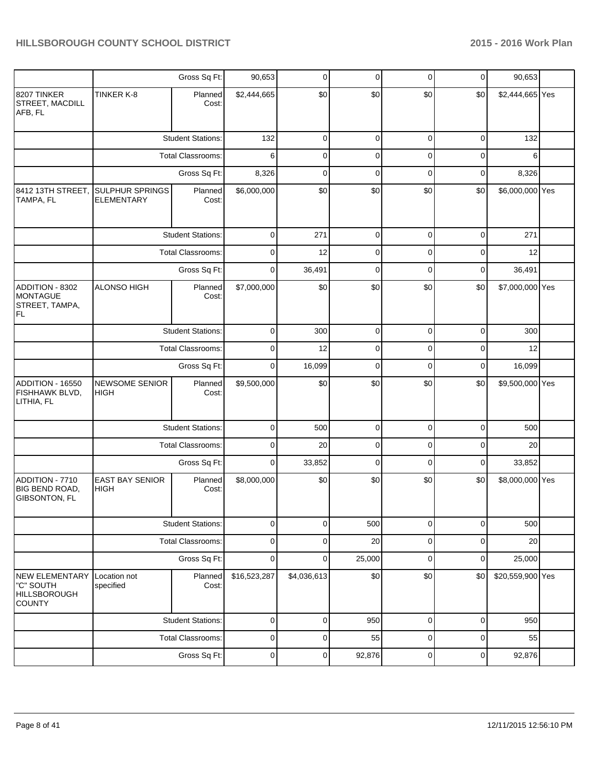| | | | | | | | | | |
|---|---|---|---|---|---|---|---|---|---|
| | | Gross Sq Ft: | 90,653 | 0 | 0 | 0 | 0 | 90,653 | |
| 8207 TINKER STREET, MACDILL AFB, FL | TINKER K-8 | Planned Cost: | $2,444,665 | $0 | $0 | $0 | $0 | $2,444,665 | Yes |
| | | Student Stations: | 132 | 0 | 0 | 0 | 0 | 132 | |
| | | Total Classrooms: | 6 | 0 | 0 | 0 | 0 | 6 | |
| | | Gross Sq Ft: | 8,326 | 0 | 0 | 0 | 0 | 8,326 | |
| 8412 13TH STREET, TAMPA, FL | SULPHUR SPRINGS ELEMENTARY | Planned Cost: | $6,000,000 | $0 | $0 | $0 | $0 | $6,000,000 | Yes |
| | | Student Stations: | 0 | 271 | 0 | 0 | 0 | 271 | |
| | | Total Classrooms: | 0 | 12 | 0 | 0 | 0 | 12 | |
| | | Gross Sq Ft: | 0 | 36,491 | 0 | 0 | 0 | 36,491 | |
| ADDITION - 8302 MONTAGUE STREET, TAMPA, FL | ALONSO HIGH | Planned Cost: | $7,000,000 | $0 | $0 | $0 | $0 | $7,000,000 | Yes |
| | | Student Stations: | 0 | 300 | 0 | 0 | 0 | 300 | |
| | | Total Classrooms: | 0 | 12 | 0 | 0 | 0 | 12 | |
| | | Gross Sq Ft: | 0 | 16,099 | 0 | 0 | 0 | 16,099 | |
| ADDITION - 16550 FISHHAWK BLVD, LITHIA, FL | NEWSOME SENIOR HIGH | Planned Cost: | $9,500,000 | $0 | $0 | $0 | $0 | $9,500,000 | Yes |
| | | Student Stations: | 0 | 500 | 0 | 0 | 0 | 500 | |
| | | Total Classrooms: | 0 | 20 | 0 | 0 | 0 | 20 | |
| | | Gross Sq Ft: | 0 | 33,852 | 0 | 0 | 0 | 33,852 | |
| ADDITION - 7710 BIG BEND ROAD, GIBSONTON, FL | EAST BAY SENIOR HIGH | Planned Cost: | $8,000,000 | $0 | $0 | $0 | $0 | $8,000,000 | Yes |
| | | Student Stations: | 0 | 0 | 500 | 0 | 0 | 500 | |
| | | Total Classrooms: | 0 | 0 | 20 | 0 | 0 | 20 | |
| | | Gross Sq Ft: | 0 | 0 | 25,000 | 0 | 0 | 25,000 | |
| NEW ELEMENTARY "C" SOUTH HILLSBOROUGH COUNTY | Location not specified | Planned Cost: | $16,523,287 | $4,036,613 | $0 | $0 | $0 | $20,559,900 | Yes |
| | | Student Stations: | 0 | 0 | 950 | 0 | 0 | 950 | |
| | | Total Classrooms: | 0 | 0 | 55 | 0 | 0 | 55 | |
| | | Gross Sq Ft: | 0 | 0 | 92,876 | 0 | 0 | 92,876 | |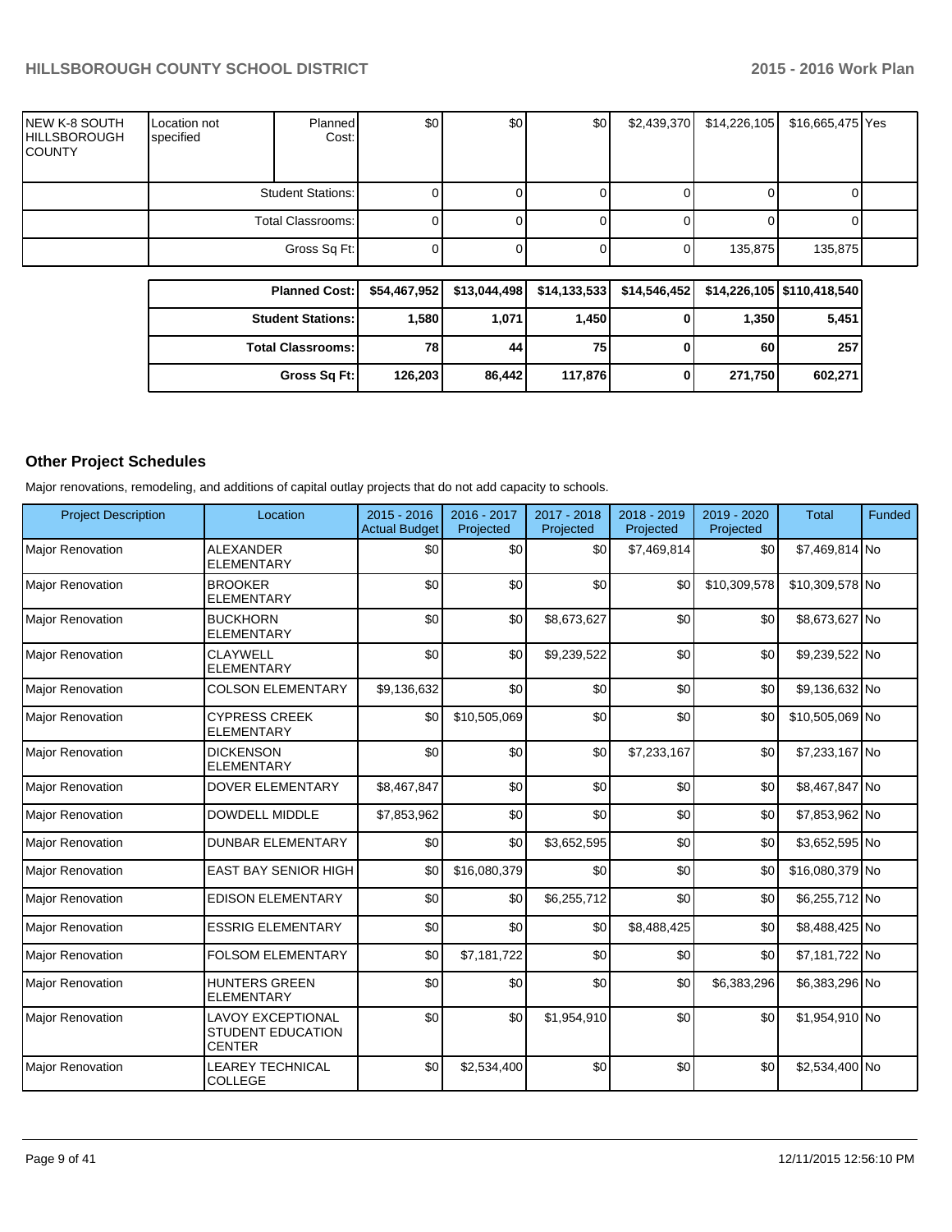| | | | | | | | | | |
|---|---|---|---|---|---|---|---|---|---|
| NEW K-8 SOUTH HILLSBOROUGH COUNTY | Location not specified | Planned Cost: | $0 | $0 | $0 | $2,439,370 | $14,226,105 | $16,665,475 | Yes |
| | Student Stations: | | 0 | 0 | 0 | 0 | 0 | 0 | |
| | Total Classrooms: | | 0 | 0 | 0 | 0 | 0 | 0 | |
| | Gross Sq Ft: | | 0 | 0 | 0 | 0 | 135,875 | 135,875 | |

| | | | | | | |
|---|---|---|---|---|---|---|
| **Planned Cost:** | **$54,467,952** | **$13,044,498** | **$14,133,533** | **$14,546,452** | **$14,226,105** | **$110,418,540** |
| **Student Stations:** | **1,580** | **1,071** | **1,450** | **0** | **1,350** | **5,451** |
| **Total Classrooms:** | **78** | **44** | **75** | **0** | **60** | **257** |
| **Gross Sq Ft:** | **126,203** | **86,442** | **117,876** | **0** | **271,750** | **602,271** |

## Other Project Schedules

Major renovations, remodeling, and additions of capital outlay projects that do not add capacity to schools.

| Project Description | Location | 2015 - 2016 Actual Budget | 2016 - 2017 Projected | 2017 - 2018 Projected | 2018 - 2019 Projected | 2019 - 2020 Projected | Total | Funded |
|---|---|---|---|---|---|---|---|---|
| Major Renovation | ALEXANDER ELEMENTARY | $0 | $0 | $0 | $7,469,814 | $0 | $7,469,814 | No |
| Major Renovation | BROOKER ELEMENTARY | $0 | $0 | $0 | $0 | $10,309,578 | $10,309,578 | No |
| Major Renovation | BUCKHORN ELEMENTARY | $0 | $0 | $8,673,627 | $0 | $0 | $8,673,627 | No |
| Major Renovation | CLAYWELL ELEMENTARY | $0 | $0 | $9,239,522 | $0 | $0 | $9,239,522 | No |
| Major Renovation | COLSON ELEMENTARY | $9,136,632 | $0 | $0 | $0 | $0 | $9,136,632 | No |
| Major Renovation | CYPRESS CREEK ELEMENTARY | $0 | $10,505,069 | $0 | $0 | $0 | $10,505,069 | No |
| Major Renovation | DICKENSON ELEMENTARY | $0 | $0 | $0 | $7,233,167 | $0 | $7,233,167 | No |
| Major Renovation | DOVER ELEMENTARY | $8,467,847 | $0 | $0 | $0 | $0 | $8,467,847 | No |
| Major Renovation | DOWDELL MIDDLE | $7,853,962 | $0 | $0 | $0 | $0 | $7,853,962 | No |
| Major Renovation | DUNBAR ELEMENTARY | $0 | $0 | $3,652,595 | $0 | $0 | $3,652,595 | No |
| Major Renovation | EAST BAY SENIOR HIGH | $0 | $16,080,379 | $0 | $0 | $0 | $16,080,379 | No |
| Major Renovation | EDISON ELEMENTARY | $0 | $0 | $6,255,712 | $0 | $0 | $6,255,712 | No |
| Major Renovation | ESSRIG ELEMENTARY | $0 | $0 | $0 | $8,488,425 | $0 | $8,488,425 | No |
| Major Renovation | FOLSOM ELEMENTARY | $0 | $7,181,722 | $0 | $0 | $0 | $7,181,722 | No |
| Major Renovation | HUNTERS GREEN ELEMENTARY | $0 | $0 | $0 | $0 | $6,383,296 | $6,383,296 | No |
| Major Renovation | LAVOY EXCEPTIONAL STUDENT EDUCATION CENTER | $0 | $0 | $1,954,910 | $0 | $0 | $1,954,910 | No |
| Major Renovation | LEAREY TECHNICAL COLLEGE | $0 | $2,534,400 | $0 | $0 | $0 | $2,534,400 | No |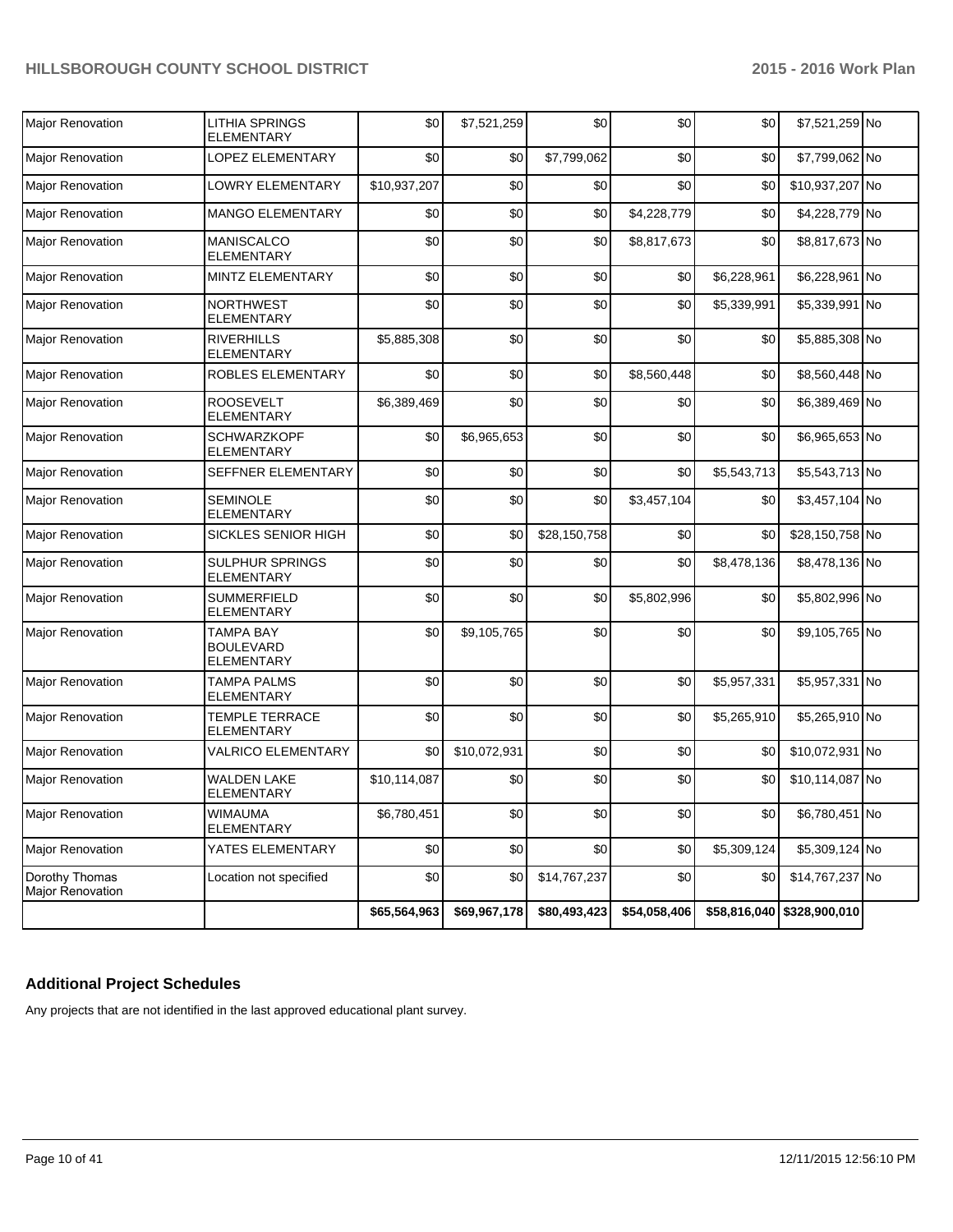| | | | | | | | | |
|---|---|---|---|---|---|---|---|---|
| Major Renovation | LITHIA SPRINGS ELEMENTARY | $0 | $7,521,259 | $0 | $0 | $0 | $7,521,259 | No |
| Major Renovation | LOPEZ ELEMENTARY | $0 | $0 | $7,799,062 | $0 | $0 | $7,799,062 | No |
| Major Renovation | LOWRY ELEMENTARY | $10,937,207 | $0 | $0 | $0 | $0 | $10,937,207 | No |
| Major Renovation | MANGO ELEMENTARY | $0 | $0 | $0 | $4,228,779 | $0 | $4,228,779 | No |
| Major Renovation | MANISCALCO ELEMENTARY | $0 | $0 | $0 | $8,817,673 | $0 | $8,817,673 | No |
| Major Renovation | MINTZ ELEMENTARY | $0 | $0 | $0 | $0 | $6,228,961 | $6,228,961 | No |
| Major Renovation | NORTHWEST ELEMENTARY | $0 | $0 | $0 | $0 | $5,339,991 | $5,339,991 | No |
| Major Renovation | RIVERHILLS ELEMENTARY | $5,885,308 | $0 | $0 | $0 | $0 | $5,885,308 | No |
| Major Renovation | ROBLES ELEMENTARY | $0 | $0 | $0 | $8,560,448 | $0 | $8,560,448 | No |
| Major Renovation | ROOSEVELT ELEMENTARY | $6,389,469 | $0 | $0 | $0 | $0 | $6,389,469 | No |
| Major Renovation | SCHWARZKOPF ELEMENTARY | $0 | $6,965,653 | $0 | $0 | $0 | $6,965,653 | No |
| Major Renovation | SEFFNER ELEMENTARY | $0 | $0 | $0 | $0 | $5,543,713 | $5,543,713 | No |
| Major Renovation | SEMINOLE ELEMENTARY | $0 | $0 | $0 | $3,457,104 | $0 | $3,457,104 | No |
| Major Renovation | SICKLES SENIOR HIGH | $0 | $0 | $28,150,758 | $0 | $0 | $28,150,758 | No |
| Major Renovation | SULPHUR SPRINGS ELEMENTARY | $0 | $0 | $0 | $0 | $8,478,136 | $8,478,136 | No |
| Major Renovation | SUMMERFIELD ELEMENTARY | $0 | $0 | $0 | $5,802,996 | $0 | $5,802,996 | No |
| Major Renovation | TAMPA BAY BOULEVARD ELEMENTARY | $0 | $9,105,765 | $0 | $0 | $0 | $9,105,765 | No |
| Major Renovation | TAMPA PALMS ELEMENTARY | $0 | $0 | $0 | $0 | $5,957,331 | $5,957,331 | No |
| Major Renovation | TEMPLE TERRACE ELEMENTARY | $0 | $0 | $0 | $0 | $5,265,910 | $5,265,910 | No |
| Major Renovation | VALRICO ELEMENTARY | $0 | $10,072,931 | $0 | $0 | $0 | $10,072,931 | No |
| Major Renovation | WALDEN LAKE ELEMENTARY | $10,114,087 | $0 | $0 | $0 | $0 | $10,114,087 | No |
| Major Renovation | WIMAUMA ELEMENTARY | $6,780,451 | $0 | $0 | $0 | $0 | $6,780,451 | No |
| Major Renovation | YATES ELEMENTARY | $0 | $0 | $0 | $0 | $5,309,124 | $5,309,124 | No |
| Dorothy Thomas Major Renovation | Location not specified | $0 | $0 | $14,767,237 | $0 | $0 | $14,767,237 | No |
| | | **$65,564,963** | **$69,967,178** | **$80,493,423** | **$54,058,406** | **$58,816,040** | **$328,900,010** | |

## Additional Project Schedules

Any projects that are not identified in the last approved educational plant survey.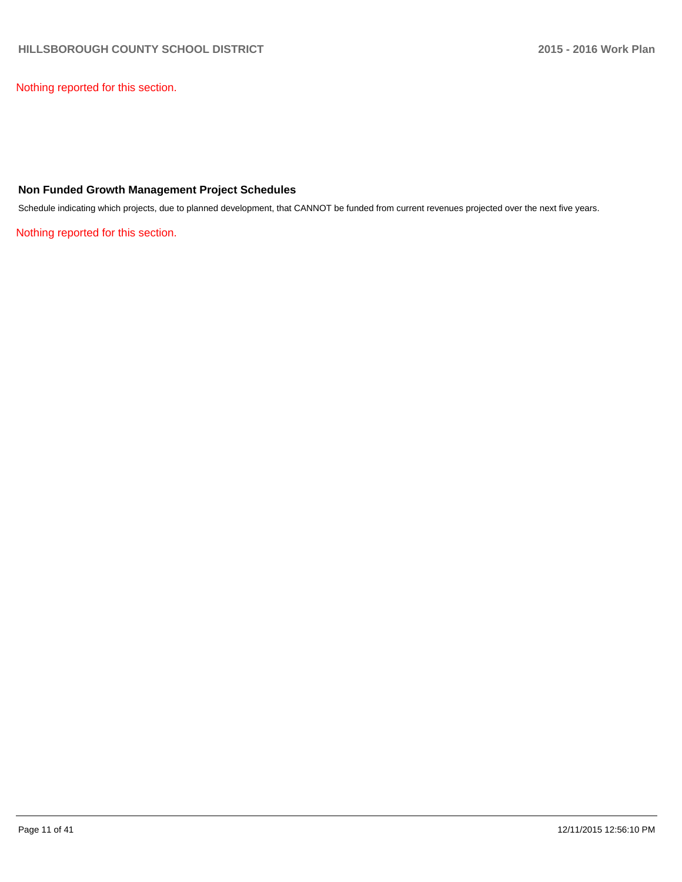Nothing reported for this section.

### Non Funded Growth Management Project Schedules

Schedule indicating which projects, due to planned development, that CANNOT be funded from current revenues projected over the next five years.

Nothing reported for this section.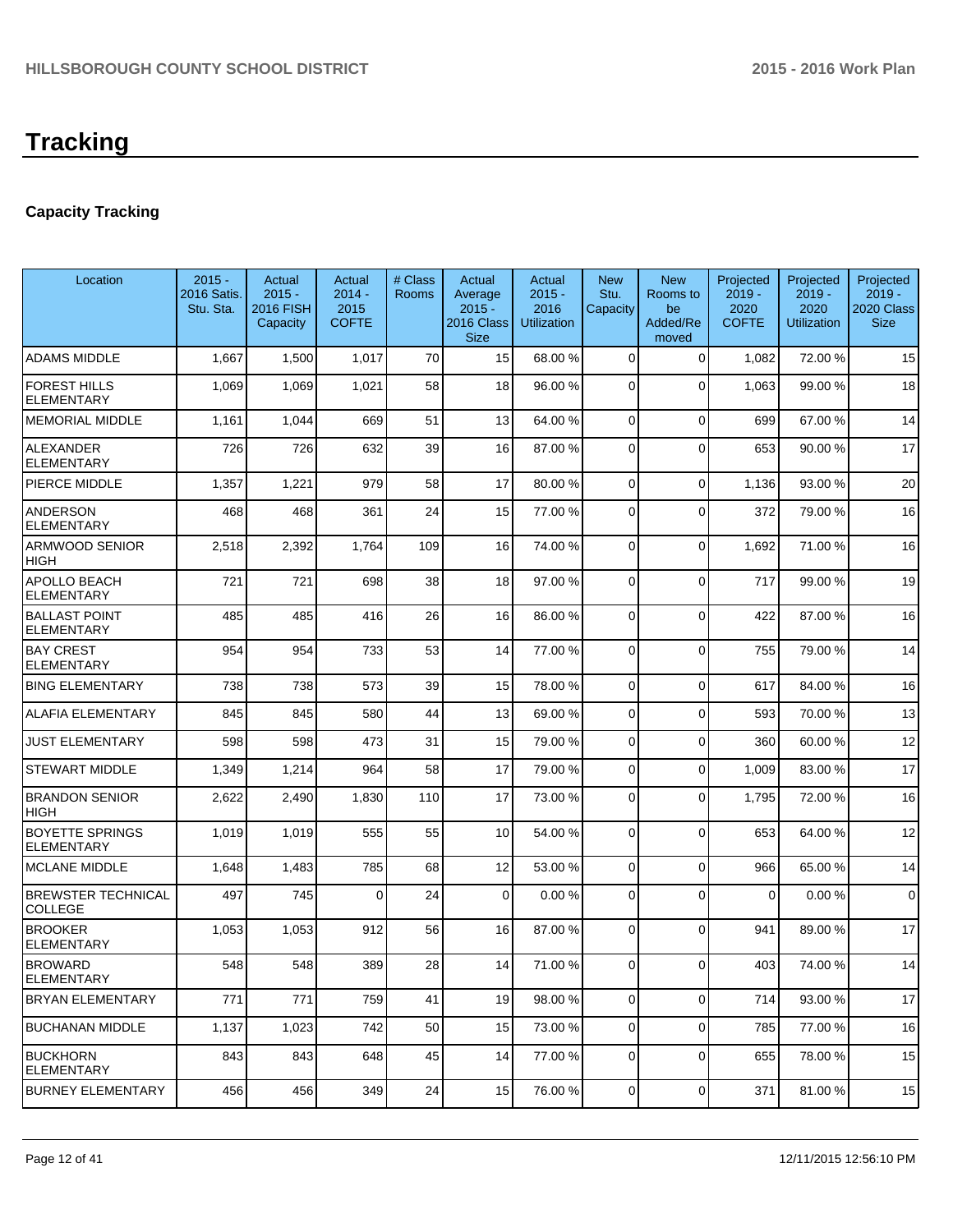# Tracking

## Capacity Tracking

| Location | 2015 - 2016 Satis. Stu. Sta. | Actual 2015 - 2016 FISH Capacity | Actual 2014 - 2015 COFTE | # Class Rooms | Actual Average 2015 - 2016 Class Size | Actual 2015 - 2016 Utilization | New Stu. Capacity | New Rooms to be Added/Removed | Projected 2019 - 2020 COFTE | Projected 2019 - 2020 Utilization | Projected 2019 - 2020 Class Size |
|---|---|---|---|---|---|---|---|---|---|---|---|
| ADAMS MIDDLE | 1,667 | 1,500 | 1,017 | 70 | 15 | 68.00 % | 0 | 0 | 1,082 | 72.00 % | 15 |
| FOREST HILLS ELEMENTARY | 1,069 | 1,069 | 1,021 | 58 | 18 | 96.00 % | 0 | 0 | 1,063 | 99.00 % | 18 |
| MEMORIAL MIDDLE | 1,161 | 1,044 | 669 | 51 | 13 | 64.00 % | 0 | 0 | 699 | 67.00 % | 14 |
| ALEXANDER ELEMENTARY | 726 | 726 | 632 | 39 | 16 | 87.00 % | 0 | 0 | 653 | 90.00 % | 17 |
| PIERCE MIDDLE | 1,357 | 1,221 | 979 | 58 | 17 | 80.00 % | 0 | 0 | 1,136 | 93.00 % | 20 |
| ANDERSON ELEMENTARY | 468 | 468 | 361 | 24 | 15 | 77.00 % | 0 | 0 | 372 | 79.00 % | 16 |
| ARMWOOD SENIOR HIGH | 2,518 | 2,392 | 1,764 | 109 | 16 | 74.00 % | 0 | 0 | 1,692 | 71.00 % | 16 |
| APOLLO BEACH ELEMENTARY | 721 | 721 | 698 | 38 | 18 | 97.00 % | 0 | 0 | 717 | 99.00 % | 19 |
| BALLAST POINT ELEMENTARY | 485 | 485 | 416 | 26 | 16 | 86.00 % | 0 | 0 | 422 | 87.00 % | 16 |
| BAY CREST ELEMENTARY | 954 | 954 | 733 | 53 | 14 | 77.00 % | 0 | 0 | 755 | 79.00 % | 14 |
| BING ELEMENTARY | 738 | 738 | 573 | 39 | 15 | 78.00 % | 0 | 0 | 617 | 84.00 % | 16 |
| ALAFIA ELEMENTARY | 845 | 845 | 580 | 44 | 13 | 69.00 % | 0 | 0 | 593 | 70.00 % | 13 |
| JUST ELEMENTARY | 598 | 598 | 473 | 31 | 15 | 79.00 % | 0 | 0 | 360 | 60.00 % | 12 |
| STEWART MIDDLE | 1,349 | 1,214 | 964 | 58 | 17 | 79.00 % | 0 | 0 | 1,009 | 83.00 % | 17 |
| BRANDON SENIOR HIGH | 2,622 | 2,490 | 1,830 | 110 | 17 | 73.00 % | 0 | 0 | 1,795 | 72.00 % | 16 |
| BOYETTE SPRINGS ELEMENTARY | 1,019 | 1,019 | 555 | 55 | 10 | 54.00 % | 0 | 0 | 653 | 64.00 % | 12 |
| MCLANE MIDDLE | 1,648 | 1,483 | 785 | 68 | 12 | 53.00 % | 0 | 0 | 966 | 65.00 % | 14 |
| BREWSTER TECHNICAL COLLEGE | 497 | 745 | 0 | 24 | 0 | 0.00 % | 0 | 0 | 0 | 0.00 % | 0 |
| BROOKER ELEMENTARY | 1,053 | 1,053 | 912 | 56 | 16 | 87.00 % | 0 | 0 | 941 | 89.00 % | 17 |
| BROWARD ELEMENTARY | 548 | 548 | 389 | 28 | 14 | 71.00 % | 0 | 0 | 403 | 74.00 % | 14 |
| BRYAN ELEMENTARY | 771 | 771 | 759 | 41 | 19 | 98.00 % | 0 | 0 | 714 | 93.00 % | 17 |
| BUCHANAN MIDDLE | 1,137 | 1,023 | 742 | 50 | 15 | 73.00 % | 0 | 0 | 785 | 77.00 % | 16 |
| BUCKHORN ELEMENTARY | 843 | 843 | 648 | 45 | 14 | 77.00 % | 0 | 0 | 655 | 78.00 % | 15 |
| BURNEY ELEMENTARY | 456 | 456 | 349 | 24 | 15 | 76.00 % | 0 | 0 | 371 | 81.00 % | 15 |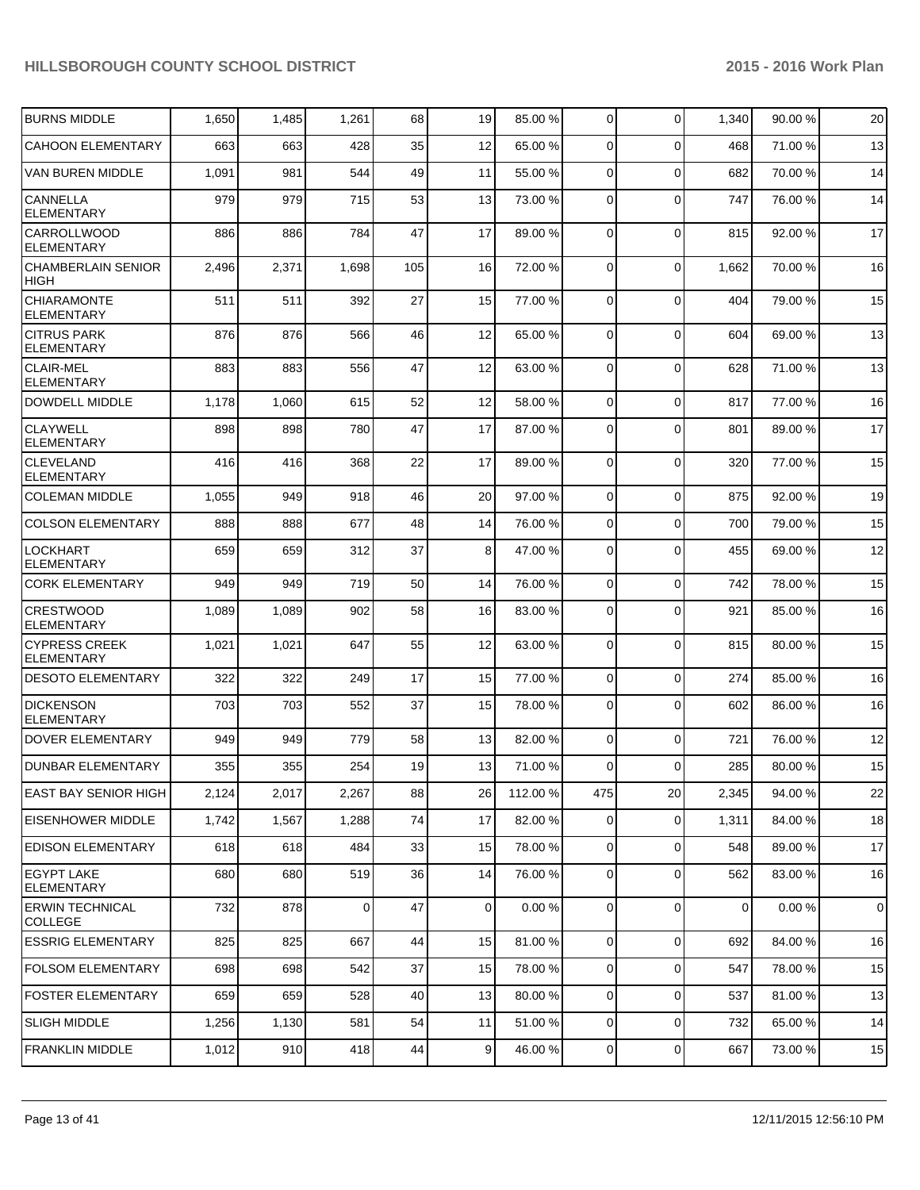| BURNS MIDDLE | 1,650 | 1,485 | 1,261 | 68 | 19 | 85.00 % | 0 | 0 | 1,340 | 90.00 % | 20 |
|---|---|---|---|---|---|---|---|---|---|---|---|
| CAHOON ELEMENTARY | 663 | 663 | 428 | 35 | 12 | 65.00 % | 0 | 0 | 468 | 71.00 % | 13 |
| VAN BUREN MIDDLE | 1,091 | 981 | 544 | 49 | 11 | 55.00 % | 0 | 0 | 682 | 70.00 % | 14 |
| CANNELLA ELEMENTARY | 979 | 979 | 715 | 53 | 13 | 73.00 % | 0 | 0 | 747 | 76.00 % | 14 |
| CARROLLWOOD ELEMENTARY | 886 | 886 | 784 | 47 | 17 | 89.00 % | 0 | 0 | 815 | 92.00 % | 17 |
| CHAMBERLAIN SENIOR HIGH | 2,496 | 2,371 | 1,698 | 105 | 16 | 72.00 % | 0 | 0 | 1,662 | 70.00 % | 16 |
| CHIARAMONTE ELEMENTARY | 511 | 511 | 392 | 27 | 15 | 77.00 % | 0 | 0 | 404 | 79.00 % | 15 |
| CITRUS PARK ELEMENTARY | 876 | 876 | 566 | 46 | 12 | 65.00 % | 0 | 0 | 604 | 69.00 % | 13 |
| CLAIR-MEL ELEMENTARY | 883 | 883 | 556 | 47 | 12 | 63.00 % | 0 | 0 | 628 | 71.00 % | 13 |
| DOWDELL MIDDLE | 1,178 | 1,060 | 615 | 52 | 12 | 58.00 % | 0 | 0 | 817 | 77.00 % | 16 |
| CLAYWELL ELEMENTARY | 898 | 898 | 780 | 47 | 17 | 87.00 % | 0 | 0 | 801 | 89.00 % | 17 |
| CLEVELAND ELEMENTARY | 416 | 416 | 368 | 22 | 17 | 89.00 % | 0 | 0 | 320 | 77.00 % | 15 |
| COLEMAN MIDDLE | 1,055 | 949 | 918 | 46 | 20 | 97.00 % | 0 | 0 | 875 | 92.00 % | 19 |
| COLSON ELEMENTARY | 888 | 888 | 677 | 48 | 14 | 76.00 % | 0 | 0 | 700 | 79.00 % | 15 |
| LOCKHART ELEMENTARY | 659 | 659 | 312 | 37 | 8 | 47.00 % | 0 | 0 | 455 | 69.00 % | 12 |
| CORK ELEMENTARY | 949 | 949 | 719 | 50 | 14 | 76.00 % | 0 | 0 | 742 | 78.00 % | 15 |
| CRESTWOOD ELEMENTARY | 1,089 | 1,089 | 902 | 58 | 16 | 83.00 % | 0 | 0 | 921 | 85.00 % | 16 |
| CYPRESS CREEK ELEMENTARY | 1,021 | 1,021 | 647 | 55 | 12 | 63.00 % | 0 | 0 | 815 | 80.00 % | 15 |
| DESOTO ELEMENTARY | 322 | 322 | 249 | 17 | 15 | 77.00 % | 0 | 0 | 274 | 85.00 % | 16 |
| DICKENSON ELEMENTARY | 703 | 703 | 552 | 37 | 15 | 78.00 % | 0 | 0 | 602 | 86.00 % | 16 |
| DOVER ELEMENTARY | 949 | 949 | 779 | 58 | 13 | 82.00 % | 0 | 0 | 721 | 76.00 % | 12 |
| DUNBAR ELEMENTARY | 355 | 355 | 254 | 19 | 13 | 71.00 % | 0 | 0 | 285 | 80.00 % | 15 |
| EAST BAY SENIOR HIGH | 2,124 | 2,017 | 2,267 | 88 | 26 | 112.00 % | 475 | 20 | 2,345 | 94.00 % | 22 |
| EISENHOWER MIDDLE | 1,742 | 1,567 | 1,288 | 74 | 17 | 82.00 % | 0 | 0 | 1,311 | 84.00 % | 18 |
| EDISON ELEMENTARY | 618 | 618 | 484 | 33 | 15 | 78.00 % | 0 | 0 | 548 | 89.00 % | 17 |
| EGYPT LAKE ELEMENTARY | 680 | 680 | 519 | 36 | 14 | 76.00 % | 0 | 0 | 562 | 83.00 % | 16 |
| ERWIN TECHNICAL COLLEGE | 732 | 878 | 0 | 47 | 0 | 0.00 % | 0 | 0 | 0 | 0.00 % | 0 |
| ESSRIG ELEMENTARY | 825 | 825 | 667 | 44 | 15 | 81.00 % | 0 | 0 | 692 | 84.00 % | 16 |
| FOLSOM ELEMENTARY | 698 | 698 | 542 | 37 | 15 | 78.00 % | 0 | 0 | 547 | 78.00 % | 15 |
| FOSTER ELEMENTARY | 659 | 659 | 528 | 40 | 13 | 80.00 % | 0 | 0 | 537 | 81.00 % | 13 |
| SLIGH MIDDLE | 1,256 | 1,130 | 581 | 54 | 11 | 51.00 % | 0 | 0 | 732 | 65.00 % | 14 |
| FRANKLIN MIDDLE | 1,012 | 910 | 418 | 44 | 9 | 46.00 % | 0 | 0 | 667 | 73.00 % | 15 |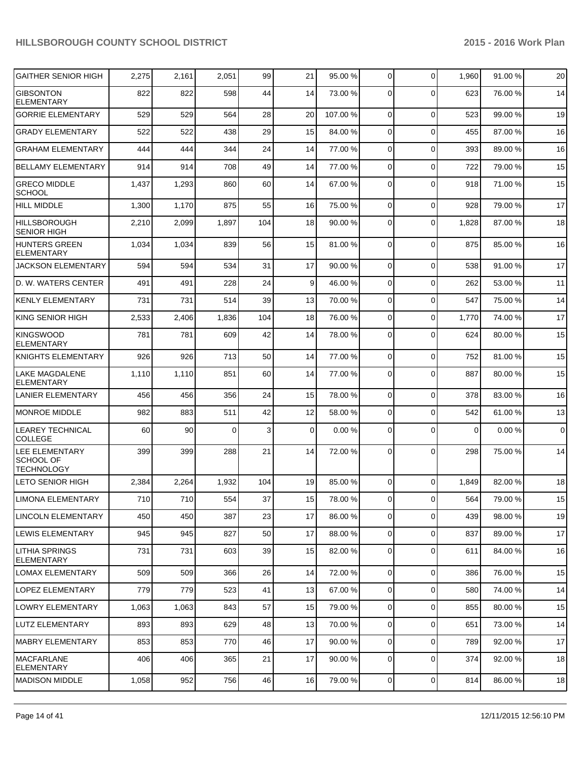| | | | | | | | | | | |
|---|---|---|---|---|---|---|---|---|---|---|
| GAITHER SENIOR HIGH | 2,275 | 2,161 | 2,051 | 99 | 21 | 95.00 % | 0 | 0 | 1,960 | 91.00 % | 20 |
| GIBSONTON ELEMENTARY | 822 | 822 | 598 | 44 | 14 | 73.00 % | 0 | 0 | 623 | 76.00 % | 14 |
| GORRIE ELEMENTARY | 529 | 529 | 564 | 28 | 20 | 107.00 % | 0 | 0 | 523 | 99.00 % | 19 |
| GRADY ELEMENTARY | 522 | 522 | 438 | 29 | 15 | 84.00 % | 0 | 0 | 455 | 87.00 % | 16 |
| GRAHAM ELEMENTARY | 444 | 444 | 344 | 24 | 14 | 77.00 % | 0 | 0 | 393 | 89.00 % | 16 |
| BELLAMY ELEMENTARY | 914 | 914 | 708 | 49 | 14 | 77.00 % | 0 | 0 | 722 | 79.00 % | 15 |
| GRECO MIDDLE SCHOOL | 1,437 | 1,293 | 860 | 60 | 14 | 67.00 % | 0 | 0 | 918 | 71.00 % | 15 |
| HILL MIDDLE | 1,300 | 1,170 | 875 | 55 | 16 | 75.00 % | 0 | 0 | 928 | 79.00 % | 17 |
| HILLSBOROUGH SENIOR HIGH | 2,210 | 2,099 | 1,897 | 104 | 18 | 90.00 % | 0 | 0 | 1,828 | 87.00 % | 18 |
| HUNTERS GREEN ELEMENTARY | 1,034 | 1,034 | 839 | 56 | 15 | 81.00 % | 0 | 0 | 875 | 85.00 % | 16 |
| JACKSON ELEMENTARY | 594 | 594 | 534 | 31 | 17 | 90.00 % | 0 | 0 | 538 | 91.00 % | 17 |
| D. W. WATERS CENTER | 491 | 491 | 228 | 24 | 9 | 46.00 % | 0 | 0 | 262 | 53.00 % | 11 |
| KENLY ELEMENTARY | 731 | 731 | 514 | 39 | 13 | 70.00 % | 0 | 0 | 547 | 75.00 % | 14 |
| KING SENIOR HIGH | 2,533 | 2,406 | 1,836 | 104 | 18 | 76.00 % | 0 | 0 | 1,770 | 74.00 % | 17 |
| KINGSWOOD ELEMENTARY | 781 | 781 | 609 | 42 | 14 | 78.00 % | 0 | 0 | 624 | 80.00 % | 15 |
| KNIGHTS ELEMENTARY | 926 | 926 | 713 | 50 | 14 | 77.00 % | 0 | 0 | 752 | 81.00 % | 15 |
| LAKE MAGDALENE ELEMENTARY | 1,110 | 1,110 | 851 | 60 | 14 | 77.00 % | 0 | 0 | 887 | 80.00 % | 15 |
| LANIER ELEMENTARY | 456 | 456 | 356 | 24 | 15 | 78.00 % | 0 | 0 | 378 | 83.00 % | 16 |
| MONROE MIDDLE | 982 | 883 | 511 | 42 | 12 | 58.00 % | 0 | 0 | 542 | 61.00 % | 13 |
| LEAREY TECHNICAL COLLEGE | 60 | 90 | 0 | 3 | 0 | 0.00 % | 0 | 0 | 0 | 0.00 % | 0 |
| LEE ELEMENTARY SCHOOL OF TECHNOLOGY | 399 | 399 | 288 | 21 | 14 | 72.00 % | 0 | 0 | 298 | 75.00 % | 14 |
| LETO SENIOR HIGH | 2,384 | 2,264 | 1,932 | 104 | 19 | 85.00 % | 0 | 0 | 1,849 | 82.00 % | 18 |
| LIMONA ELEMENTARY | 710 | 710 | 554 | 37 | 15 | 78.00 % | 0 | 0 | 564 | 79.00 % | 15 |
| LINCOLN ELEMENTARY | 450 | 450 | 387 | 23 | 17 | 86.00 % | 0 | 0 | 439 | 98.00 % | 19 |
| LEWIS ELEMENTARY | 945 | 945 | 827 | 50 | 17 | 88.00 % | 0 | 0 | 837 | 89.00 % | 17 |
| LITHIA SPRINGS ELEMENTARY | 731 | 731 | 603 | 39 | 15 | 82.00 % | 0 | 0 | 611 | 84.00 % | 16 |
| LOMAX ELEMENTARY | 509 | 509 | 366 | 26 | 14 | 72.00 % | 0 | 0 | 386 | 76.00 % | 15 |
| LOPEZ ELEMENTARY | 779 | 779 | 523 | 41 | 13 | 67.00 % | 0 | 0 | 580 | 74.00 % | 14 |
| LOWRY ELEMENTARY | 1,063 | 1,063 | 843 | 57 | 15 | 79.00 % | 0 | 0 | 855 | 80.00 % | 15 |
| LUTZ ELEMENTARY | 893 | 893 | 629 | 48 | 13 | 70.00 % | 0 | 0 | 651 | 73.00 % | 14 |
| MABRY ELEMENTARY | 853 | 853 | 770 | 46 | 17 | 90.00 % | 0 | 0 | 789 | 92.00 % | 17 |
| MACFARLANE ELEMENTARY | 406 | 406 | 365 | 21 | 17 | 90.00 % | 0 | 0 | 374 | 92.00 % | 18 |
| MADISON MIDDLE | 1,058 | 952 | 756 | 46 | 16 | 79.00 % | 0 | 0 | 814 | 86.00 % | 18 |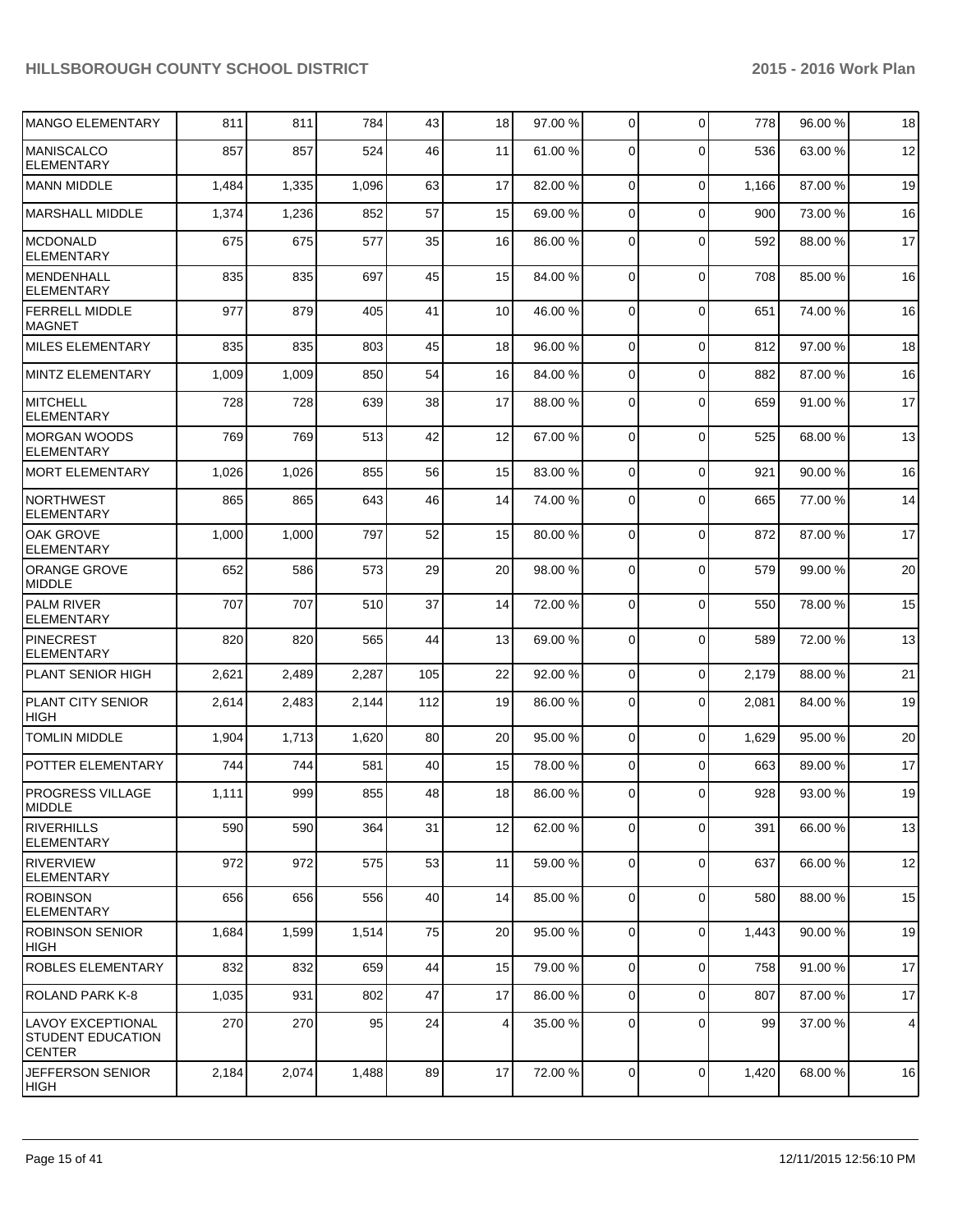| | | | | | | | | | | |
|---|---|---|---|---|---|---|---|---|---|---|
| MANGO ELEMENTARY | 811 | 811 | 784 | 43 | 18 | 97.00 % | 0 | 0 | 778 | 96.00 % | 18 |
| MANISCALCO ELEMENTARY | 857 | 857 | 524 | 46 | 11 | 61.00 % | 0 | 0 | 536 | 63.00 % | 12 |
| MANN MIDDLE | 1,484 | 1,335 | 1,096 | 63 | 17 | 82.00 % | 0 | 0 | 1,166 | 87.00 % | 19 |
| MARSHALL MIDDLE | 1,374 | 1,236 | 852 | 57 | 15 | 69.00 % | 0 | 0 | 900 | 73.00 % | 16 |
| MCDONALD ELEMENTARY | 675 | 675 | 577 | 35 | 16 | 86.00 % | 0 | 0 | 592 | 88.00 % | 17 |
| MENDENHALL ELEMENTARY | 835 | 835 | 697 | 45 | 15 | 84.00 % | 0 | 0 | 708 | 85.00 % | 16 |
| FERRELL MIDDLE MAGNET | 977 | 879 | 405 | 41 | 10 | 46.00 % | 0 | 0 | 651 | 74.00 % | 16 |
| MILES ELEMENTARY | 835 | 835 | 803 | 45 | 18 | 96.00 % | 0 | 0 | 812 | 97.00 % | 18 |
| MINTZ ELEMENTARY | 1,009 | 1,009 | 850 | 54 | 16 | 84.00 % | 0 | 0 | 882 | 87.00 % | 16 |
| MITCHELL ELEMENTARY | 728 | 728 | 639 | 38 | 17 | 88.00 % | 0 | 0 | 659 | 91.00 % | 17 |
| MORGAN WOODS ELEMENTARY | 769 | 769 | 513 | 42 | 12 | 67.00 % | 0 | 0 | 525 | 68.00 % | 13 |
| MORT ELEMENTARY | 1,026 | 1,026 | 855 | 56 | 15 | 83.00 % | 0 | 0 | 921 | 90.00 % | 16 |
| NORTHWEST ELEMENTARY | 865 | 865 | 643 | 46 | 14 | 74.00 % | 0 | 0 | 665 | 77.00 % | 14 |
| OAK GROVE ELEMENTARY | 1,000 | 1,000 | 797 | 52 | 15 | 80.00 % | 0 | 0 | 872 | 87.00 % | 17 |
| ORANGE GROVE MIDDLE | 652 | 586 | 573 | 29 | 20 | 98.00 % | 0 | 0 | 579 | 99.00 % | 20 |
| PALM RIVER ELEMENTARY | 707 | 707 | 510 | 37 | 14 | 72.00 % | 0 | 0 | 550 | 78.00 % | 15 |
| PINECREST ELEMENTARY | 820 | 820 | 565 | 44 | 13 | 69.00 % | 0 | 0 | 589 | 72.00 % | 13 |
| PLANT SENIOR HIGH | 2,621 | 2,489 | 2,287 | 105 | 22 | 92.00 % | 0 | 0 | 2,179 | 88.00 % | 21 |
| PLANT CITY SENIOR HIGH | 2,614 | 2,483 | 2,144 | 112 | 19 | 86.00 % | 0 | 0 | 2,081 | 84.00 % | 19 |
| TOMLIN MIDDLE | 1,904 | 1,713 | 1,620 | 80 | 20 | 95.00 % | 0 | 0 | 1,629 | 95.00 % | 20 |
| POTTER ELEMENTARY | 744 | 744 | 581 | 40 | 15 | 78.00 % | 0 | 0 | 663 | 89.00 % | 17 |
| PROGRESS VILLAGE MIDDLE | 1,111 | 999 | 855 | 48 | 18 | 86.00 % | 0 | 0 | 928 | 93.00 % | 19 |
| RIVERHILLS ELEMENTARY | 590 | 590 | 364 | 31 | 12 | 62.00 % | 0 | 0 | 391 | 66.00 % | 13 |
| RIVERVIEW ELEMENTARY | 972 | 972 | 575 | 53 | 11 | 59.00 % | 0 | 0 | 637 | 66.00 % | 12 |
| ROBINSON ELEMENTARY | 656 | 656 | 556 | 40 | 14 | 85.00 % | 0 | 0 | 580 | 88.00 % | 15 |
| ROBINSON SENIOR HIGH | 1,684 | 1,599 | 1,514 | 75 | 20 | 95.00 % | 0 | 0 | 1,443 | 90.00 % | 19 |
| ROBLES ELEMENTARY | 832 | 832 | 659 | 44 | 15 | 79.00 % | 0 | 0 | 758 | 91.00 % | 17 |
| ROLAND PARK K-8 | 1,035 | 931 | 802 | 47 | 17 | 86.00 % | 0 | 0 | 807 | 87.00 % | 17 |
| LAVOY EXCEPTIONAL STUDENT EDUCATION CENTER | 270 | 270 | 95 | 24 | 4 | 35.00 % | 0 | 0 | 99 | 37.00 % | 4 |
| JEFFERSON SENIOR HIGH | 2,184 | 2,074 | 1,488 | 89 | 17 | 72.00 % | 0 | 0 | 1,420 | 68.00 % | 16 |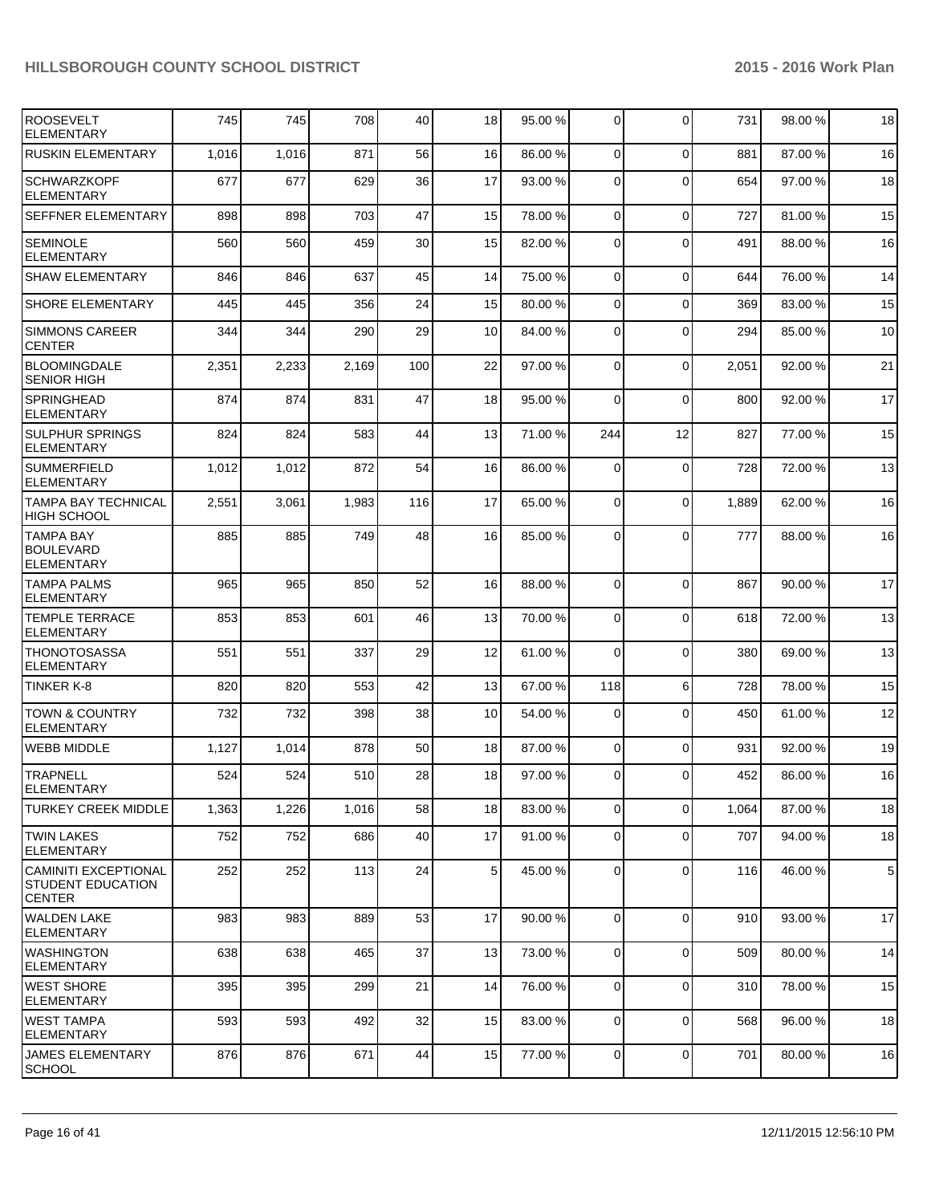| | | | | | | | | | | |
|---|---|---|---|---|---|---|---|---|---|---|
| ROOSEVELT ELEMENTARY | 745 | 745 | 708 | 40 | 18 | 95.00 % | 0 | 0 | 731 | 98.00 % | 18 |
| RUSKIN ELEMENTARY | 1,016 | 1,016 | 871 | 56 | 16 | 86.00 % | 0 | 0 | 881 | 87.00 % | 16 |
| SCHWARZKOPF ELEMENTARY | 677 | 677 | 629 | 36 | 17 | 93.00 % | 0 | 0 | 654 | 97.00 % | 18 |
| SEFFNER ELEMENTARY | 898 | 898 | 703 | 47 | 15 | 78.00 % | 0 | 0 | 727 | 81.00 % | 15 |
| SEMINOLE ELEMENTARY | 560 | 560 | 459 | 30 | 15 | 82.00 % | 0 | 0 | 491 | 88.00 % | 16 |
| SHAW ELEMENTARY | 846 | 846 | 637 | 45 | 14 | 75.00 % | 0 | 0 | 644 | 76.00 % | 14 |
| SHORE ELEMENTARY | 445 | 445 | 356 | 24 | 15 | 80.00 % | 0 | 0 | 369 | 83.00 % | 15 |
| SIMMONS CAREER CENTER | 344 | 344 | 290 | 29 | 10 | 84.00 % | 0 | 0 | 294 | 85.00 % | 10 |
| BLOOMINGDALE SENIOR HIGH | 2,351 | 2,233 | 2,169 | 100 | 22 | 97.00 % | 0 | 0 | 2,051 | 92.00 % | 21 |
| SPRINGHEAD ELEMENTARY | 874 | 874 | 831 | 47 | 18 | 95.00 % | 0 | 0 | 800 | 92.00 % | 17 |
| SULPHUR SPRINGS ELEMENTARY | 824 | 824 | 583 | 44 | 13 | 71.00 % | 244 | 12 | 827 | 77.00 % | 15 |
| SUMMERFIELD ELEMENTARY | 1,012 | 1,012 | 872 | 54 | 16 | 86.00 % | 0 | 0 | 728 | 72.00 % | 13 |
| TAMPA BAY TECHNICAL HIGH SCHOOL | 2,551 | 3,061 | 1,983 | 116 | 17 | 65.00 % | 0 | 0 | 1,889 | 62.00 % | 16 |
| TAMPA BAY BOULEVARD ELEMENTARY | 885 | 885 | 749 | 48 | 16 | 85.00 % | 0 | 0 | 777 | 88.00 % | 16 |
| TAMPA PALMS ELEMENTARY | 965 | 965 | 850 | 52 | 16 | 88.00 % | 0 | 0 | 867 | 90.00 % | 17 |
| TEMPLE TERRACE ELEMENTARY | 853 | 853 | 601 | 46 | 13 | 70.00 % | 0 | 0 | 618 | 72.00 % | 13 |
| THONOTOSASSA ELEMENTARY | 551 | 551 | 337 | 29 | 12 | 61.00 % | 0 | 0 | 380 | 69.00 % | 13 |
| TINKER K-8 | 820 | 820 | 553 | 42 | 13 | 67.00 % | 118 | 6 | 728 | 78.00 % | 15 |
| TOWN & COUNTRY ELEMENTARY | 732 | 732 | 398 | 38 | 10 | 54.00 % | 0 | 0 | 450 | 61.00 % | 12 |
| WEBB MIDDLE | 1,127 | 1,014 | 878 | 50 | 18 | 87.00 % | 0 | 0 | 931 | 92.00 % | 19 |
| TRAPNELL ELEMENTARY | 524 | 524 | 510 | 28 | 18 | 97.00 % | 0 | 0 | 452 | 86.00 % | 16 |
| TURKEY CREEK MIDDLE | 1,363 | 1,226 | 1,016 | 58 | 18 | 83.00 % | 0 | 0 | 1,064 | 87.00 % | 18 |
| TWIN LAKES ELEMENTARY | 752 | 752 | 686 | 40 | 17 | 91.00 % | 0 | 0 | 707 | 94.00 % | 18 |
| CAMINITI EXCEPTIONAL STUDENT EDUCATION CENTER | 252 | 252 | 113 | 24 | 5 | 45.00 % | 0 | 0 | 116 | 46.00 % | 5 |
| WALDEN LAKE ELEMENTARY | 983 | 983 | 889 | 53 | 17 | 90.00 % | 0 | 0 | 910 | 93.00 % | 17 |
| WASHINGTON ELEMENTARY | 638 | 638 | 465 | 37 | 13 | 73.00 % | 0 | 0 | 509 | 80.00 % | 14 |
| WEST SHORE ELEMENTARY | 395 | 395 | 299 | 21 | 14 | 76.00 % | 0 | 0 | 310 | 78.00 % | 15 |
| WEST TAMPA ELEMENTARY | 593 | 593 | 492 | 32 | 15 | 83.00 % | 0 | 0 | 568 | 96.00 % | 18 |
| JAMES ELEMENTARY SCHOOL | 876 | 876 | 671 | 44 | 15 | 77.00 % | 0 | 0 | 701 | 80.00 % | 16 |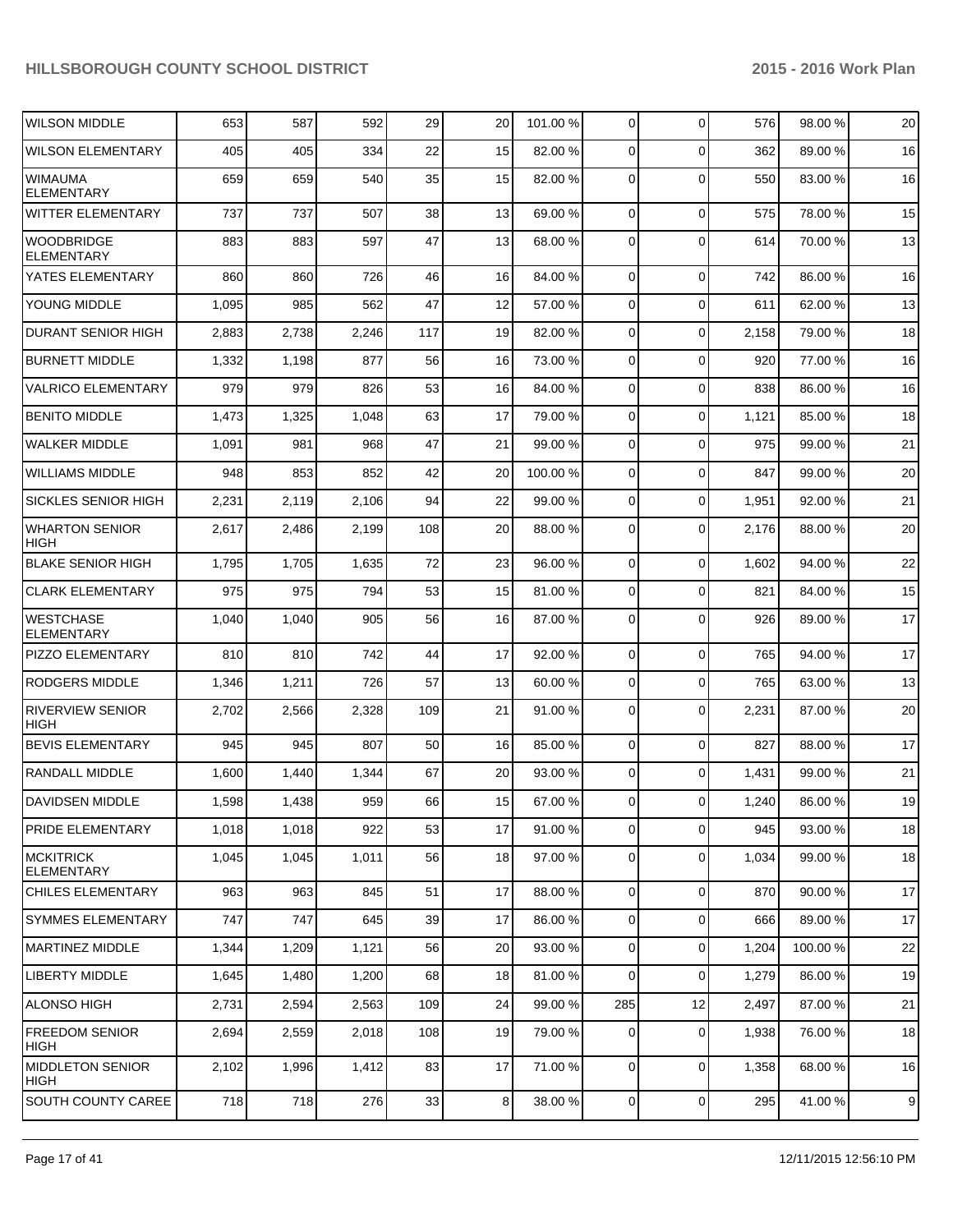| | | | | | | | | | | |
|---|---|---|---|---|---|---|---|---|---|---|
| WILSON MIDDLE | 653 | 587 | 592 | 29 | 20 | 101.00 % | 0 | 0 | 576 | 98.00 % | 20 |
| WILSON ELEMENTARY | 405 | 405 | 334 | 22 | 15 | 82.00 % | 0 | 0 | 362 | 89.00 % | 16 |
| WIMAUMA ELEMENTARY | 659 | 659 | 540 | 35 | 15 | 82.00 % | 0 | 0 | 550 | 83.00 % | 16 |
| WITTER ELEMENTARY | 737 | 737 | 507 | 38 | 13 | 69.00 % | 0 | 0 | 575 | 78.00 % | 15 |
| WOODBRIDGE ELEMENTARY | 883 | 883 | 597 | 47 | 13 | 68.00 % | 0 | 0 | 614 | 70.00 % | 13 |
| YATES ELEMENTARY | 860 | 860 | 726 | 46 | 16 | 84.00 % | 0 | 0 | 742 | 86.00 % | 16 |
| YOUNG MIDDLE | 1,095 | 985 | 562 | 47 | 12 | 57.00 % | 0 | 0 | 611 | 62.00 % | 13 |
| DURANT SENIOR HIGH | 2,883 | 2,738 | 2,246 | 117 | 19 | 82.00 % | 0 | 0 | 2,158 | 79.00 % | 18 |
| BURNETT MIDDLE | 1,332 | 1,198 | 877 | 56 | 16 | 73.00 % | 0 | 0 | 920 | 77.00 % | 16 |
| VALRICO ELEMENTARY | 979 | 979 | 826 | 53 | 16 | 84.00 % | 0 | 0 | 838 | 86.00 % | 16 |
| BENITO MIDDLE | 1,473 | 1,325 | 1,048 | 63 | 17 | 79.00 % | 0 | 0 | 1,121 | 85.00 % | 18 |
| WALKER MIDDLE | 1,091 | 981 | 968 | 47 | 21 | 99.00 % | 0 | 0 | 975 | 99.00 % | 21 |
| WILLIAMS MIDDLE | 948 | 853 | 852 | 42 | 20 | 100.00 % | 0 | 0 | 847 | 99.00 % | 20 |
| SICKLES SENIOR HIGH | 2,231 | 2,119 | 2,106 | 94 | 22 | 99.00 % | 0 | 0 | 1,951 | 92.00 % | 21 |
| WHARTON SENIOR HIGH | 2,617 | 2,486 | 2,199 | 108 | 20 | 88.00 % | 0 | 0 | 2,176 | 88.00 % | 20 |
| BLAKE SENIOR HIGH | 1,795 | 1,705 | 1,635 | 72 | 23 | 96.00 % | 0 | 0 | 1,602 | 94.00 % | 22 |
| CLARK ELEMENTARY | 975 | 975 | 794 | 53 | 15 | 81.00 % | 0 | 0 | 821 | 84.00 % | 15 |
| WESTCHASE ELEMENTARY | 1,040 | 1,040 | 905 | 56 | 16 | 87.00 % | 0 | 0 | 926 | 89.00 % | 17 |
| PIZZO ELEMENTARY | 810 | 810 | 742 | 44 | 17 | 92.00 % | 0 | 0 | 765 | 94.00 % | 17 |
| RODGERS MIDDLE | 1,346 | 1,211 | 726 | 57 | 13 | 60.00 % | 0 | 0 | 765 | 63.00 % | 13 |
| RIVERVIEW SENIOR HIGH | 2,702 | 2,566 | 2,328 | 109 | 21 | 91.00 % | 0 | 0 | 2,231 | 87.00 % | 20 |
| BEVIS ELEMENTARY | 945 | 945 | 807 | 50 | 16 | 85.00 % | 0 | 0 | 827 | 88.00 % | 17 |
| RANDALL MIDDLE | 1,600 | 1,440 | 1,344 | 67 | 20 | 93.00 % | 0 | 0 | 1,431 | 99.00 % | 21 |
| DAVIDSEN MIDDLE | 1,598 | 1,438 | 959 | 66 | 15 | 67.00 % | 0 | 0 | 1,240 | 86.00 % | 19 |
| PRIDE ELEMENTARY | 1,018 | 1,018 | 922 | 53 | 17 | 91.00 % | 0 | 0 | 945 | 93.00 % | 18 |
| MCKITRICK ELEMENTARY | 1,045 | 1,045 | 1,011 | 56 | 18 | 97.00 % | 0 | 0 | 1,034 | 99.00 % | 18 |
| CHILES ELEMENTARY | 963 | 963 | 845 | 51 | 17 | 88.00 % | 0 | 0 | 870 | 90.00 % | 17 |
| SYMMES ELEMENTARY | 747 | 747 | 645 | 39 | 17 | 86.00 % | 0 | 0 | 666 | 89.00 % | 17 |
| MARTINEZ MIDDLE | 1,344 | 1,209 | 1,121 | 56 | 20 | 93.00 % | 0 | 0 | 1,204 | 100.00 % | 22 |
| LIBERTY MIDDLE | 1,645 | 1,480 | 1,200 | 68 | 18 | 81.00 % | 0 | 0 | 1,279 | 86.00 % | 19 |
| ALONSO HIGH | 2,731 | 2,594 | 2,563 | 109 | 24 | 99.00 % | 285 | 12 | 2,497 | 87.00 % | 21 |
| FREEDOM SENIOR HIGH | 2,694 | 2,559 | 2,018 | 108 | 19 | 79.00 % | 0 | 0 | 1,938 | 76.00 % | 18 |
| MIDDLETON SENIOR HIGH | 2,102 | 1,996 | 1,412 | 83 | 17 | 71.00 % | 0 | 0 | 1,358 | 68.00 % | 16 |
| SOUTH COUNTY CAREE | 718 | 718 | 276 | 33 | 8 | 38.00 % | 0 | 0 | 295 | 41.00 % | 9 |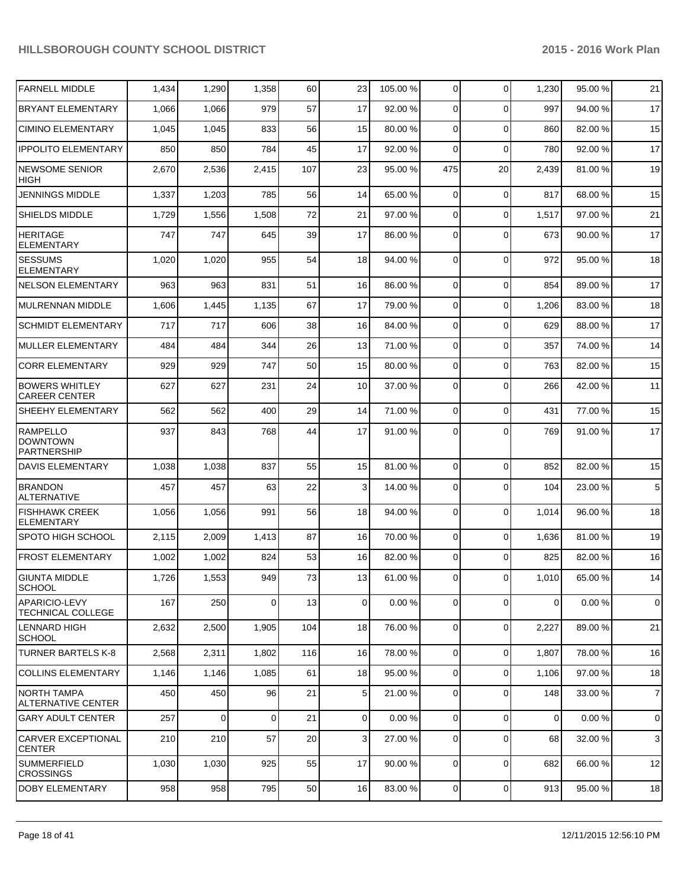| | | | | | | | | | | |
|---|---|---|---|---|---|---|---|---|---|---|
| FARNELL MIDDLE | 1,434 | 1,290 | 1,358 | 60 | 23 | 105.00 % | 0 | 0 | 1,230 | 95.00 % | 21 |
| BRYANT ELEMENTARY | 1,066 | 1,066 | 979 | 57 | 17 | 92.00 % | 0 | 0 | 997 | 94.00 % | 17 |
| CIMINO ELEMENTARY | 1,045 | 1,045 | 833 | 56 | 15 | 80.00 % | 0 | 0 | 860 | 82.00 % | 15 |
| IPPOLITO ELEMENTARY | 850 | 850 | 784 | 45 | 17 | 92.00 % | 0 | 0 | 780 | 92.00 % | 17 |
| NEWSOME SENIOR HIGH | 2,670 | 2,536 | 2,415 | 107 | 23 | 95.00 % | 475 | 20 | 2,439 | 81.00 % | 19 |
| JENNINGS MIDDLE | 1,337 | 1,203 | 785 | 56 | 14 | 65.00 % | 0 | 0 | 817 | 68.00 % | 15 |
| SHIELDS MIDDLE | 1,729 | 1,556 | 1,508 | 72 | 21 | 97.00 % | 0 | 0 | 1,517 | 97.00 % | 21 |
| HERITAGE ELEMENTARY | 747 | 747 | 645 | 39 | 17 | 86.00 % | 0 | 0 | 673 | 90.00 % | 17 |
| SESSUMS ELEMENTARY | 1,020 | 1,020 | 955 | 54 | 18 | 94.00 % | 0 | 0 | 972 | 95.00 % | 18 |
| NELSON ELEMENTARY | 963 | 963 | 831 | 51 | 16 | 86.00 % | 0 | 0 | 854 | 89.00 % | 17 |
| MULRENNAN MIDDLE | 1,606 | 1,445 | 1,135 | 67 | 17 | 79.00 % | 0 | 0 | 1,206 | 83.00 % | 18 |
| SCHMIDT ELEMENTARY | 717 | 717 | 606 | 38 | 16 | 84.00 % | 0 | 0 | 629 | 88.00 % | 17 |
| MULLER ELEMENTARY | 484 | 484 | 344 | 26 | 13 | 71.00 % | 0 | 0 | 357 | 74.00 % | 14 |
| CORR ELEMENTARY | 929 | 929 | 747 | 50 | 15 | 80.00 % | 0 | 0 | 763 | 82.00 % | 15 |
| BOWERS WHITLEY CAREER CENTER | 627 | 627 | 231 | 24 | 10 | 37.00 % | 0 | 0 | 266 | 42.00 % | 11 |
| SHEEHY ELEMENTARY | 562 | 562 | 400 | 29 | 14 | 71.00 % | 0 | 0 | 431 | 77.00 % | 15 |
| RAMPELLO DOWNTOWN PARTNERSHIP | 937 | 843 | 768 | 44 | 17 | 91.00 % | 0 | 0 | 769 | 91.00 % | 17 |
| DAVIS ELEMENTARY | 1,038 | 1,038 | 837 | 55 | 15 | 81.00 % | 0 | 0 | 852 | 82.00 % | 15 |
| BRANDON ALTERNATIVE | 457 | 457 | 63 | 22 | 3 | 14.00 % | 0 | 0 | 104 | 23.00 % | 5 |
| FISHHAWK CREEK ELEMENTARY | 1,056 | 1,056 | 991 | 56 | 18 | 94.00 % | 0 | 0 | 1,014 | 96.00 % | 18 |
| SPOTO HIGH SCHOOL | 2,115 | 2,009 | 1,413 | 87 | 16 | 70.00 % | 0 | 0 | 1,636 | 81.00 % | 19 |
| FROST ELEMENTARY | 1,002 | 1,002 | 824 | 53 | 16 | 82.00 % | 0 | 0 | 825 | 82.00 % | 16 |
| GIUNTA MIDDLE SCHOOL | 1,726 | 1,553 | 949 | 73 | 13 | 61.00 % | 0 | 0 | 1,010 | 65.00 % | 14 |
| APARICIO-LEVY TECHNICAL COLLEGE | 167 | 250 | 0 | 13 | 0 | 0.00 % | 0 | 0 | 0 | 0.00 % | 0 |
| LENNARD HIGH SCHOOL | 2,632 | 2,500 | 1,905 | 104 | 18 | 76.00 % | 0 | 0 | 2,227 | 89.00 % | 21 |
| TURNER BARTELS K-8 | 2,568 | 2,311 | 1,802 | 116 | 16 | 78.00 % | 0 | 0 | 1,807 | 78.00 % | 16 |
| COLLINS ELEMENTARY | 1,146 | 1,146 | 1,085 | 61 | 18 | 95.00 % | 0 | 0 | 1,106 | 97.00 % | 18 |
| NORTH TAMPA ALTERNATIVE CENTER | 450 | 450 | 96 | 21 | 5 | 21.00 % | 0 | 0 | 148 | 33.00 % | 7 |
| GARY ADULT CENTER | 257 | 0 | 0 | 21 | 0 | 0.00 % | 0 | 0 | 0 | 0.00 % | 0 |
| CARVER EXCEPTIONAL CENTER | 210 | 210 | 57 | 20 | 3 | 27.00 % | 0 | 0 | 68 | 32.00 % | 3 |
| SUMMERFIELD CROSSINGS | 1,030 | 1,030 | 925 | 55 | 17 | 90.00 % | 0 | 0 | 682 | 66.00 % | 12 |
| DOBY ELEMENTARY | 958 | 958 | 795 | 50 | 16 | 83.00 % | 0 | 0 | 913 | 95.00 % | 18 |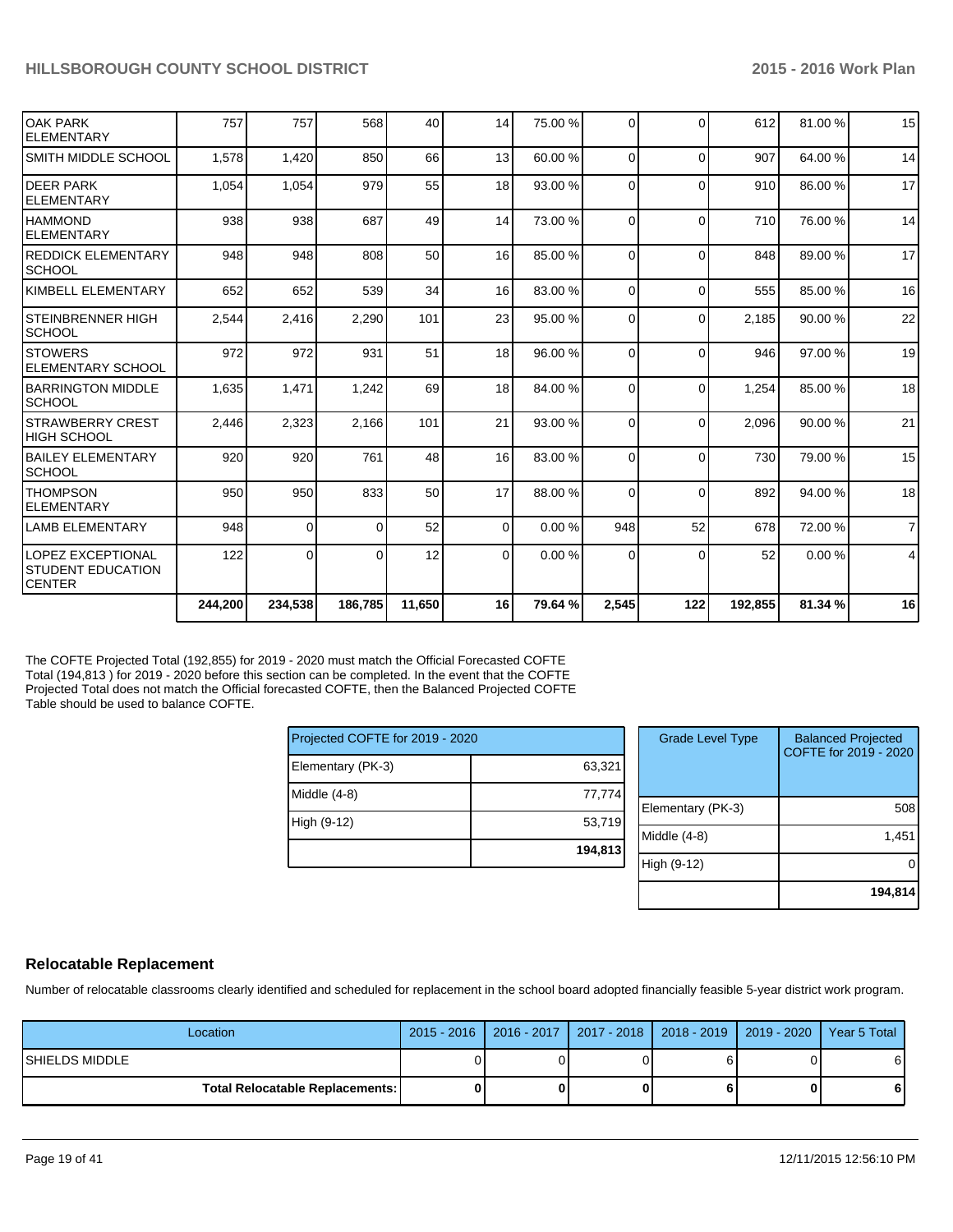| | | | | | | | | | | | |
|---|---|---|---|---|---|---|---|---|---|---|---|
| OAK PARK ELEMENTARY | 757 | 757 | 568 | 40 | 14 | 75.00 % | 0 | 0 | 612 | 81.00 % | 15 |
| SMITH MIDDLE SCHOOL | 1,578 | 1,420 | 850 | 66 | 13 | 60.00 % | 0 | 0 | 907 | 64.00 % | 14 |
| DEER PARK ELEMENTARY | 1,054 | 1,054 | 979 | 55 | 18 | 93.00 % | 0 | 0 | 910 | 86.00 % | 17 |
| HAMMOND ELEMENTARY | 938 | 938 | 687 | 49 | 14 | 73.00 % | 0 | 0 | 710 | 76.00 % | 14 |
| REDDICK ELEMENTARY SCHOOL | 948 | 948 | 808 | 50 | 16 | 85.00 % | 0 | 0 | 848 | 89.00 % | 17 |
| KIMBELL ELEMENTARY | 652 | 652 | 539 | 34 | 16 | 83.00 % | 0 | 0 | 555 | 85.00 % | 16 |
| STEINBRENNER HIGH SCHOOL | 2,544 | 2,416 | 2,290 | 101 | 23 | 95.00 % | 0 | 0 | 2,185 | 90.00 % | 22 |
| STOWERS ELEMENTARY SCHOOL | 972 | 972 | 931 | 51 | 18 | 96.00 % | 0 | 0 | 946 | 97.00 % | 19 |
| BARRINGTON MIDDLE SCHOOL | 1,635 | 1,471 | 1,242 | 69 | 18 | 84.00 % | 0 | 0 | 1,254 | 85.00 % | 18 |
| STRAWBERRY CREST HIGH SCHOOL | 2,446 | 2,323 | 2,166 | 101 | 21 | 93.00 % | 0 | 0 | 2,096 | 90.00 % | 21 |
| BAILEY ELEMENTARY SCHOOL | 920 | 920 | 761 | 48 | 16 | 83.00 % | 0 | 0 | 730 | 79.00 % | 15 |
| THOMPSON ELEMENTARY | 950 | 950 | 833 | 50 | 17 | 88.00 % | 0 | 0 | 892 | 94.00 % | 18 |
| LAMB ELEMENTARY | 948 | 0 | 0 | 52 | 0 | 0.00 % | 948 | 52 | 678 | 72.00 % | 7 |
| LOPEZ EXCEPTIONAL STUDENT EDUCATION CENTER | 122 | 0 | 0 | 12 | 0 | 0.00 % | 0 | 0 | 52 | 0.00 % | 4 |
| | **244,200** | **234,538** | **186,785** | **11,650** | **16** | **79.64 %** | **2,545** | **122** | **192,855** | **81.34 %** | **16** |

The COFTE Projected Total (192,855) for 2019 - 2020 must match the Official Forecasted COFTE Total (194,813 ) for 2019 - 2020 before this section can be completed. In the event that the COFTE Projected Total does not match the Official forecasted COFTE, then the Balanced Projected COFTE Table should be used to balance COFTE.

| Projected COFTE for 2019 - 2020 | |
|---|---|
| Elementary (PK-3) | 63,321 |
| Middle (4-8) | 77,774 |
| High (9-12) | 53,719 |
| | **194,813** |

| Grade Level Type | Balanced Projected COFTE for 2019 - 2020 |
|---|---|
| Elementary (PK-3) | 508 |
| Middle (4-8) | 1,451 |
| High (9-12) | 0 |
| | **194,814** |

## Relocatable Replacement

Number of relocatable classrooms clearly identified and scheduled for replacement in the school board adopted financially feasible 5-year district work program.

| Location | 2015 - 2016 | 2016 - 2017 | 2017 - 2018 | 2018 - 2019 | 2019 - 2020 | Year 5 Total |
|---|---|---|---|---|---|---|
| SHIELDS MIDDLE | 0 | 0 | 0 | 6 | 0 | 6 |
| **Total Relocatable Replacements:** | **0** | **0** | **0** | **6** | **0** | **6** |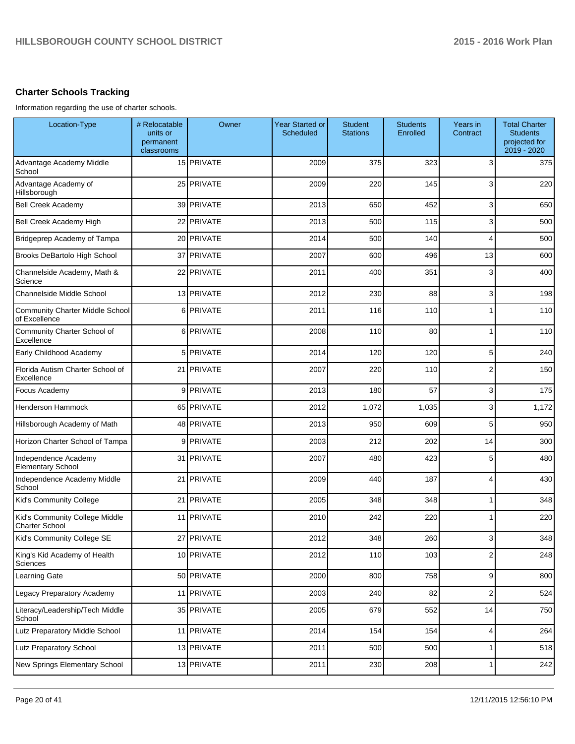## Charter Schools Tracking

Information regarding the use of charter schools.

| Location-Type | # Relocatable units or permanent classrooms | Owner | Year Started or Scheduled | Student Stations | Students Enrolled | Years in Contract | Total Charter Students projected for 2019 - 2020 |
|---|---|---|---|---|---|---|---|
| Advantage Academy Middle School | 15 | PRIVATE | 2009 | 375 | 323 | 3 | 375 |
| Advantage Academy of Hillsborough | 25 | PRIVATE | 2009 | 220 | 145 | 3 | 220 |
| Bell Creek Academy | 39 | PRIVATE | 2013 | 650 | 452 | 3 | 650 |
| Bell Creek Academy High | 22 | PRIVATE | 2013 | 500 | 115 | 3 | 500 |
| Bridgeprep Academy of Tampa | 20 | PRIVATE | 2014 | 500 | 140 | 4 | 500 |
| Brooks DeBartolo High School | 37 | PRIVATE | 2007 | 600 | 496 | 13 | 600 |
| Channelside Academy, Math & Science | 22 | PRIVATE | 2011 | 400 | 351 | 3 | 400 |
| Channelside Middle School | 13 | PRIVATE | 2012 | 230 | 88 | 3 | 198 |
| Community Charter Middle School of Excellence | 6 | PRIVATE | 2011 | 116 | 110 | 1 | 110 |
| Community Charter School of Excellence | 6 | PRIVATE | 2008 | 110 | 80 | 1 | 110 |
| Early Childhood Academy | 5 | PRIVATE | 2014 | 120 | 120 | 5 | 240 |
| Florida Autism Charter School of Excellence | 21 | PRIVATE | 2007 | 220 | 110 | 2 | 150 |
| Focus Academy | 9 | PRIVATE | 2013 | 180 | 57 | 3 | 175 |
| Henderson Hammock | 65 | PRIVATE | 2012 | 1,072 | 1,035 | 3 | 1,172 |
| Hillsborough Academy of Math | 48 | PRIVATE | 2013 | 950 | 609 | 5 | 950 |
| Horizon Charter School of Tampa | 9 | PRIVATE | 2003 | 212 | 202 | 14 | 300 |
| Independence Academy Elementary School | 31 | PRIVATE | 2007 | 480 | 423 | 5 | 480 |
| Independence Academy Middle School | 21 | PRIVATE | 2009 | 440 | 187 | 4 | 430 |
| Kid's Community College | 21 | PRIVATE | 2005 | 348 | 348 | 1 | 348 |
| Kid's Community College Middle Charter School | 11 | PRIVATE | 2010 | 242 | 220 | 1 | 220 |
| Kid's Community College SE | 27 | PRIVATE | 2012 | 348 | 260 | 3 | 348 |
| King's Kid Academy of Health Sciences | 10 | PRIVATE | 2012 | 110 | 103 | 2 | 248 |
| Learning Gate | 50 | PRIVATE | 2000 | 800 | 758 | 9 | 800 |
| Legacy Preparatory Academy | 11 | PRIVATE | 2003 | 240 | 82 | 2 | 524 |
| Literacy/Leadership/Tech Middle School | 35 | PRIVATE | 2005 | 679 | 552 | 14 | 750 |
| Lutz Preparatory Middle School | 11 | PRIVATE | 2014 | 154 | 154 | 4 | 264 |
| Lutz Preparatory School | 13 | PRIVATE | 2011 | 500 | 500 | 1 | 518 |
| New Springs Elementary School | 13 | PRIVATE | 2011 | 230 | 208 | 1 | 242 |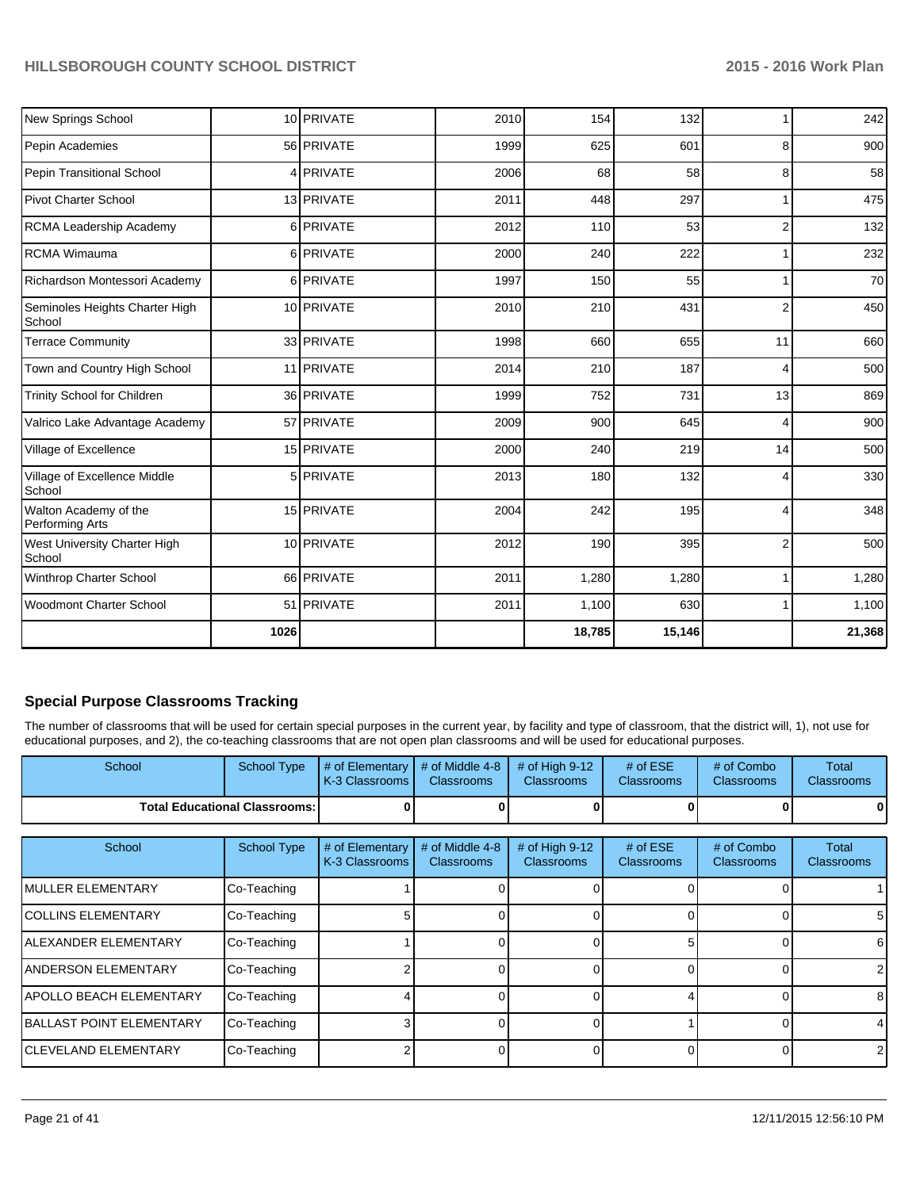| | | | | | | | |
|---|---|---|---|---|---|---|---|
| New Springs School | 10 | PRIVATE | 2010 | 154 | 132 | 1 | 242 |
| Pepin Academies | 56 | PRIVATE | 1999 | 625 | 601 | 8 | 900 |
| Pepin Transitional School | 4 | PRIVATE | 2006 | 68 | 58 | 8 | 58 |
| Pivot Charter School | 13 | PRIVATE | 2011 | 448 | 297 | 1 | 475 |
| RCMA Leadership Academy | 6 | PRIVATE | 2012 | 110 | 53 | 2 | 132 |
| RCMA Wimauma | 6 | PRIVATE | 2000 | 240 | 222 | 1 | 232 |
| Richardson Montessori Academy | 6 | PRIVATE | 1997 | 150 | 55 | 1 | 70 |
| Seminoles Heights Charter High School | 10 | PRIVATE | 2010 | 210 | 431 | 2 | 450 |
| Terrace Community | 33 | PRIVATE | 1998 | 660 | 655 | 11 | 660 |
| Town and Country High School | 11 | PRIVATE | 2014 | 210 | 187 | 4 | 500 |
| Trinity School for Children | 36 | PRIVATE | 1999 | 752 | 731 | 13 | 869 |
| Valrico Lake Advantage Academy | 57 | PRIVATE | 2009 | 900 | 645 | 4 | 900 |
| Village of Excellence | 15 | PRIVATE | 2000 | 240 | 219 | 14 | 500 |
| Village of Excellence Middle School | 5 | PRIVATE | 2013 | 180 | 132 | 4 | 330 |
| Walton Academy of the Performing Arts | 15 | PRIVATE | 2004 | 242 | 195 | 4 | 348 |
| West University Charter High School | 10 | PRIVATE | 2012 | 190 | 395 | 2 | 500 |
| Winthrop Charter School | 66 | PRIVATE | 2011 | 1,280 | 1,280 | 1 | 1,280 |
| Woodmont Charter School | 51 | PRIVATE | 2011 | 1,100 | 630 | 1 | 1,100 |
| | **1026** | | | **18,785** | **15,146** | | **21,368** |

## Special Purpose Classrooms Tracking

The number of classrooms that will be used for certain special purposes in the current year, by facility and type of classroom, that the district will, 1), not use for educational purposes, and 2), the co-teaching classrooms that are not open plan classrooms and will be used for educational purposes.

| School | School Type | # of Elementary K-3 Classrooms | # of Middle 4-8 Classrooms | # of High 9-12 Classrooms | # of ESE Classrooms | # of Combo Classrooms | Total Classrooms |
|---|---|---|---|---|---|---|---|
| **Total Educational Classrooms:** | | **0** | **0** | **0** | **0** | **0** | **0** |

| School | School Type | # of Elementary K-3 Classrooms | # of Middle 4-8 Classrooms | # of High 9-12 Classrooms | # of ESE Classrooms | # of Combo Classrooms | Total Classrooms |
|---|---|---|---|---|---|---|---|
| MULLER ELEMENTARY | Co-Teaching | 1 | 0 | 0 | 0 | 0 | 1 |
| COLLINS ELEMENTARY | Co-Teaching | 5 | 0 | 0 | 0 | 0 | 5 |
| ALEXANDER ELEMENTARY | Co-Teaching | 1 | 0 | 0 | 5 | 0 | 6 |
| ANDERSON ELEMENTARY | Co-Teaching | 2 | 0 | 0 | 0 | 0 | 2 |
| APOLLO BEACH ELEMENTARY | Co-Teaching | 4 | 0 | 0 | 4 | 0 | 8 |
| BALLAST POINT ELEMENTARY | Co-Teaching | 3 | 0 | 0 | 1 | 0 | 4 |
| CLEVELAND ELEMENTARY | Co-Teaching | 2 | 0 | 0 | 0 | 0 | 2 |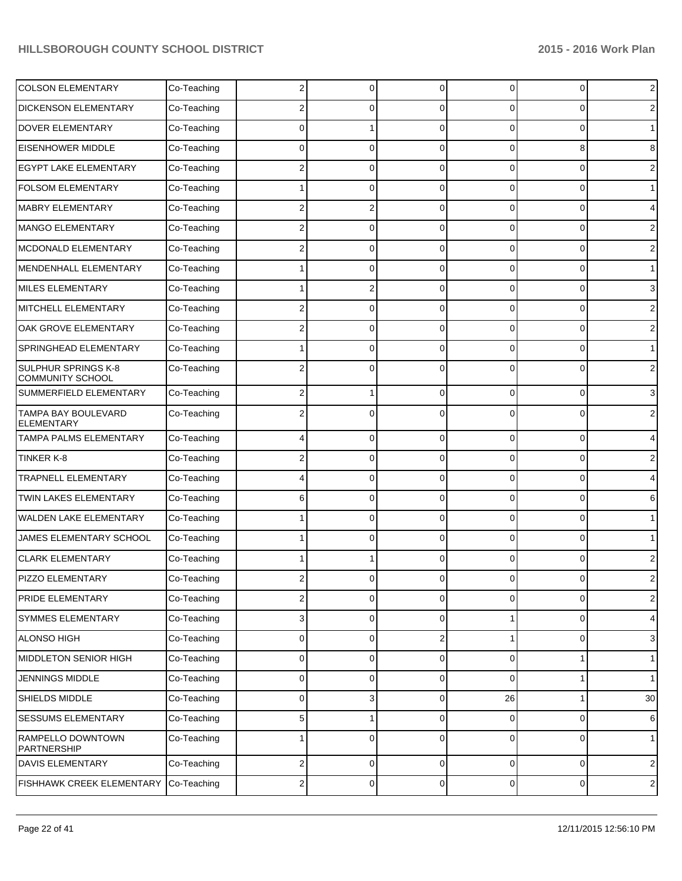| | | | | | | | |
|---|---|---|---|---|---|---|---|
| COLSON ELEMENTARY | Co-Teaching | 2 | 0 | 0 | 0 | 0 | 2 |
| DICKENSON ELEMENTARY | Co-Teaching | 2 | 0 | 0 | 0 | 0 | 2 |
| DOVER ELEMENTARY | Co-Teaching | 0 | 1 | 0 | 0 | 0 | 1 |
| EISENHOWER MIDDLE | Co-Teaching | 0 | 0 | 0 | 0 | 8 | 8 |
| EGYPT LAKE ELEMENTARY | Co-Teaching | 2 | 0 | 0 | 0 | 0 | 2 |
| FOLSOM ELEMENTARY | Co-Teaching | 1 | 0 | 0 | 0 | 0 | 1 |
| MABRY ELEMENTARY | Co-Teaching | 2 | 2 | 0 | 0 | 0 | 4 |
| MANGO ELEMENTARY | Co-Teaching | 2 | 0 | 0 | 0 | 0 | 2 |
| MCDONALD ELEMENTARY | Co-Teaching | 2 | 0 | 0 | 0 | 0 | 2 |
| MENDENHALL ELEMENTARY | Co-Teaching | 1 | 0 | 0 | 0 | 0 | 1 |
| MILES ELEMENTARY | Co-Teaching | 1 | 2 | 0 | 0 | 0 | 3 |
| MITCHELL ELEMENTARY | Co-Teaching | 2 | 0 | 0 | 0 | 0 | 2 |
| OAK GROVE ELEMENTARY | Co-Teaching | 2 | 0 | 0 | 0 | 0 | 2 |
| SPRINGHEAD ELEMENTARY | Co-Teaching | 1 | 0 | 0 | 0 | 0 | 1 |
| SULPHUR SPRINGS K-8 COMMUNITY SCHOOL | Co-Teaching | 2 | 0 | 0 | 0 | 0 | 2 |
| SUMMERFIELD ELEMENTARY | Co-Teaching | 2 | 1 | 0 | 0 | 0 | 3 |
| TAMPA BAY BOULEVARD ELEMENTARY | Co-Teaching | 2 | 0 | 0 | 0 | 0 | 2 |
| TAMPA PALMS ELEMENTARY | Co-Teaching | 4 | 0 | 0 | 0 | 0 | 4 |
| TINKER K-8 | Co-Teaching | 2 | 0 | 0 | 0 | 0 | 2 |
| TRAPNELL ELEMENTARY | Co-Teaching | 4 | 0 | 0 | 0 | 0 | 4 |
| TWIN LAKES ELEMENTARY | Co-Teaching | 6 | 0 | 0 | 0 | 0 | 6 |
| WALDEN LAKE ELEMENTARY | Co-Teaching | 1 | 0 | 0 | 0 | 0 | 1 |
| JAMES ELEMENTARY SCHOOL | Co-Teaching | 1 | 0 | 0 | 0 | 0 | 1 |
| CLARK ELEMENTARY | Co-Teaching | 1 | 1 | 0 | 0 | 0 | 2 |
| PIZZO ELEMENTARY | Co-Teaching | 2 | 0 | 0 | 0 | 0 | 2 |
| PRIDE ELEMENTARY | Co-Teaching | 2 | 0 | 0 | 0 | 0 | 2 |
| SYMMES ELEMENTARY | Co-Teaching | 3 | 0 | 0 | 1 | 0 | 4 |
| ALONSO HIGH | Co-Teaching | 0 | 0 | 2 | 1 | 0 | 3 |
| MIDDLETON SENIOR HIGH | Co-Teaching | 0 | 0 | 0 | 0 | 1 | 1 |
| JENNINGS MIDDLE | Co-Teaching | 0 | 0 | 0 | 0 | 1 | 1 |
| SHIELDS MIDDLE | Co-Teaching | 0 | 3 | 0 | 26 | 1 | 30 |
| SESSUMS ELEMENTARY | Co-Teaching | 5 | 1 | 0 | 0 | 0 | 6 |
| RAMPELLO DOWNTOWN PARTNERSHIP | Co-Teaching | 1 | 0 | 0 | 0 | 0 | 1 |
| DAVIS ELEMENTARY | Co-Teaching | 2 | 0 | 0 | 0 | 0 | 2 |
| FISHHAWK CREEK ELEMENTARY | Co-Teaching | 2 | 0 | 0 | 0 | 0 | 2 |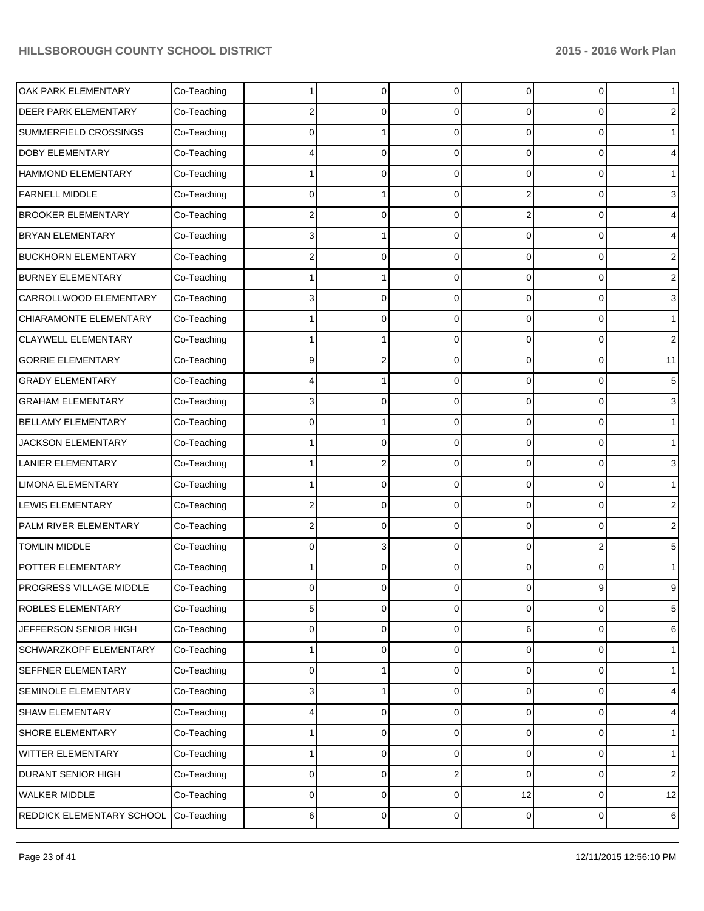| | | | | | | | |
|---|---|---|---|---|---|---|---|
| OAK PARK ELEMENTARY | Co-Teaching | 1 | 0 | 0 | 0 | 0 | 1 |
| DEER PARK ELEMENTARY | Co-Teaching | 2 | 0 | 0 | 0 | 0 | 2 |
| SUMMERFIELD CROSSINGS | Co-Teaching | 0 | 1 | 0 | 0 | 0 | 1 |
| DOBY ELEMENTARY | Co-Teaching | 4 | 0 | 0 | 0 | 0 | 4 |
| HAMMOND ELEMENTARY | Co-Teaching | 1 | 0 | 0 | 0 | 0 | 1 |
| FARNELL MIDDLE | Co-Teaching | 0 | 1 | 0 | 2 | 0 | 3 |
| BROOKER ELEMENTARY | Co-Teaching | 2 | 0 | 0 | 2 | 0 | 4 |
| BRYAN ELEMENTARY | Co-Teaching | 3 | 1 | 0 | 0 | 0 | 4 |
| BUCKHORN ELEMENTARY | Co-Teaching | 2 | 0 | 0 | 0 | 0 | 2 |
| BURNEY ELEMENTARY | Co-Teaching | 1 | 1 | 0 | 0 | 0 | 2 |
| CARROLLWOOD ELEMENTARY | Co-Teaching | 3 | 0 | 0 | 0 | 0 | 3 |
| CHIARAMONTE ELEMENTARY | Co-Teaching | 1 | 0 | 0 | 0 | 0 | 1 |
| CLAYWELL ELEMENTARY | Co-Teaching | 1 | 1 | 0 | 0 | 0 | 2 |
| GORRIE ELEMENTARY | Co-Teaching | 9 | 2 | 0 | 0 | 0 | 11 |
| GRADY ELEMENTARY | Co-Teaching | 4 | 1 | 0 | 0 | 0 | 5 |
| GRAHAM ELEMENTARY | Co-Teaching | 3 | 0 | 0 | 0 | 0 | 3 |
| BELLAMY ELEMENTARY | Co-Teaching | 0 | 1 | 0 | 0 | 0 | 1 |
| JACKSON ELEMENTARY | Co-Teaching | 1 | 0 | 0 | 0 | 0 | 1 |
| LANIER ELEMENTARY | Co-Teaching | 1 | 2 | 0 | 0 | 0 | 3 |
| LIMONA ELEMENTARY | Co-Teaching | 1 | 0 | 0 | 0 | 0 | 1 |
| LEWIS ELEMENTARY | Co-Teaching | 2 | 0 | 0 | 0 | 0 | 2 |
| PALM RIVER ELEMENTARY | Co-Teaching | 2 | 0 | 0 | 0 | 0 | 2 |
| TOMLIN MIDDLE | Co-Teaching | 0 | 3 | 0 | 0 | 2 | 5 |
| POTTER ELEMENTARY | Co-Teaching | 1 | 0 | 0 | 0 | 0 | 1 |
| PROGRESS VILLAGE MIDDLE | Co-Teaching | 0 | 0 | 0 | 0 | 9 | 9 |
| ROBLES ELEMENTARY | Co-Teaching | 5 | 0 | 0 | 0 | 0 | 5 |
| JEFFERSON SENIOR HIGH | Co-Teaching | 0 | 0 | 0 | 6 | 0 | 6 |
| SCHWARZKOPF ELEMENTARY | Co-Teaching | 1 | 0 | 0 | 0 | 0 | 1 |
| SEFFNER ELEMENTARY | Co-Teaching | 0 | 1 | 0 | 0 | 0 | 1 |
| SEMINOLE ELEMENTARY | Co-Teaching | 3 | 1 | 0 | 0 | 0 | 4 |
| SHAW ELEMENTARY | Co-Teaching | 4 | 0 | 0 | 0 | 0 | 4 |
| SHORE ELEMENTARY | Co-Teaching | 1 | 0 | 0 | 0 | 0 | 1 |
| WITTER ELEMENTARY | Co-Teaching | 1 | 0 | 0 | 0 | 0 | 1 |
| DURANT SENIOR HIGH | Co-Teaching | 0 | 0 | 2 | 0 | 0 | 2 |
| WALKER MIDDLE | Co-Teaching | 0 | 0 | 0 | 12 | 0 | 12 |
| REDDICK ELEMENTARY SCHOOL | Co-Teaching | 6 | 0 | 0 | 0 | 0 | 6 |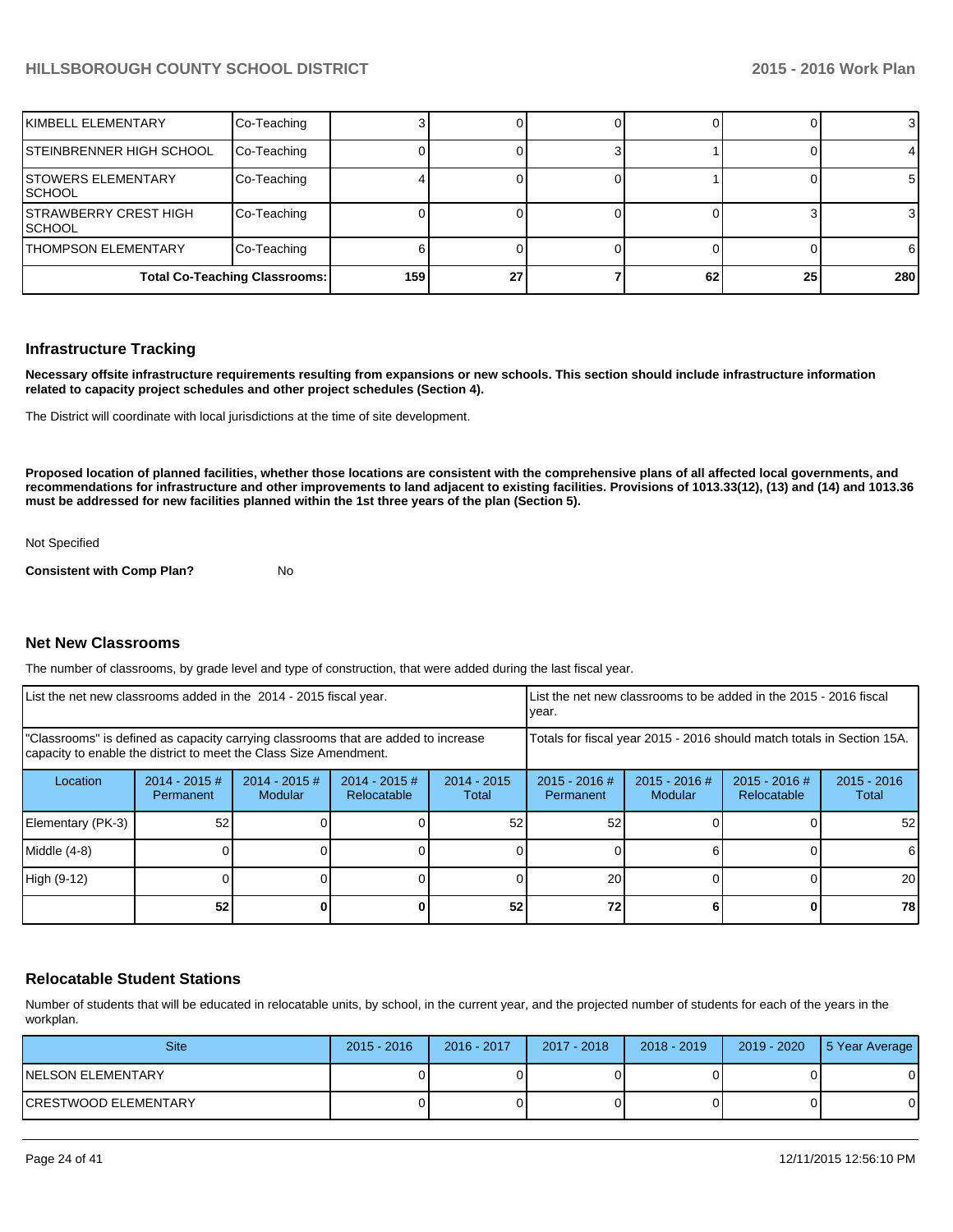| KIMBELL ELEMENTARY | Co-Teaching | 3 | 0 | 0 | 0 | 0 | 3 |
|---|---|---|---|---|---|---|---|
| STEINBRENNER HIGH SCHOOL | Co-Teaching | 0 | 0 | 3 | 1 | 0 | 4 |
| STOWERS ELEMENTARY SCHOOL | Co-Teaching | 4 | 0 | 0 | 1 | 0 | 5 |
| STRAWBERRY CREST HIGH SCHOOL | Co-Teaching | 0 | 0 | 0 | 0 | 3 | 3 |
| THOMPSON ELEMENTARY | Co-Teaching | 6 | 0 | 0 | 0 | 0 | 6 |
| **Total Co-Teaching Classrooms:** | | **159** | **27** | **7** | **62** | **25** | **280** |

## Infrastructure Tracking

**Necessary offsite infrastructure requirements resulting from expansions or new schools. This section should include infrastructure information related to capacity project schedules and other project schedules (Section 4).**

The District will coordinate with local jurisdictions at the time of site development.

**Proposed location of planned facilities, whether those locations are consistent with the comprehensive plans of all affected local governments, and recommendations for infrastructure and other improvements to land adjacent to existing facilities. Provisions of 1013.33(12), (13) and (14) and 1013.36 must be addressed for new facilities planned within the 1st three years of the plan (Section 5).**

Not Specified

**Consistent with Comp Plan?** No

## Net New Classrooms

The number of classrooms, by grade level and type of construction, that were added during the last fiscal year.

| List the net new classrooms added in the 2014 - 2015 fiscal year. | | | | | List the net new classrooms to be added in the 2015 - 2016 fiscal year. | | | |
|---|---|---|---|---|---|---|---|---|
| "Classrooms" is defined as capacity carrying classrooms that are added to increase capacity to enable the district to meet the Class Size Amendment. | | | | | Totals for fiscal year 2015 - 2016 should match totals in Section 15A. | | | |
| Location | 2014 - 2015 # Permanent | 2014 - 2015 # Modular | 2014 - 2015 # Relocatable | 2014 - 2015 Total | 2015 - 2016 # Permanent | 2015 - 2016 # Modular | 2015 - 2016 # Relocatable | 2015 - 2016 Total |
| Elementary (PK-3) | 52 | 0 | 0 | 52 | 52 | 0 | 0 | 52 |
| Middle (4-8) | 0 | 0 | 0 | 0 | 0 | 6 | 0 | 6 |
| High (9-12) | 0 | 0 | 0 | 0 | 20 | 0 | 0 | 20 |
| | **52** | **0** | **0** | **52** | **72** | **6** | **0** | **78** |

## Relocatable Student Stations

Number of students that will be educated in relocatable units, by school, in the current year, and the projected number of students for each of the years in the workplan.

| Site | 2015 - 2016 | 2016 - 2017 | 2017 - 2018 | 2018 - 2019 | 2019 - 2020 | 5 Year Average |
|---|---|---|---|---|---|---|
| NELSON ELEMENTARY | 0 | 0 | 0 | 0 | 0 | 0 |
| CRESTWOOD ELEMENTARY | 0 | 0 | 0 | 0 | 0 | 0 |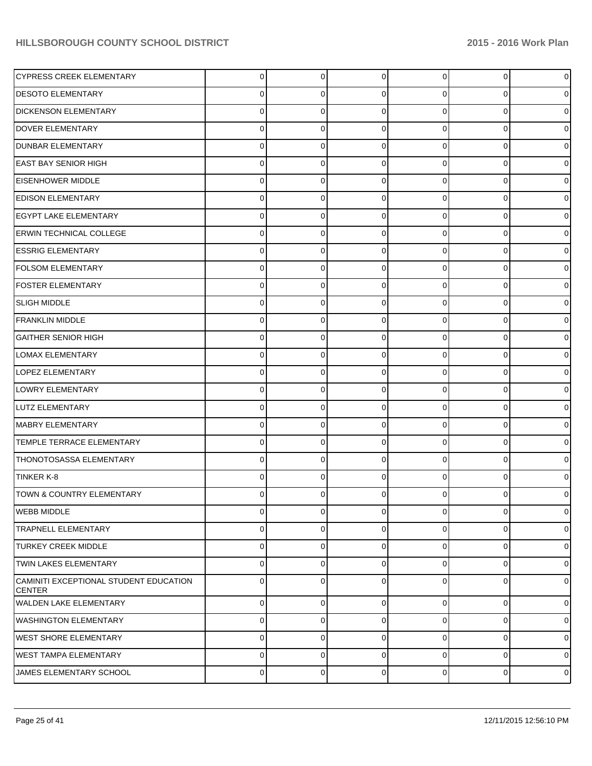| | | | | | | |
|---|---|---|---|---|---|---|
| CYPRESS CREEK ELEMENTARY | 0 | 0 | 0 | 0 | 0 | 0 |
| DESOTO ELEMENTARY | 0 | 0 | 0 | 0 | 0 | 0 |
| DICKENSON ELEMENTARY | 0 | 0 | 0 | 0 | 0 | 0 |
| DOVER ELEMENTARY | 0 | 0 | 0 | 0 | 0 | 0 |
| DUNBAR ELEMENTARY | 0 | 0 | 0 | 0 | 0 | 0 |
| EAST BAY SENIOR HIGH | 0 | 0 | 0 | 0 | 0 | 0 |
| EISENHOWER MIDDLE | 0 | 0 | 0 | 0 | 0 | 0 |
| EDISON ELEMENTARY | 0 | 0 | 0 | 0 | 0 | 0 |
| EGYPT LAKE ELEMENTARY | 0 | 0 | 0 | 0 | 0 | 0 |
| ERWIN TECHNICAL COLLEGE | 0 | 0 | 0 | 0 | 0 | 0 |
| ESSRIG ELEMENTARY | 0 | 0 | 0 | 0 | 0 | 0 |
| FOLSOM ELEMENTARY | 0 | 0 | 0 | 0 | 0 | 0 |
| FOSTER ELEMENTARY | 0 | 0 | 0 | 0 | 0 | 0 |
| SLIGH MIDDLE | 0 | 0 | 0 | 0 | 0 | 0 |
| FRANKLIN MIDDLE | 0 | 0 | 0 | 0 | 0 | 0 |
| GAITHER SENIOR HIGH | 0 | 0 | 0 | 0 | 0 | 0 |
| LOMAX ELEMENTARY | 0 | 0 | 0 | 0 | 0 | 0 |
| LOPEZ ELEMENTARY | 0 | 0 | 0 | 0 | 0 | 0 |
| LOWRY ELEMENTARY | 0 | 0 | 0 | 0 | 0 | 0 |
| LUTZ ELEMENTARY | 0 | 0 | 0 | 0 | 0 | 0 |
| MABRY ELEMENTARY | 0 | 0 | 0 | 0 | 0 | 0 |
| TEMPLE TERRACE ELEMENTARY | 0 | 0 | 0 | 0 | 0 | 0 |
| THONOTOSASSA ELEMENTARY | 0 | 0 | 0 | 0 | 0 | 0 |
| TINKER K-8 | 0 | 0 | 0 | 0 | 0 | 0 |
| TOWN & COUNTRY ELEMENTARY | 0 | 0 | 0 | 0 | 0 | 0 |
| WEBB MIDDLE | 0 | 0 | 0 | 0 | 0 | 0 |
| TRAPNELL ELEMENTARY | 0 | 0 | 0 | 0 | 0 | 0 |
| TURKEY CREEK MIDDLE | 0 | 0 | 0 | 0 | 0 | 0 |
| TWIN LAKES ELEMENTARY | 0 | 0 | 0 | 0 | 0 | 0 |
| CAMINITI EXCEPTIONAL STUDENT EDUCATION CENTER | 0 | 0 | 0 | 0 | 0 | 0 |
| WALDEN LAKE ELEMENTARY | 0 | 0 | 0 | 0 | 0 | 0 |
| WASHINGTON ELEMENTARY | 0 | 0 | 0 | 0 | 0 | 0 |
| WEST SHORE ELEMENTARY | 0 | 0 | 0 | 0 | 0 | 0 |
| WEST TAMPA ELEMENTARY | 0 | 0 | 0 | 0 | 0 | 0 |
| JAMES ELEMENTARY SCHOOL | 0 | 0 | 0 | 0 | 0 | 0 |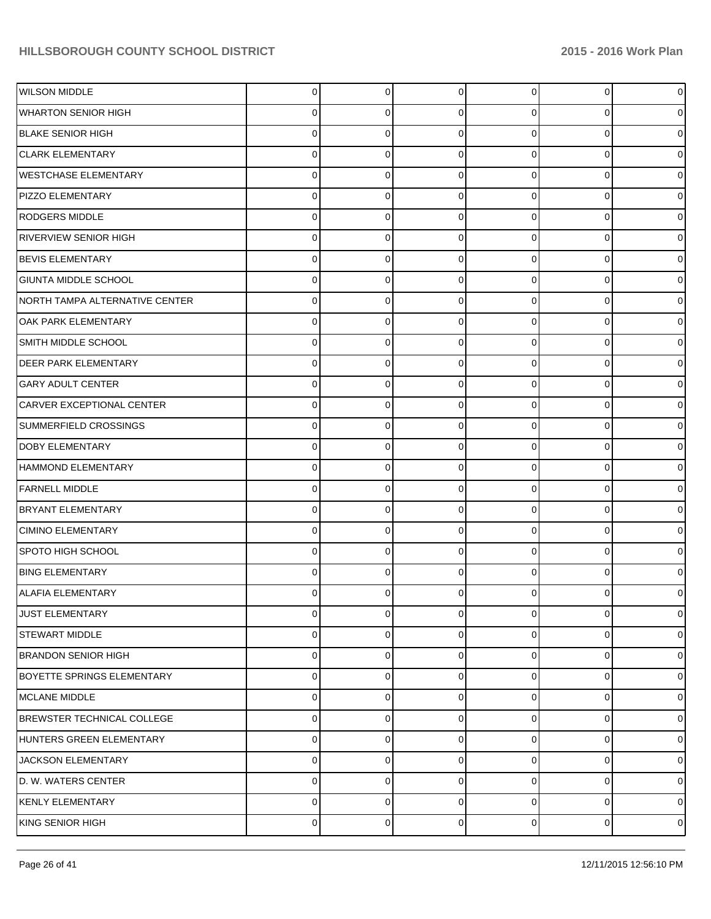| | | | | | | |
|---|---|---|---|---|---|---|
| WILSON MIDDLE | 0 | 0 | 0 | 0 | 0 | 0 |
| WHARTON SENIOR HIGH | 0 | 0 | 0 | 0 | 0 | 0 |
| BLAKE SENIOR HIGH | 0 | 0 | 0 | 0 | 0 | 0 |
| CLARK ELEMENTARY | 0 | 0 | 0 | 0 | 0 | 0 |
| WESTCHASE ELEMENTARY | 0 | 0 | 0 | 0 | 0 | 0 |
| PIZZO ELEMENTARY | 0 | 0 | 0 | 0 | 0 | 0 |
| RODGERS MIDDLE | 0 | 0 | 0 | 0 | 0 | 0 |
| RIVERVIEW SENIOR HIGH | 0 | 0 | 0 | 0 | 0 | 0 |
| BEVIS ELEMENTARY | 0 | 0 | 0 | 0 | 0 | 0 |
| GIUNTA MIDDLE SCHOOL | 0 | 0 | 0 | 0 | 0 | 0 |
| NORTH TAMPA ALTERNATIVE CENTER | 0 | 0 | 0 | 0 | 0 | 0 |
| OAK PARK ELEMENTARY | 0 | 0 | 0 | 0 | 0 | 0 |
| SMITH MIDDLE SCHOOL | 0 | 0 | 0 | 0 | 0 | 0 |
| DEER PARK ELEMENTARY | 0 | 0 | 0 | 0 | 0 | 0 |
| GARY ADULT CENTER | 0 | 0 | 0 | 0 | 0 | 0 |
| CARVER EXCEPTIONAL CENTER | 0 | 0 | 0 | 0 | 0 | 0 |
| SUMMERFIELD CROSSINGS | 0 | 0 | 0 | 0 | 0 | 0 |
| DOBY ELEMENTARY | 0 | 0 | 0 | 0 | 0 | 0 |
| HAMMOND ELEMENTARY | 0 | 0 | 0 | 0 | 0 | 0 |
| FARNELL MIDDLE | 0 | 0 | 0 | 0 | 0 | 0 |
| BRYANT ELEMENTARY | 0 | 0 | 0 | 0 | 0 | 0 |
| CIMINO ELEMENTARY | 0 | 0 | 0 | 0 | 0 | 0 |
| SPOTO HIGH SCHOOL | 0 | 0 | 0 | 0 | 0 | 0 |
| BING ELEMENTARY | 0 | 0 | 0 | 0 | 0 | 0 |
| ALAFIA ELEMENTARY | 0 | 0 | 0 | 0 | 0 | 0 |
| JUST ELEMENTARY | 0 | 0 | 0 | 0 | 0 | 0 |
| STEWART MIDDLE | 0 | 0 | 0 | 0 | 0 | 0 |
| BRANDON SENIOR HIGH | 0 | 0 | 0 | 0 | 0 | 0 |
| BOYETTE SPRINGS ELEMENTARY | 0 | 0 | 0 | 0 | 0 | 0 |
| MCLANE MIDDLE | 0 | 0 | 0 | 0 | 0 | 0 |
| BREWSTER TECHNICAL COLLEGE | 0 | 0 | 0 | 0 | 0 | 0 |
| HUNTERS GREEN ELEMENTARY | 0 | 0 | 0 | 0 | 0 | 0 |
| JACKSON ELEMENTARY | 0 | 0 | 0 | 0 | 0 | 0 |
| D. W. WATERS CENTER | 0 | 0 | 0 | 0 | 0 | 0 |
| KENLY ELEMENTARY | 0 | 0 | 0 | 0 | 0 | 0 |
| KING SENIOR HIGH | 0 | 0 | 0 | 0 | 0 | 0 |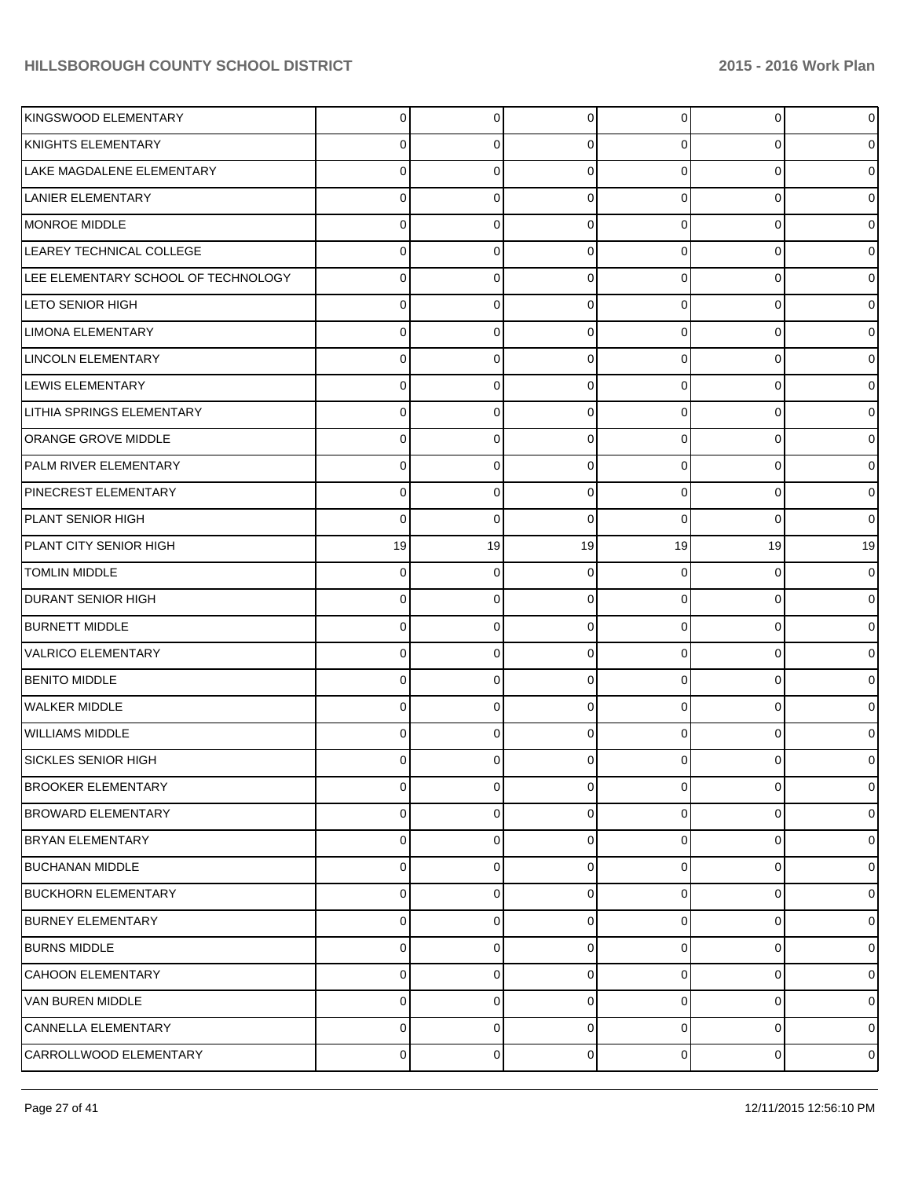| | | | | | | |
|---|---|---|---|---|---|---|
| KINGSWOOD ELEMENTARY | 0 | 0 | 0 | 0 | 0 | 0 |
| KNIGHTS ELEMENTARY | 0 | 0 | 0 | 0 | 0 | 0 |
| LAKE MAGDALENE ELEMENTARY | 0 | 0 | 0 | 0 | 0 | 0 |
| LANIER ELEMENTARY | 0 | 0 | 0 | 0 | 0 | 0 |
| MONROE MIDDLE | 0 | 0 | 0 | 0 | 0 | 0 |
| LEAREY TECHNICAL COLLEGE | 0 | 0 | 0 | 0 | 0 | 0 |
| LEE ELEMENTARY SCHOOL OF TECHNOLOGY | 0 | 0 | 0 | 0 | 0 | 0 |
| LETO SENIOR HIGH | 0 | 0 | 0 | 0 | 0 | 0 |
| LIMONA ELEMENTARY | 0 | 0 | 0 | 0 | 0 | 0 |
| LINCOLN ELEMENTARY | 0 | 0 | 0 | 0 | 0 | 0 |
| LEWIS ELEMENTARY | 0 | 0 | 0 | 0 | 0 | 0 |
| LITHIA SPRINGS ELEMENTARY | 0 | 0 | 0 | 0 | 0 | 0 |
| ORANGE GROVE MIDDLE | 0 | 0 | 0 | 0 | 0 | 0 |
| PALM RIVER ELEMENTARY | 0 | 0 | 0 | 0 | 0 | 0 |
| PINECREST ELEMENTARY | 0 | 0 | 0 | 0 | 0 | 0 |
| PLANT SENIOR HIGH | 0 | 0 | 0 | 0 | 0 | 0 |
| PLANT CITY SENIOR HIGH | 19 | 19 | 19 | 19 | 19 | 19 |
| TOMLIN MIDDLE | 0 | 0 | 0 | 0 | 0 | 0 |
| DURANT SENIOR HIGH | 0 | 0 | 0 | 0 | 0 | 0 |
| BURNETT MIDDLE | 0 | 0 | 0 | 0 | 0 | 0 |
| VALRICO ELEMENTARY | 0 | 0 | 0 | 0 | 0 | 0 |
| BENITO MIDDLE | 0 | 0 | 0 | 0 | 0 | 0 |
| WALKER MIDDLE | 0 | 0 | 0 | 0 | 0 | 0 |
| WILLIAMS MIDDLE | 0 | 0 | 0 | 0 | 0 | 0 |
| SICKLES SENIOR HIGH | 0 | 0 | 0 | 0 | 0 | 0 |
| BROOKER ELEMENTARY | 0 | 0 | 0 | 0 | 0 | 0 |
| BROWARD ELEMENTARY | 0 | 0 | 0 | 0 | 0 | 0 |
| BRYAN ELEMENTARY | 0 | 0 | 0 | 0 | 0 | 0 |
| BUCHANAN MIDDLE | 0 | 0 | 0 | 0 | 0 | 0 |
| BUCKHORN ELEMENTARY | 0 | 0 | 0 | 0 | 0 | 0 |
| BURNEY ELEMENTARY | 0 | 0 | 0 | 0 | 0 | 0 |
| BURNS MIDDLE | 0 | 0 | 0 | 0 | 0 | 0 |
| CAHOON ELEMENTARY | 0 | 0 | 0 | 0 | 0 | 0 |
| VAN BUREN MIDDLE | 0 | 0 | 0 | 0 | 0 | 0 |
| CANNELLA ELEMENTARY | 0 | 0 | 0 | 0 | 0 | 0 |
| CARROLLWOOD ELEMENTARY | 0 | 0 | 0 | 0 | 0 | 0 |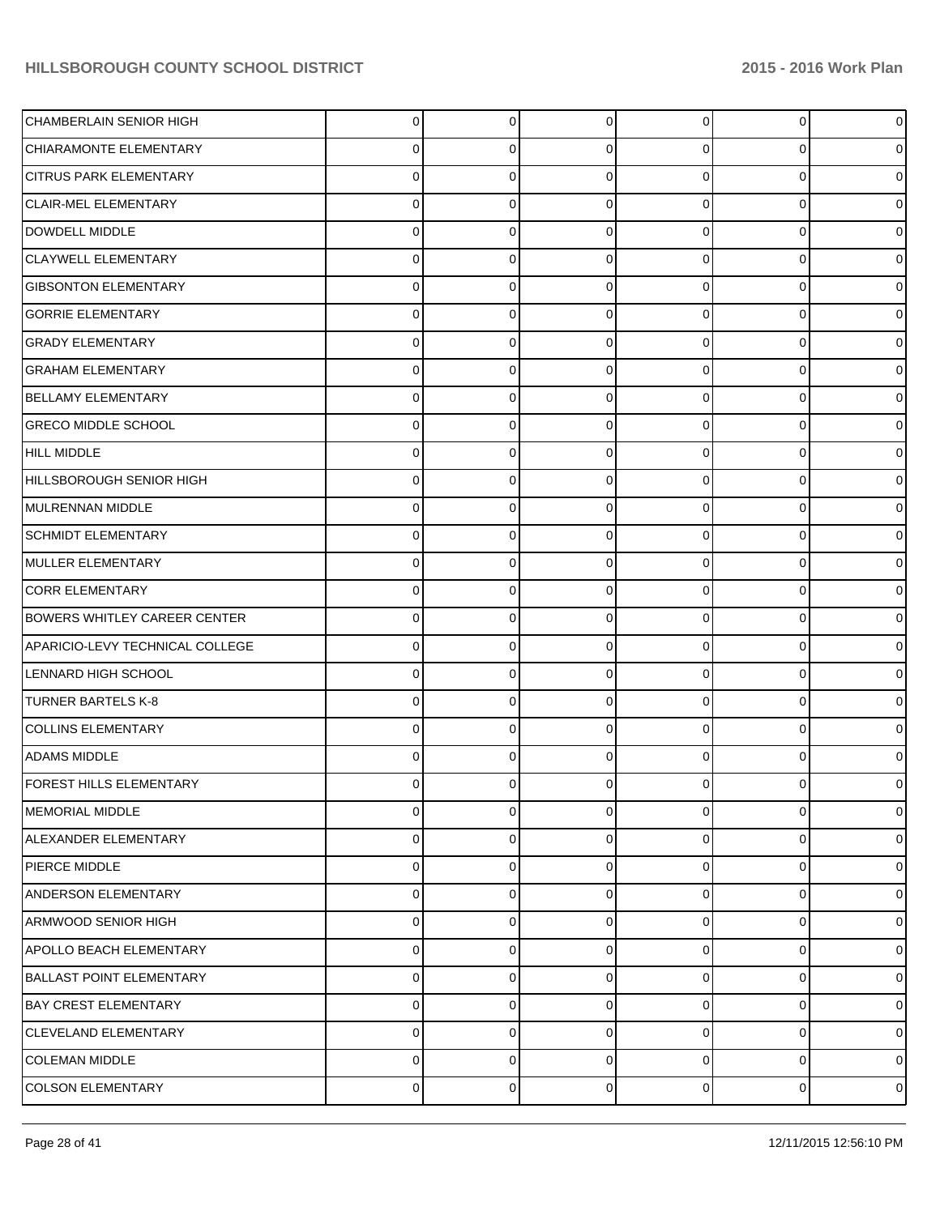| | | | | | | |
|---|---|---|---|---|---|---|
| CHAMBERLAIN SENIOR HIGH | 0 | 0 | 0 | 0 | 0 | 0 |
| CHIARAMONTE ELEMENTARY | 0 | 0 | 0 | 0 | 0 | 0 |
| CITRUS PARK ELEMENTARY | 0 | 0 | 0 | 0 | 0 | 0 |
| CLAIR-MEL ELEMENTARY | 0 | 0 | 0 | 0 | 0 | 0 |
| DOWDELL MIDDLE | 0 | 0 | 0 | 0 | 0 | 0 |
| CLAYWELL ELEMENTARY | 0 | 0 | 0 | 0 | 0 | 0 |
| GIBSONTON ELEMENTARY | 0 | 0 | 0 | 0 | 0 | 0 |
| GORRIE ELEMENTARY | 0 | 0 | 0 | 0 | 0 | 0 |
| GRADY ELEMENTARY | 0 | 0 | 0 | 0 | 0 | 0 |
| GRAHAM ELEMENTARY | 0 | 0 | 0 | 0 | 0 | 0 |
| BELLAMY ELEMENTARY | 0 | 0 | 0 | 0 | 0 | 0 |
| GRECO MIDDLE SCHOOL | 0 | 0 | 0 | 0 | 0 | 0 |
| HILL MIDDLE | 0 | 0 | 0 | 0 | 0 | 0 |
| HILLSBOROUGH SENIOR HIGH | 0 | 0 | 0 | 0 | 0 | 0 |
| MULRENNAN MIDDLE | 0 | 0 | 0 | 0 | 0 | 0 |
| SCHMIDT ELEMENTARY | 0 | 0 | 0 | 0 | 0 | 0 |
| MULLER ELEMENTARY | 0 | 0 | 0 | 0 | 0 | 0 |
| CORR ELEMENTARY | 0 | 0 | 0 | 0 | 0 | 0 |
| BOWERS WHITLEY CAREER CENTER | 0 | 0 | 0 | 0 | 0 | 0 |
| APARICIO-LEVY TECHNICAL COLLEGE | 0 | 0 | 0 | 0 | 0 | 0 |
| LENNARD HIGH SCHOOL | 0 | 0 | 0 | 0 | 0 | 0 |
| TURNER BARTELS K-8 | 0 | 0 | 0 | 0 | 0 | 0 |
| COLLINS ELEMENTARY | 0 | 0 | 0 | 0 | 0 | 0 |
| ADAMS MIDDLE | 0 | 0 | 0 | 0 | 0 | 0 |
| FOREST HILLS ELEMENTARY | 0 | 0 | 0 | 0 | 0 | 0 |
| MEMORIAL MIDDLE | 0 | 0 | 0 | 0 | 0 | 0 |
| ALEXANDER ELEMENTARY | 0 | 0 | 0 | 0 | 0 | 0 |
| PIERCE MIDDLE | 0 | 0 | 0 | 0 | 0 | 0 |
| ANDERSON ELEMENTARY | 0 | 0 | 0 | 0 | 0 | 0 |
| ARMWOOD SENIOR HIGH | 0 | 0 | 0 | 0 | 0 | 0 |
| APOLLO BEACH ELEMENTARY | 0 | 0 | 0 | 0 | 0 | 0 |
| BALLAST POINT ELEMENTARY | 0 | 0 | 0 | 0 | 0 | 0 |
| BAY CREST ELEMENTARY | 0 | 0 | 0 | 0 | 0 | 0 |
| CLEVELAND ELEMENTARY | 0 | 0 | 0 | 0 | 0 | 0 |
| COLEMAN MIDDLE | 0 | 0 | 0 | 0 | 0 | 0 |
| COLSON ELEMENTARY | 0 | 0 | 0 | 0 | 0 | 0 |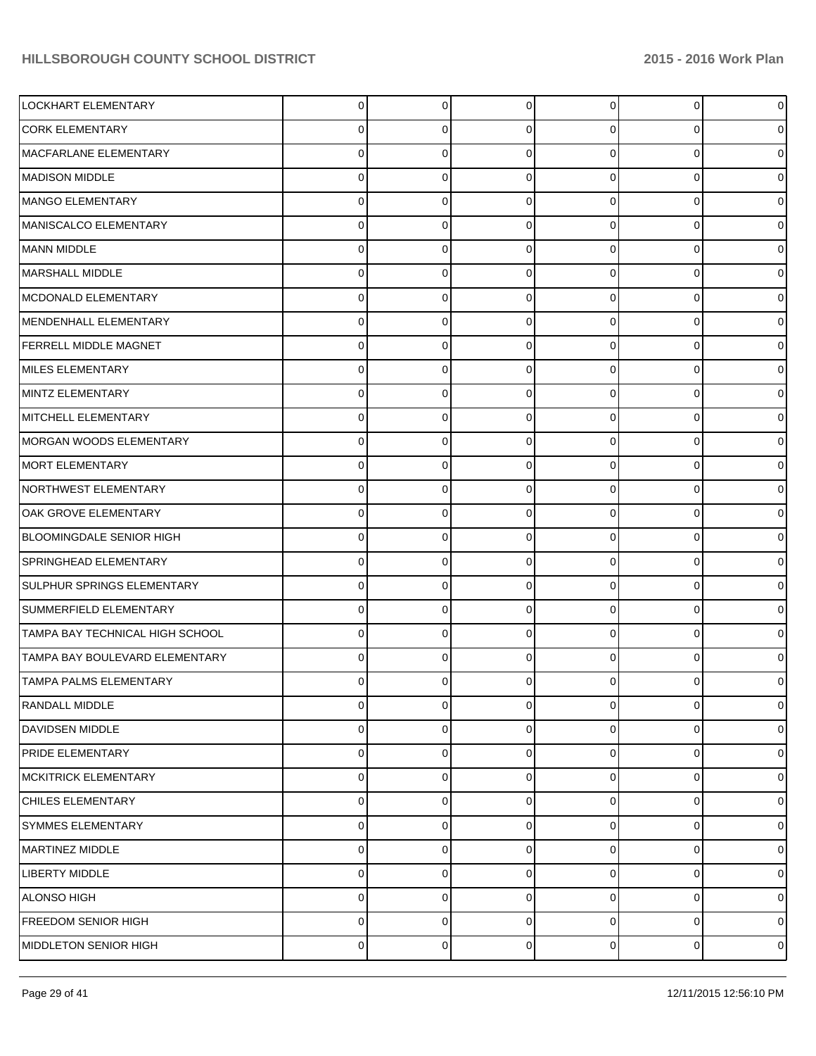| | | | | | | |
|---|---|---|---|---|---|---|
| LOCKHART ELEMENTARY | 0 | 0 | 0 | 0 | 0 | 0 |
| CORK ELEMENTARY | 0 | 0 | 0 | 0 | 0 | 0 |
| MACFARLANE ELEMENTARY | 0 | 0 | 0 | 0 | 0 | 0 |
| MADISON MIDDLE | 0 | 0 | 0 | 0 | 0 | 0 |
| MANGO ELEMENTARY | 0 | 0 | 0 | 0 | 0 | 0 |
| MANISCALCO ELEMENTARY | 0 | 0 | 0 | 0 | 0 | 0 |
| MANN MIDDLE | 0 | 0 | 0 | 0 | 0 | 0 |
| MARSHALL MIDDLE | 0 | 0 | 0 | 0 | 0 | 0 |
| MCDONALD ELEMENTARY | 0 | 0 | 0 | 0 | 0 | 0 |
| MENDENHALL ELEMENTARY | 0 | 0 | 0 | 0 | 0 | 0 |
| FERRELL MIDDLE MAGNET | 0 | 0 | 0 | 0 | 0 | 0 |
| MILES ELEMENTARY | 0 | 0 | 0 | 0 | 0 | 0 |
| MINTZ ELEMENTARY | 0 | 0 | 0 | 0 | 0 | 0 |
| MITCHELL ELEMENTARY | 0 | 0 | 0 | 0 | 0 | 0 |
| MORGAN WOODS ELEMENTARY | 0 | 0 | 0 | 0 | 0 | 0 |
| MORT ELEMENTARY | 0 | 0 | 0 | 0 | 0 | 0 |
| NORTHWEST ELEMENTARY | 0 | 0 | 0 | 0 | 0 | 0 |
| OAK GROVE ELEMENTARY | 0 | 0 | 0 | 0 | 0 | 0 |
| BLOOMINGDALE SENIOR HIGH | 0 | 0 | 0 | 0 | 0 | 0 |
| SPRINGHEAD ELEMENTARY | 0 | 0 | 0 | 0 | 0 | 0 |
| SULPHUR SPRINGS ELEMENTARY | 0 | 0 | 0 | 0 | 0 | 0 |
| SUMMERFIELD ELEMENTARY | 0 | 0 | 0 | 0 | 0 | 0 |
| TAMPA BAY TECHNICAL HIGH SCHOOL | 0 | 0 | 0 | 0 | 0 | 0 |
| TAMPA BAY BOULEVARD ELEMENTARY | 0 | 0 | 0 | 0 | 0 | 0 |
| TAMPA PALMS ELEMENTARY | 0 | 0 | 0 | 0 | 0 | 0 |
| RANDALL MIDDLE | 0 | 0 | 0 | 0 | 0 | 0 |
| DAVIDSEN MIDDLE | 0 | 0 | 0 | 0 | 0 | 0 |
| PRIDE ELEMENTARY | 0 | 0 | 0 | 0 | 0 | 0 |
| MCKITRICK ELEMENTARY | 0 | 0 | 0 | 0 | 0 | 0 |
| CHILES ELEMENTARY | 0 | 0 | 0 | 0 | 0 | 0 |
| SYMMES ELEMENTARY | 0 | 0 | 0 | 0 | 0 | 0 |
| MARTINEZ MIDDLE | 0 | 0 | 0 | 0 | 0 | 0 |
| LIBERTY MIDDLE | 0 | 0 | 0 | 0 | 0 | 0 |
| ALONSO HIGH | 0 | 0 | 0 | 0 | 0 | 0 |
| FREEDOM SENIOR HIGH | 0 | 0 | 0 | 0 | 0 | 0 |
| MIDDLETON SENIOR HIGH | 0 | 0 | 0 | 0 | 0 | 0 |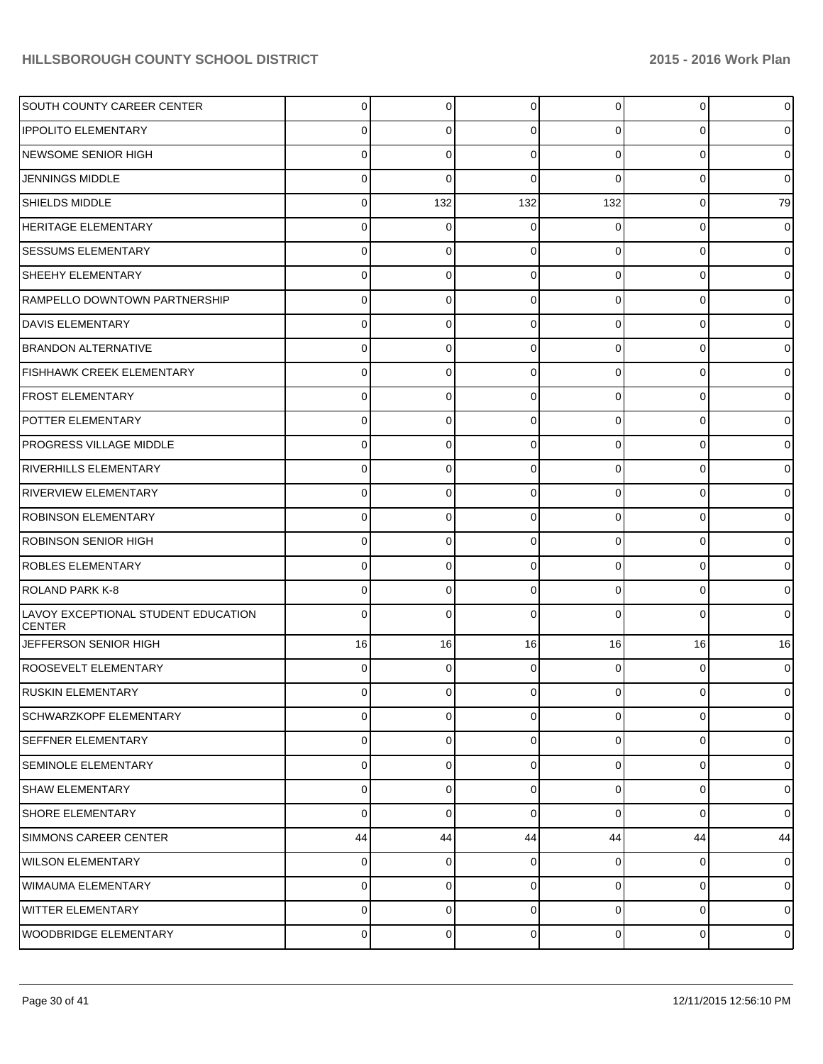| | | | | | | |
|---|---|---|---|---|---|---|
| SOUTH COUNTY CAREER CENTER | 0 | 0 | 0 | 0 | 0 | 0 |
| IPPOLITO ELEMENTARY | 0 | 0 | 0 | 0 | 0 | 0 |
| NEWSOME SENIOR HIGH | 0 | 0 | 0 | 0 | 0 | 0 |
| JENNINGS MIDDLE | 0 | 0 | 0 | 0 | 0 | 0 |
| SHIELDS MIDDLE | 0 | 132 | 132 | 132 | 0 | 79 |
| HERITAGE ELEMENTARY | 0 | 0 | 0 | 0 | 0 | 0 |
| SESSUMS ELEMENTARY | 0 | 0 | 0 | 0 | 0 | 0 |
| SHEEHY ELEMENTARY | 0 | 0 | 0 | 0 | 0 | 0 |
| RAMPELLO DOWNTOWN PARTNERSHIP | 0 | 0 | 0 | 0 | 0 | 0 |
| DAVIS ELEMENTARY | 0 | 0 | 0 | 0 | 0 | 0 |
| BRANDON ALTERNATIVE | 0 | 0 | 0 | 0 | 0 | 0 |
| FISHHAWK CREEK ELEMENTARY | 0 | 0 | 0 | 0 | 0 | 0 |
| FROST ELEMENTARY | 0 | 0 | 0 | 0 | 0 | 0 |
| POTTER ELEMENTARY | 0 | 0 | 0 | 0 | 0 | 0 |
| PROGRESS VILLAGE MIDDLE | 0 | 0 | 0 | 0 | 0 | 0 |
| RIVERHILLS ELEMENTARY | 0 | 0 | 0 | 0 | 0 | 0 |
| RIVERVIEW ELEMENTARY | 0 | 0 | 0 | 0 | 0 | 0 |
| ROBINSON ELEMENTARY | 0 | 0 | 0 | 0 | 0 | 0 |
| ROBINSON SENIOR HIGH | 0 | 0 | 0 | 0 | 0 | 0 |
| ROBLES ELEMENTARY | 0 | 0 | 0 | 0 | 0 | 0 |
| ROLAND PARK K-8 | 0 | 0 | 0 | 0 | 0 | 0 |
| LAVOY EXCEPTIONAL STUDENT EDUCATION CENTER | 0 | 0 | 0 | 0 | 0 | 0 |
| JEFFERSON SENIOR HIGH | 16 | 16 | 16 | 16 | 16 | 16 |
| ROOSEVELT ELEMENTARY | 0 | 0 | 0 | 0 | 0 | 0 |
| RUSKIN ELEMENTARY | 0 | 0 | 0 | 0 | 0 | 0 |
| SCHWARZKOPF ELEMENTARY | 0 | 0 | 0 | 0 | 0 | 0 |
| SEFFNER ELEMENTARY | 0 | 0 | 0 | 0 | 0 | 0 |
| SEMINOLE ELEMENTARY | 0 | 0 | 0 | 0 | 0 | 0 |
| SHAW ELEMENTARY | 0 | 0 | 0 | 0 | 0 | 0 |
| SHORE ELEMENTARY | 0 | 0 | 0 | 0 | 0 | 0 |
| SIMMONS CAREER CENTER | 44 | 44 | 44 | 44 | 44 | 44 |
| WILSON ELEMENTARY | 0 | 0 | 0 | 0 | 0 | 0 |
| WIMAUMA ELEMENTARY | 0 | 0 | 0 | 0 | 0 | 0 |
| WITTER ELEMENTARY | 0 | 0 | 0 | 0 | 0 | 0 |
| WOODBRIDGE ELEMENTARY | 0 | 0 | 0 | 0 | 0 | 0 |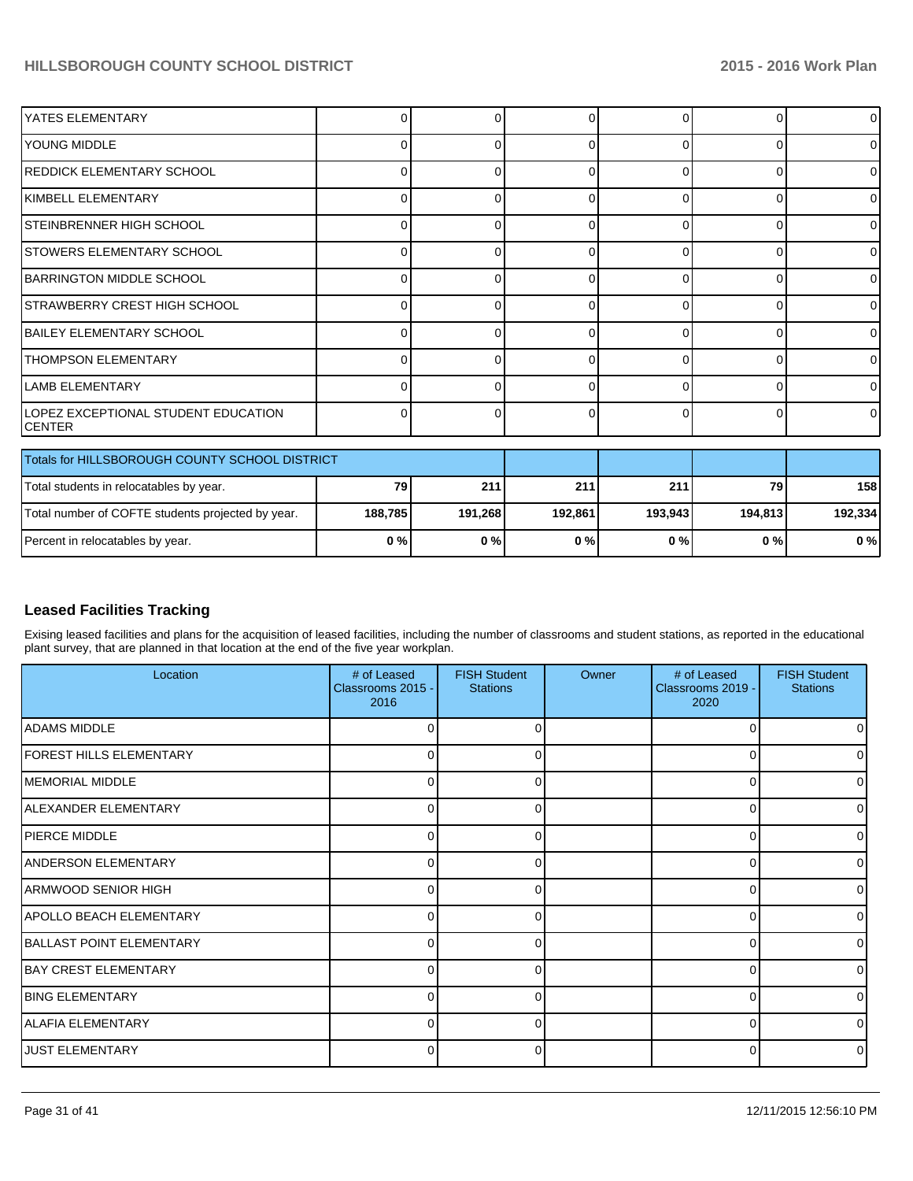| | | | | | | |
|---|---|---|---|---|---|---|
| YATES ELEMENTARY | 0 | 0 | 0 | 0 | 0 | 0 |
| YOUNG MIDDLE | 0 | 0 | 0 | 0 | 0 | 0 |
| REDDICK ELEMENTARY SCHOOL | 0 | 0 | 0 | 0 | 0 | 0 |
| KIMBELL ELEMENTARY | 0 | 0 | 0 | 0 | 0 | 0 |
| STEINBRENNER HIGH SCHOOL | 0 | 0 | 0 | 0 | 0 | 0 |
| STOWERS ELEMENTARY SCHOOL | 0 | 0 | 0 | 0 | 0 | 0 |
| BARRINGTON MIDDLE SCHOOL | 0 | 0 | 0 | 0 | 0 | 0 |
| STRAWBERRY CREST HIGH SCHOOL | 0 | 0 | 0 | 0 | 0 | 0 |
| BAILEY ELEMENTARY SCHOOL | 0 | 0 | 0 | 0 | 0 | 0 |
| THOMPSON ELEMENTARY | 0 | 0 | 0 | 0 | 0 | 0 |
| LAMB ELEMENTARY | 0 | 0 | 0 | 0 | 0 | 0 |
| LOPEZ EXCEPTIONAL STUDENT EDUCATION CENTER | 0 | 0 | 0 | 0 | 0 | 0 |

| Totals for HILLSBOROUGH COUNTY SCHOOL DISTRICT | | | | | | |
|---|---|---|---|---|---|---|
| Total students in relocatables by year. | **79** | **211** | **211** | **211** | **79** | **158** |
| Total number of COFTE students projected by year. | **188,785** | **191,268** | **192,861** | **193,943** | **194,813** | **192,334** |
| Percent in relocatables by year. | **0 %** | **0 %** | **0 %** | **0 %** | **0 %** | **0 %** |

## Leased Facilities Tracking

Exising leased facilities and plans for the acquisition of leased facilities, including the number of classrooms and student stations, as reported in the educational plant survey, that are planned in that location at the end of the five year workplan.

| Location | # of Leased Classrooms 2015 - 2016 | FISH Student Stations | Owner | # of Leased Classrooms 2019 - 2020 | FISH Student Stations |
|---|---|---|---|---|---|
| ADAMS MIDDLE | 0 | 0 | | 0 | 0 |
| FOREST HILLS ELEMENTARY | 0 | 0 | | 0 | 0 |
| MEMORIAL MIDDLE | 0 | 0 | | 0 | 0 |
| ALEXANDER ELEMENTARY | 0 | 0 | | 0 | 0 |
| PIERCE MIDDLE | 0 | 0 | | 0 | 0 |
| ANDERSON ELEMENTARY | 0 | 0 | | 0 | 0 |
| ARMWOOD SENIOR HIGH | 0 | 0 | | 0 | 0 |
| APOLLO BEACH ELEMENTARY | 0 | 0 | | 0 | 0 |
| BALLAST POINT ELEMENTARY | 0 | 0 | | 0 | 0 |
| BAY CREST ELEMENTARY | 0 | 0 | | 0 | 0 |
| BING ELEMENTARY | 0 | 0 | | 0 | 0 |
| ALAFIA ELEMENTARY | 0 | 0 | | 0 | 0 |
| JUST ELEMENTARY | 0 | 0 | | 0 | 0 |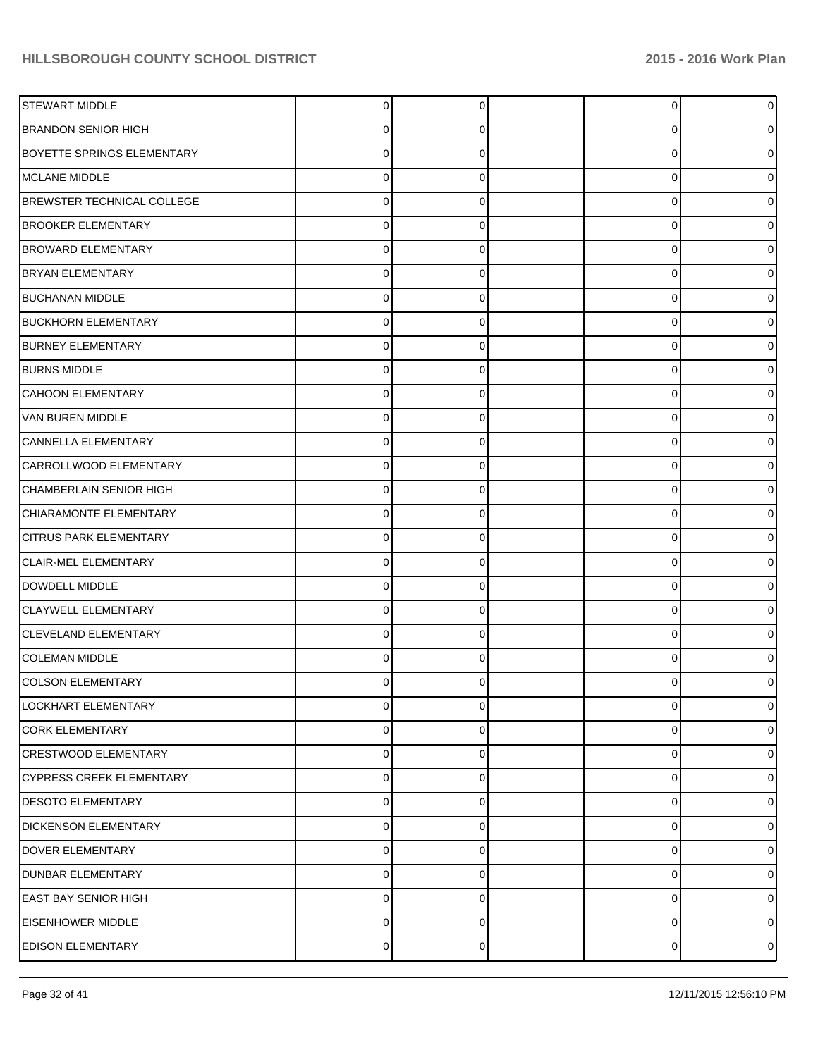| | | | | | |
|---|---|---|---|---|---|
| STEWART MIDDLE | 0 | 0 | | 0 | 0 |
| BRANDON SENIOR HIGH | 0 | 0 | | 0 | 0 |
| BOYETTE SPRINGS ELEMENTARY | 0 | 0 | | 0 | 0 |
| MCLANE MIDDLE | 0 | 0 | | 0 | 0 |
| BREWSTER TECHNICAL COLLEGE | 0 | 0 | | 0 | 0 |
| BROOKER ELEMENTARY | 0 | 0 | | 0 | 0 |
| BROWARD ELEMENTARY | 0 | 0 | | 0 | 0 |
| BRYAN ELEMENTARY | 0 | 0 | | 0 | 0 |
| BUCHANAN MIDDLE | 0 | 0 | | 0 | 0 |
| BUCKHORN ELEMENTARY | 0 | 0 | | 0 | 0 |
| BURNEY ELEMENTARY | 0 | 0 | | 0 | 0 |
| BURNS MIDDLE | 0 | 0 | | 0 | 0 |
| CAHOON ELEMENTARY | 0 | 0 | | 0 | 0 |
| VAN BUREN MIDDLE | 0 | 0 | | 0 | 0 |
| CANNELLA ELEMENTARY | 0 | 0 | | 0 | 0 |
| CARROLLWOOD ELEMENTARY | 0 | 0 | | 0 | 0 |
| CHAMBERLAIN SENIOR HIGH | 0 | 0 | | 0 | 0 |
| CHIARAMONTE ELEMENTARY | 0 | 0 | | 0 | 0 |
| CITRUS PARK ELEMENTARY | 0 | 0 | | 0 | 0 |
| CLAIR-MEL ELEMENTARY | 0 | 0 | | 0 | 0 |
| DOWDELL MIDDLE | 0 | 0 | | 0 | 0 |
| CLAYWELL ELEMENTARY | 0 | 0 | | 0 | 0 |
| CLEVELAND ELEMENTARY | 0 | 0 | | 0 | 0 |
| COLEMAN MIDDLE | 0 | 0 | | 0 | 0 |
| COLSON ELEMENTARY | 0 | 0 | | 0 | 0 |
| LOCKHART ELEMENTARY | 0 | 0 | | 0 | 0 |
| CORK ELEMENTARY | 0 | 0 | | 0 | 0 |
| CRESTWOOD ELEMENTARY | 0 | 0 | | 0 | 0 |
| CYPRESS CREEK ELEMENTARY | 0 | 0 | | 0 | 0 |
| DESOTO ELEMENTARY | 0 | 0 | | 0 | 0 |
| DICKENSON ELEMENTARY | 0 | 0 | | 0 | 0 |
| DOVER ELEMENTARY | 0 | 0 | | 0 | 0 |
| DUNBAR ELEMENTARY | 0 | 0 | | 0 | 0 |
| EAST BAY SENIOR HIGH | 0 | 0 | | 0 | 0 |
| EISENHOWER MIDDLE | 0 | 0 | | 0 | 0 |
| EDISON ELEMENTARY | 0 | 0 | | 0 | 0 |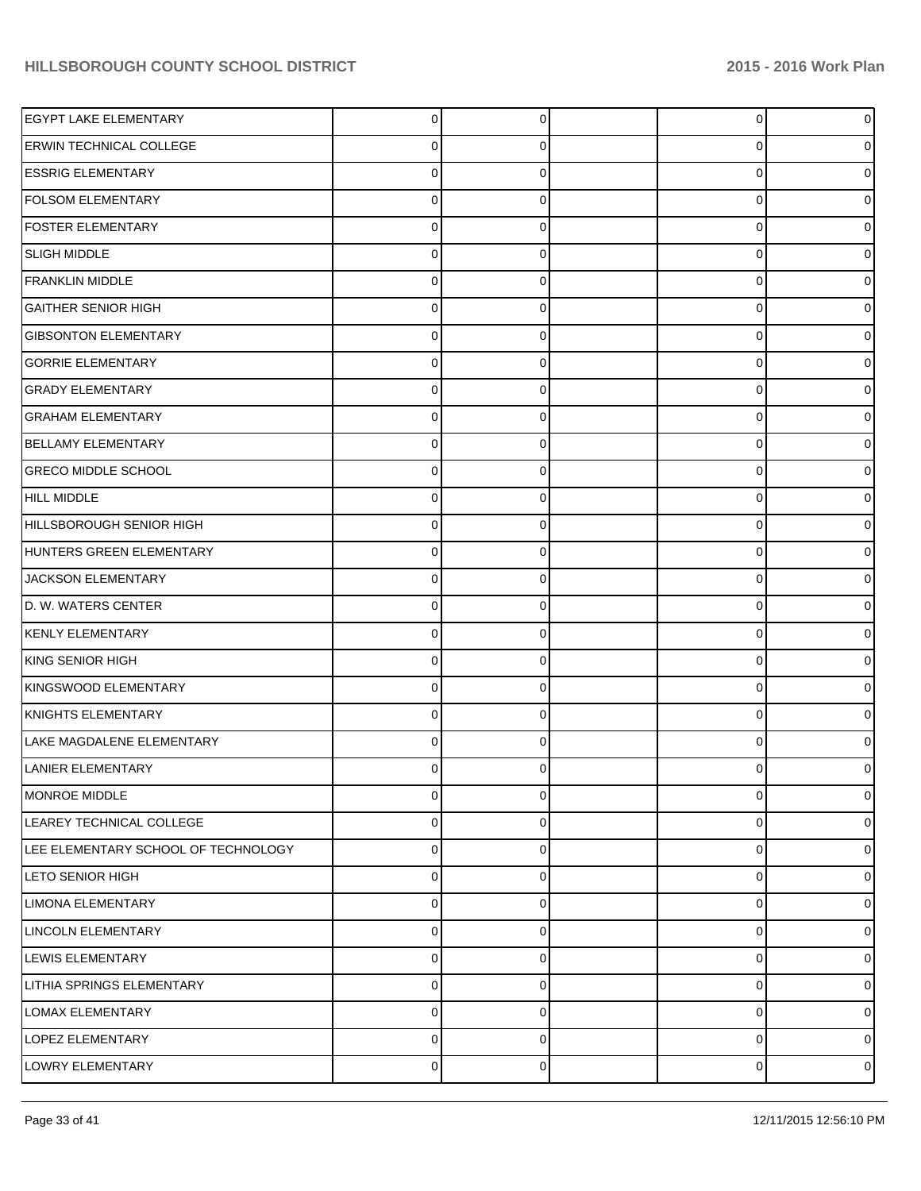| | | | | | |
|---|---|---|---|---|---|
| EGYPT LAKE ELEMENTARY | 0 | 0 | | 0 | 0 |
| ERWIN TECHNICAL COLLEGE | 0 | 0 | | 0 | 0 |
| ESSRIG ELEMENTARY | 0 | 0 | | 0 | 0 |
| FOLSOM ELEMENTARY | 0 | 0 | | 0 | 0 |
| FOSTER ELEMENTARY | 0 | 0 | | 0 | 0 |
| SLIGH MIDDLE | 0 | 0 | | 0 | 0 |
| FRANKLIN MIDDLE | 0 | 0 | | 0 | 0 |
| GAITHER SENIOR HIGH | 0 | 0 | | 0 | 0 |
| GIBSONTON ELEMENTARY | 0 | 0 | | 0 | 0 |
| GORRIE ELEMENTARY | 0 | 0 | | 0 | 0 |
| GRADY ELEMENTARY | 0 | 0 | | 0 | 0 |
| GRAHAM ELEMENTARY | 0 | 0 | | 0 | 0 |
| BELLAMY ELEMENTARY | 0 | 0 | | 0 | 0 |
| GRECO MIDDLE SCHOOL | 0 | 0 | | 0 | 0 |
| HILL MIDDLE | 0 | 0 | | 0 | 0 |
| HILLSBOROUGH SENIOR HIGH | 0 | 0 | | 0 | 0 |
| HUNTERS GREEN ELEMENTARY | 0 | 0 | | 0 | 0 |
| JACKSON ELEMENTARY | 0 | 0 | | 0 | 0 |
| D. W. WATERS CENTER | 0 | 0 | | 0 | 0 |
| KENLY ELEMENTARY | 0 | 0 | | 0 | 0 |
| KING SENIOR HIGH | 0 | 0 | | 0 | 0 |
| KINGSWOOD ELEMENTARY | 0 | 0 | | 0 | 0 |
| KNIGHTS ELEMENTARY | 0 | 0 | | 0 | 0 |
| LAKE MAGDALENE ELEMENTARY | 0 | 0 | | 0 | 0 |
| LANIER ELEMENTARY | 0 | 0 | | 0 | 0 |
| MONROE MIDDLE | 0 | 0 | | 0 | 0 |
| LEAREY TECHNICAL COLLEGE | 0 | 0 | | 0 | 0 |
| LEE ELEMENTARY SCHOOL OF TECHNOLOGY | 0 | 0 | | 0 | 0 |
| LETO SENIOR HIGH | 0 | 0 | | 0 | 0 |
| LIMONA ELEMENTARY | 0 | 0 | | 0 | 0 |
| LINCOLN ELEMENTARY | 0 | 0 | | 0 | 0 |
| LEWIS ELEMENTARY | 0 | 0 | | 0 | 0 |
| LITHIA SPRINGS ELEMENTARY | 0 | 0 | | 0 | 0 |
| LOMAX ELEMENTARY | 0 | 0 | | 0 | 0 |
| LOPEZ ELEMENTARY | 0 | 0 | | 0 | 0 |
| LOWRY ELEMENTARY | 0 | 0 | | 0 | 0 |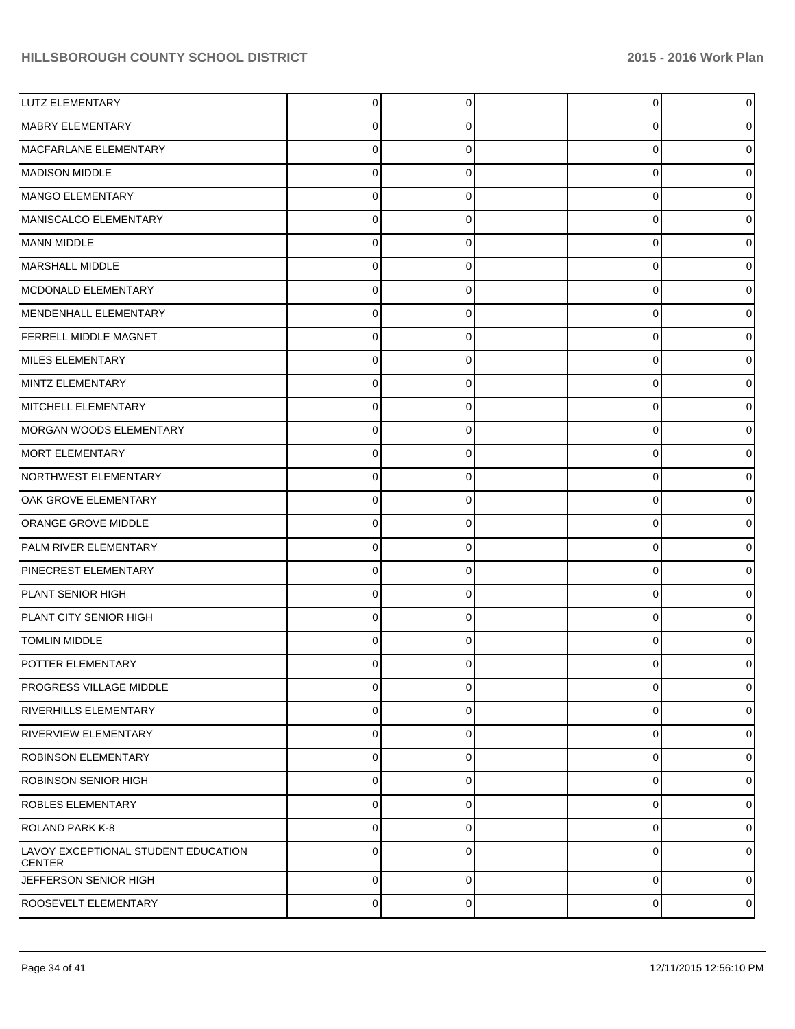| | | | | | |
|---|---|---|---|---|---|
| LUTZ ELEMENTARY | 0 | 0 | | 0 | 0 |
| MABRY ELEMENTARY | 0 | 0 | | 0 | 0 |
| MACFARLANE ELEMENTARY | 0 | 0 | | 0 | 0 |
| MADISON MIDDLE | 0 | 0 | | 0 | 0 |
| MANGO ELEMENTARY | 0 | 0 | | 0 | 0 |
| MANISCALCO ELEMENTARY | 0 | 0 | | 0 | 0 |
| MANN MIDDLE | 0 | 0 | | 0 | 0 |
| MARSHALL MIDDLE | 0 | 0 | | 0 | 0 |
| MCDONALD ELEMENTARY | 0 | 0 | | 0 | 0 |
| MENDENHALL ELEMENTARY | 0 | 0 | | 0 | 0 |
| FERRELL MIDDLE MAGNET | 0 | 0 | | 0 | 0 |
| MILES ELEMENTARY | 0 | 0 | | 0 | 0 |
| MINTZ ELEMENTARY | 0 | 0 | | 0 | 0 |
| MITCHELL ELEMENTARY | 0 | 0 | | 0 | 0 |
| MORGAN WOODS ELEMENTARY | 0 | 0 | | 0 | 0 |
| MORT ELEMENTARY | 0 | 0 | | 0 | 0 |
| NORTHWEST ELEMENTARY | 0 | 0 | | 0 | 0 |
| OAK GROVE ELEMENTARY | 0 | 0 | | 0 | 0 |
| ORANGE GROVE MIDDLE | 0 | 0 | | 0 | 0 |
| PALM RIVER ELEMENTARY | 0 | 0 | | 0 | 0 |
| PINECREST ELEMENTARY | 0 | 0 | | 0 | 0 |
| PLANT SENIOR HIGH | 0 | 0 | | 0 | 0 |
| PLANT CITY SENIOR HIGH | 0 | 0 | | 0 | 0 |
| TOMLIN MIDDLE | 0 | 0 | | 0 | 0 |
| POTTER ELEMENTARY | 0 | 0 | | 0 | 0 |
| PROGRESS VILLAGE MIDDLE | 0 | 0 | | 0 | 0 |
| RIVERHILLS ELEMENTARY | 0 | 0 | | 0 | 0 |
| RIVERVIEW ELEMENTARY | 0 | 0 | | 0 | 0 |
| ROBINSON ELEMENTARY | 0 | 0 | | 0 | 0 |
| ROBINSON SENIOR HIGH | 0 | 0 | | 0 | 0 |
| ROBLES ELEMENTARY | 0 | 0 | | 0 | 0 |
| ROLAND PARK K-8 | 0 | 0 | | 0 | 0 |
| LAVOY EXCEPTIONAL STUDENT EDUCATION CENTER | 0 | 0 | | 0 | 0 |
| JEFFERSON SENIOR HIGH | 0 | 0 | | 0 | 0 |
| ROOSEVELT ELEMENTARY | 0 | 0 | | 0 | 0 |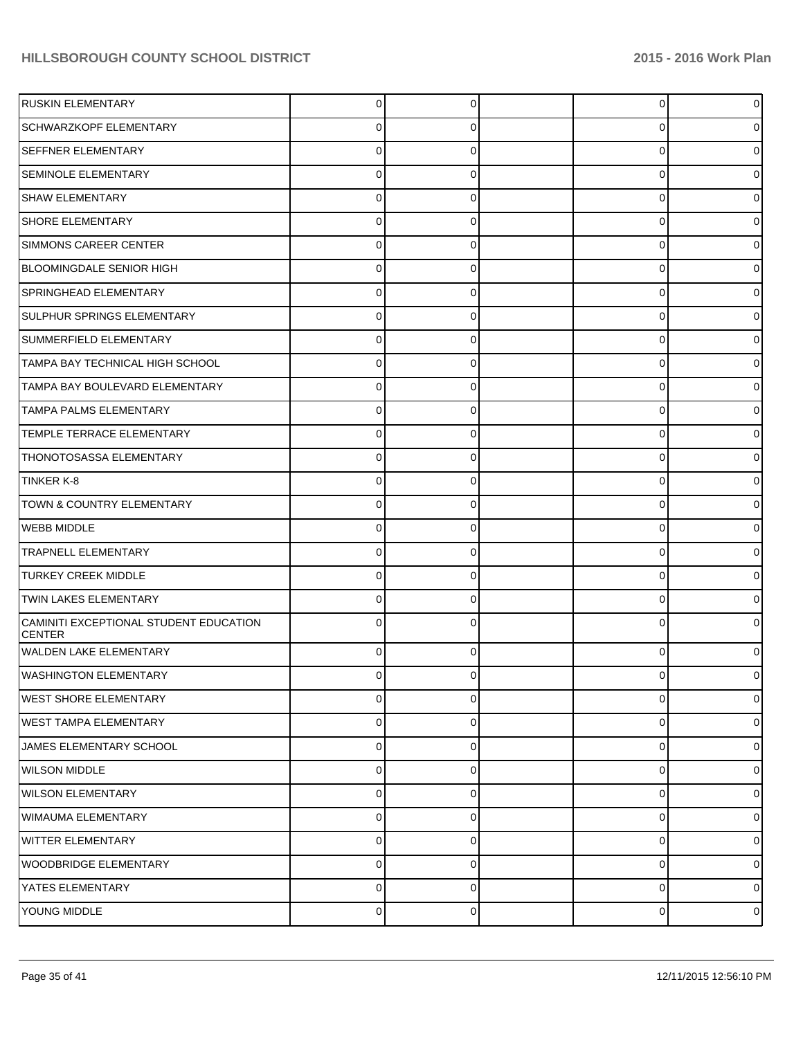| | | | | | |
|---|---|---|---|---|---|
| RUSKIN ELEMENTARY | 0 | 0 | | 0 | 0 |
| SCHWARZKOPF ELEMENTARY | 0 | 0 | | 0 | 0 |
| SEFFNER ELEMENTARY | 0 | 0 | | 0 | 0 |
| SEMINOLE ELEMENTARY | 0 | 0 | | 0 | 0 |
| SHAW ELEMENTARY | 0 | 0 | | 0 | 0 |
| SHORE ELEMENTARY | 0 | 0 | | 0 | 0 |
| SIMMONS CAREER CENTER | 0 | 0 | | 0 | 0 |
| BLOOMINGDALE SENIOR HIGH | 0 | 0 | | 0 | 0 |
| SPRINGHEAD ELEMENTARY | 0 | 0 | | 0 | 0 |
| SULPHUR SPRINGS ELEMENTARY | 0 | 0 | | 0 | 0 |
| SUMMERFIELD ELEMENTARY | 0 | 0 | | 0 | 0 |
| TAMPA BAY TECHNICAL HIGH SCHOOL | 0 | 0 | | 0 | 0 |
| TAMPA BAY BOULEVARD ELEMENTARY | 0 | 0 | | 0 | 0 |
| TAMPA PALMS ELEMENTARY | 0 | 0 | | 0 | 0 |
| TEMPLE TERRACE ELEMENTARY | 0 | 0 | | 0 | 0 |
| THONOTOSASSA ELEMENTARY | 0 | 0 | | 0 | 0 |
| TINKER K-8 | 0 | 0 | | 0 | 0 |
| TOWN & COUNTRY ELEMENTARY | 0 | 0 | | 0 | 0 |
| WEBB MIDDLE | 0 | 0 | | 0 | 0 |
| TRAPNELL ELEMENTARY | 0 | 0 | | 0 | 0 |
| TURKEY CREEK MIDDLE | 0 | 0 | | 0 | 0 |
| TWIN LAKES ELEMENTARY | 0 | 0 | | 0 | 0 |
| CAMINITI EXCEPTIONAL STUDENT EDUCATION CENTER | 0 | 0 | | 0 | 0 |
| WALDEN LAKE ELEMENTARY | 0 | 0 | | 0 | 0 |
| WASHINGTON ELEMENTARY | 0 | 0 | | 0 | 0 |
| WEST SHORE ELEMENTARY | 0 | 0 | | 0 | 0 |
| WEST TAMPA ELEMENTARY | 0 | 0 | | 0 | 0 |
| JAMES ELEMENTARY SCHOOL | 0 | 0 | | 0 | 0 |
| WILSON MIDDLE | 0 | 0 | | 0 | 0 |
| WILSON ELEMENTARY | 0 | 0 | | 0 | 0 |
| WIMAUMA ELEMENTARY | 0 | 0 | | 0 | 0 |
| WITTER ELEMENTARY | 0 | 0 | | 0 | 0 |
| WOODBRIDGE ELEMENTARY | 0 | 0 | | 0 | 0 |
| YATES ELEMENTARY | 0 | 0 | | 0 | 0 |
| YOUNG MIDDLE | 0 | 0 | | 0 | 0 |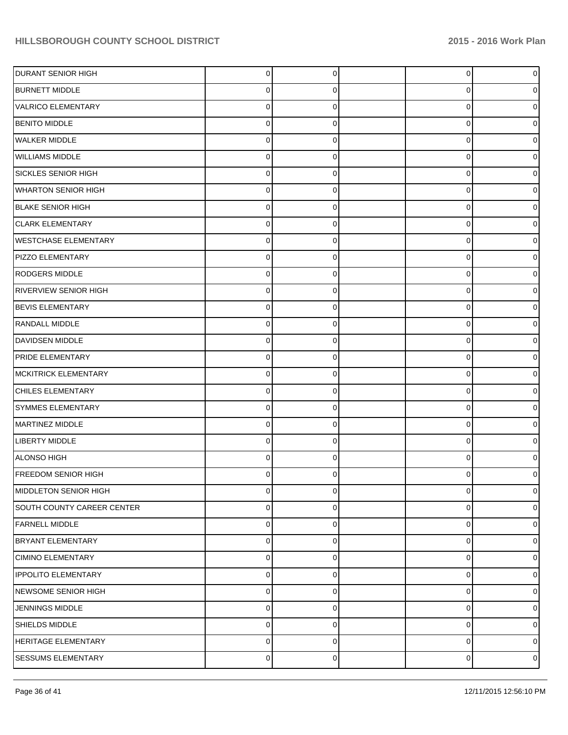| | | | | | |
|---|---|---|---|---|---|
| DURANT SENIOR HIGH | 0 | 0 | | 0 | 0 |
| BURNETT MIDDLE | 0 | 0 | | 0 | 0 |
| VALRICO ELEMENTARY | 0 | 0 | | 0 | 0 |
| BENITO MIDDLE | 0 | 0 | | 0 | 0 |
| WALKER MIDDLE | 0 | 0 | | 0 | 0 |
| WILLIAMS MIDDLE | 0 | 0 | | 0 | 0 |
| SICKLES SENIOR HIGH | 0 | 0 | | 0 | 0 |
| WHARTON SENIOR HIGH | 0 | 0 | | 0 | 0 |
| BLAKE SENIOR HIGH | 0 | 0 | | 0 | 0 |
| CLARK ELEMENTARY | 0 | 0 | | 0 | 0 |
| WESTCHASE ELEMENTARY | 0 | 0 | | 0 | 0 |
| PIZZO ELEMENTARY | 0 | 0 | | 0 | 0 |
| RODGERS MIDDLE | 0 | 0 | | 0 | 0 |
| RIVERVIEW SENIOR HIGH | 0 | 0 | | 0 | 0 |
| BEVIS ELEMENTARY | 0 | 0 | | 0 | 0 |
| RANDALL MIDDLE | 0 | 0 | | 0 | 0 |
| DAVIDSEN MIDDLE | 0 | 0 | | 0 | 0 |
| PRIDE ELEMENTARY | 0 | 0 | | 0 | 0 |
| MCKITRICK ELEMENTARY | 0 | 0 | | 0 | 0 |
| CHILES ELEMENTARY | 0 | 0 | | 0 | 0 |
| SYMMES ELEMENTARY | 0 | 0 | | 0 | 0 |
| MARTINEZ MIDDLE | 0 | 0 | | 0 | 0 |
| LIBERTY MIDDLE | 0 | 0 | | 0 | 0 |
| ALONSO HIGH | 0 | 0 | | 0 | 0 |
| FREEDOM SENIOR HIGH | 0 | 0 | | 0 | 0 |
| MIDDLETON SENIOR HIGH | 0 | 0 | | 0 | 0 |
| SOUTH COUNTY CAREER CENTER | 0 | 0 | | 0 | 0 |
| FARNELL MIDDLE | 0 | 0 | | 0 | 0 |
| BRYANT ELEMENTARY | 0 | 0 | | 0 | 0 |
| CIMINO ELEMENTARY | 0 | 0 | | 0 | 0 |
| IPPOLITO ELEMENTARY | 0 | 0 | | 0 | 0 |
| NEWSOME SENIOR HIGH | 0 | 0 | | 0 | 0 |
| JENNINGS MIDDLE | 0 | 0 | | 0 | 0 |
| SHIELDS MIDDLE | 0 | 0 | | 0 | 0 |
| HERITAGE ELEMENTARY | 0 | 0 | | 0 | 0 |
| SESSUMS ELEMENTARY | 0 | 0 | | 0 | 0 |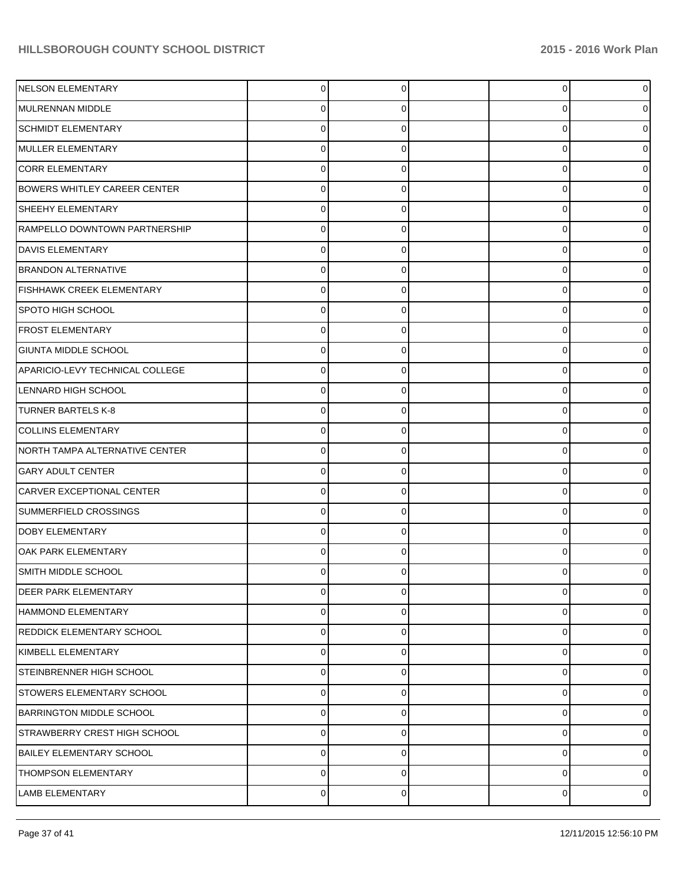| | | | | | |
|---|---|---|---|---|---|
| NELSON ELEMENTARY | 0 | 0 | | 0 | 0 |
| MULRENNAN MIDDLE | 0 | 0 | | 0 | 0 |
| SCHMIDT ELEMENTARY | 0 | 0 | | 0 | 0 |
| MULLER ELEMENTARY | 0 | 0 | | 0 | 0 |
| CORR ELEMENTARY | 0 | 0 | | 0 | 0 |
| BOWERS WHITLEY CAREER CENTER | 0 | 0 | | 0 | 0 |
| SHEEHY ELEMENTARY | 0 | 0 | | 0 | 0 |
| RAMPELLO DOWNTOWN PARTNERSHIP | 0 | 0 | | 0 | 0 |
| DAVIS ELEMENTARY | 0 | 0 | | 0 | 0 |
| BRANDON ALTERNATIVE | 0 | 0 | | 0 | 0 |
| FISHHAWK CREEK ELEMENTARY | 0 | 0 | | 0 | 0 |
| SPOTO HIGH SCHOOL | 0 | 0 | | 0 | 0 |
| FROST ELEMENTARY | 0 | 0 | | 0 | 0 |
| GIUNTA MIDDLE SCHOOL | 0 | 0 | | 0 | 0 |
| APARICIO-LEVY TECHNICAL COLLEGE | 0 | 0 | | 0 | 0 |
| LENNARD HIGH SCHOOL | 0 | 0 | | 0 | 0 |
| TURNER BARTELS K-8 | 0 | 0 | | 0 | 0 |
| COLLINS ELEMENTARY | 0 | 0 | | 0 | 0 |
| NORTH TAMPA ALTERNATIVE CENTER | 0 | 0 | | 0 | 0 |
| GARY ADULT CENTER | 0 | 0 | | 0 | 0 |
| CARVER EXCEPTIONAL CENTER | 0 | 0 | | 0 | 0 |
| SUMMERFIELD CROSSINGS | 0 | 0 | | 0 | 0 |
| DOBY ELEMENTARY | 0 | 0 | | 0 | 0 |
| OAK PARK ELEMENTARY | 0 | 0 | | 0 | 0 |
| SMITH MIDDLE SCHOOL | 0 | 0 | | 0 | 0 |
| DEER PARK ELEMENTARY | 0 | 0 | | 0 | 0 |
| HAMMOND ELEMENTARY | 0 | 0 | | 0 | 0 |
| REDDICK ELEMENTARY SCHOOL | 0 | 0 | | 0 | 0 |
| KIMBELL ELEMENTARY | 0 | 0 | | 0 | 0 |
| STEINBRENNER HIGH SCHOOL | 0 | 0 | | 0 | 0 |
| STOWERS ELEMENTARY SCHOOL | 0 | 0 | | 0 | 0 |
| BARRINGTON MIDDLE SCHOOL | 0 | 0 | | 0 | 0 |
| STRAWBERRY CREST HIGH SCHOOL | 0 | 0 | | 0 | 0 |
| BAILEY ELEMENTARY SCHOOL | 0 | 0 | | 0 | 0 |
| THOMPSON ELEMENTARY | 0 | 0 | | 0 | 0 |
| LAMB ELEMENTARY | 0 | 0 | | 0 | 0 |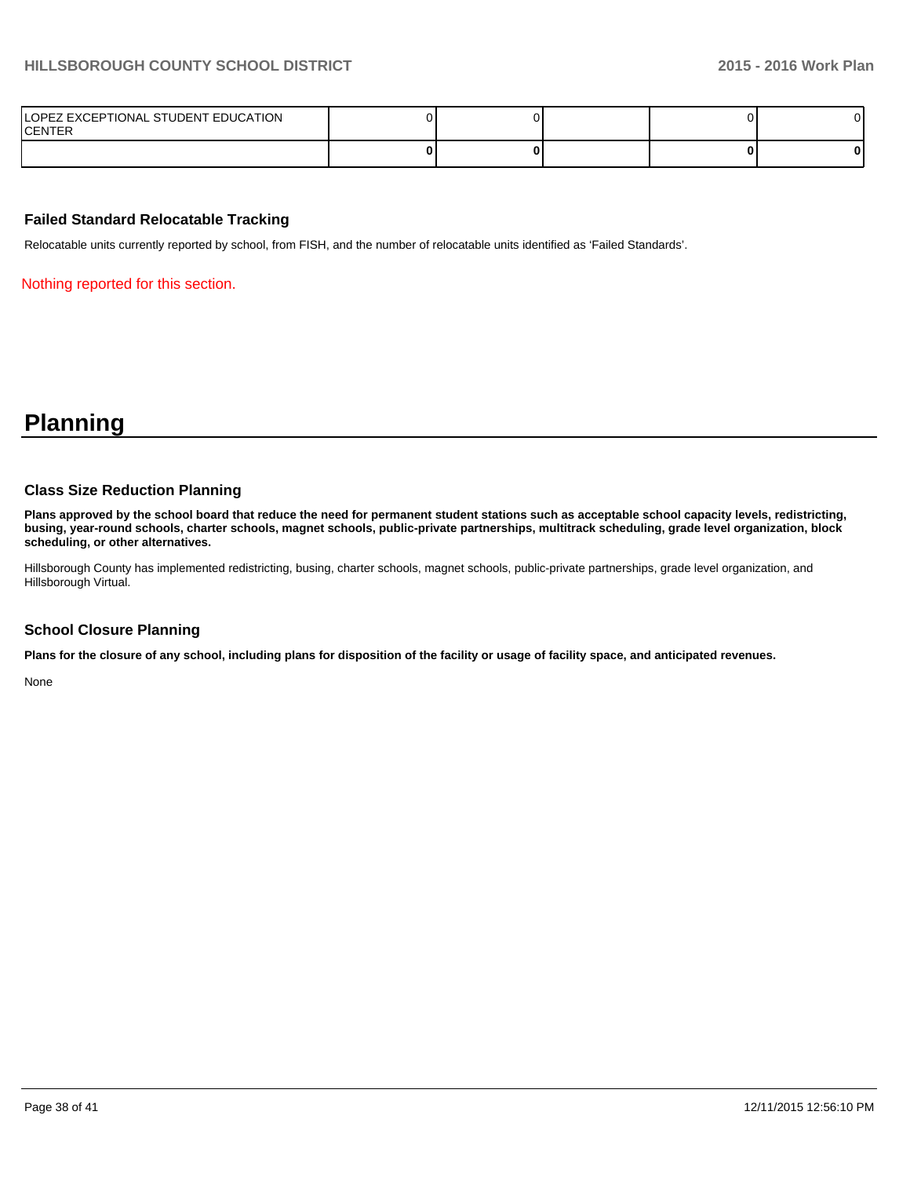| | | | | | |
|---|---|---|---|---|---|
| LOPEZ EXCEPTIONAL STUDENT EDUCATION CENTER | 0 | 0 | | 0 | 0 |
| | **0** | **0** | | **0** | **0** |

### Failed Standard Relocatable Tracking

Relocatable units currently reported by school, from FISH, and the number of relocatable units identified as 'Failed Standards'.

Nothing reported for this section.

# Planning

### Class Size Reduction Planning

**Plans approved by the school board that reduce the need for permanent student stations such as acceptable school capacity levels, redistricting, busing, year-round schools, charter schools, magnet schools, public-private partnerships, multitrack scheduling, grade level organization, block scheduling, or other alternatives.**

Hillsborough County has implemented redistricting, busing, charter schools, magnet schools, public-private partnerships, grade level organization, and Hillsborough Virtual.

### School Closure Planning

**Plans for the closure of any school, including plans for disposition of the facility or usage of facility space, and anticipated revenues.**

None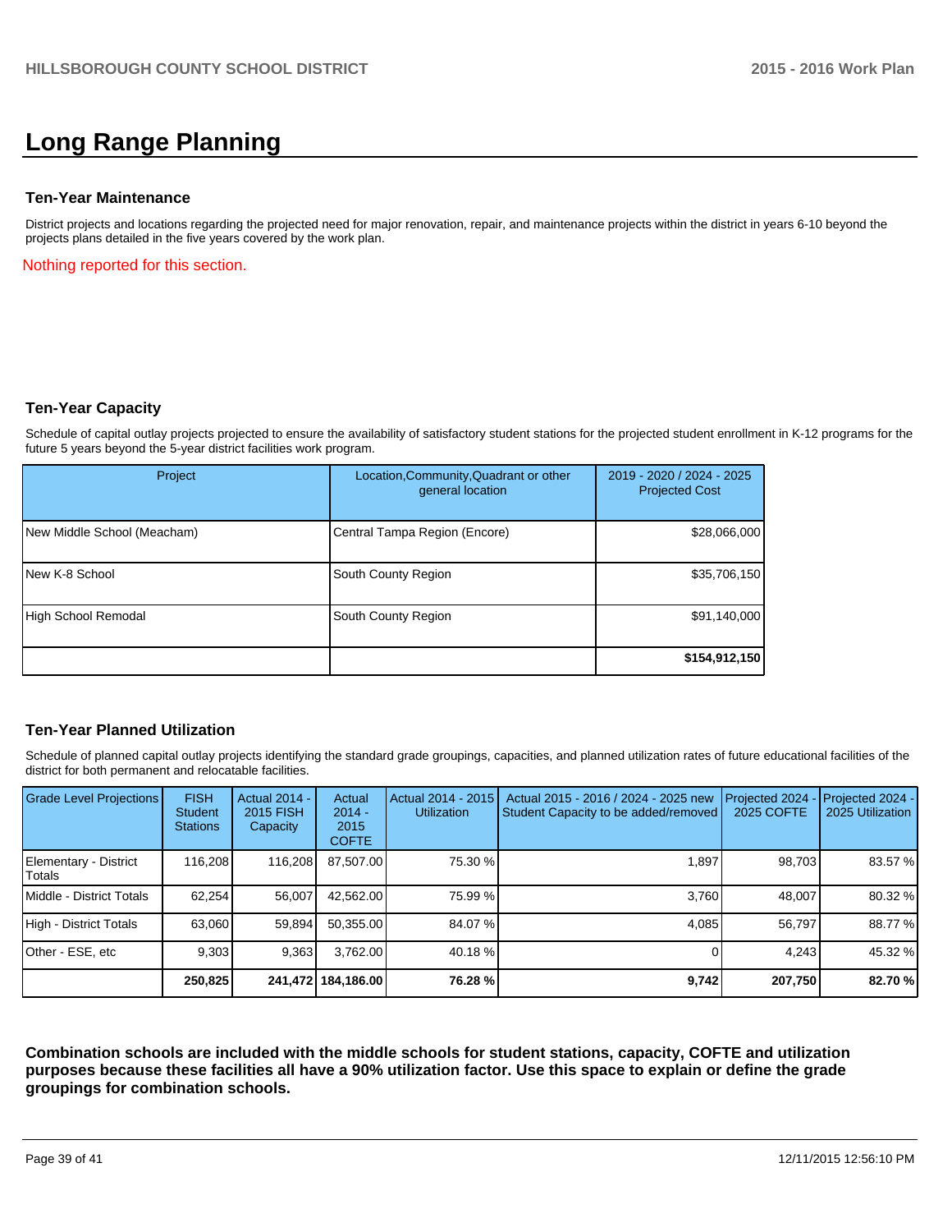# Long Range Planning

## Ten-Year Maintenance

District projects and locations regarding the projected need for major renovation, repair, and maintenance projects within the district in years 6-10 beyond the projects plans detailed in the five years covered by the work plan.

Nothing reported for this section.

## Ten-Year Capacity

Schedule of capital outlay projects projected to ensure the availability of satisfactory student stations for the projected student enrollment in K-12 programs for the future 5 years beyond the 5-year district facilities work program.

| Project | Location,Community,Quadrant or other general location | 2019 - 2020 / 2024 - 2025 Projected Cost |
|---|---|---|
| New Middle School (Meacham) | Central Tampa Region (Encore) | $28,066,000 |
| New K-8 School | South County Region | $35,706,150 |
| High School Remodal | South County Region | $91,140,000 |
| | | **$154,912,150** |

## Ten-Year Planned Utilization

Schedule of planned capital outlay projects identifying the standard grade groupings, capacities, and planned utilization rates of future educational facilities of the district for both permanent and relocatable facilities.

| Grade Level Projections | FISH Student Stations | Actual 2014 - 2015 FISH Capacity | Actual 2014 - 2015 COFTE | Actual 2014 - 2015 Utilization | Actual 2015 - 2016 / 2024 - 2025 new Student Capacity to be added/removed | Projected 2024 - 2025 COFTE | Projected 2024 - 2025 Utilization |
|---|---|---|---|---|---|---|---|
| Elementary - District Totals | 116,208 | 116,208 | 87,507.00 | 75.30 % | 1,897 | 98,703 | 83.57 % |
| Middle - District Totals | 62,254 | 56,007 | 42,562.00 | 75.99 % | 3,760 | 48,007 | 80.32 % |
| High - District Totals | 63,060 | 59,894 | 50,355.00 | 84.07 % | 4,085 | 56,797 | 88.77 % |
| Other - ESE, etc | 9,303 | 9,363 | 3,762.00 | 40.18 % | 0 | 4,243 | 45.32 % |
| | **250,825** | **241,472** | **184,186.00** | **76.28 %** | **9,742** | **207,750** | **82.70 %** |

**Combination schools are included with the middle schools for student stations, capacity, COFTE and utilization purposes because these facilities all have a 90% utilization factor. Use this space to explain or define the grade groupings for combination schools.**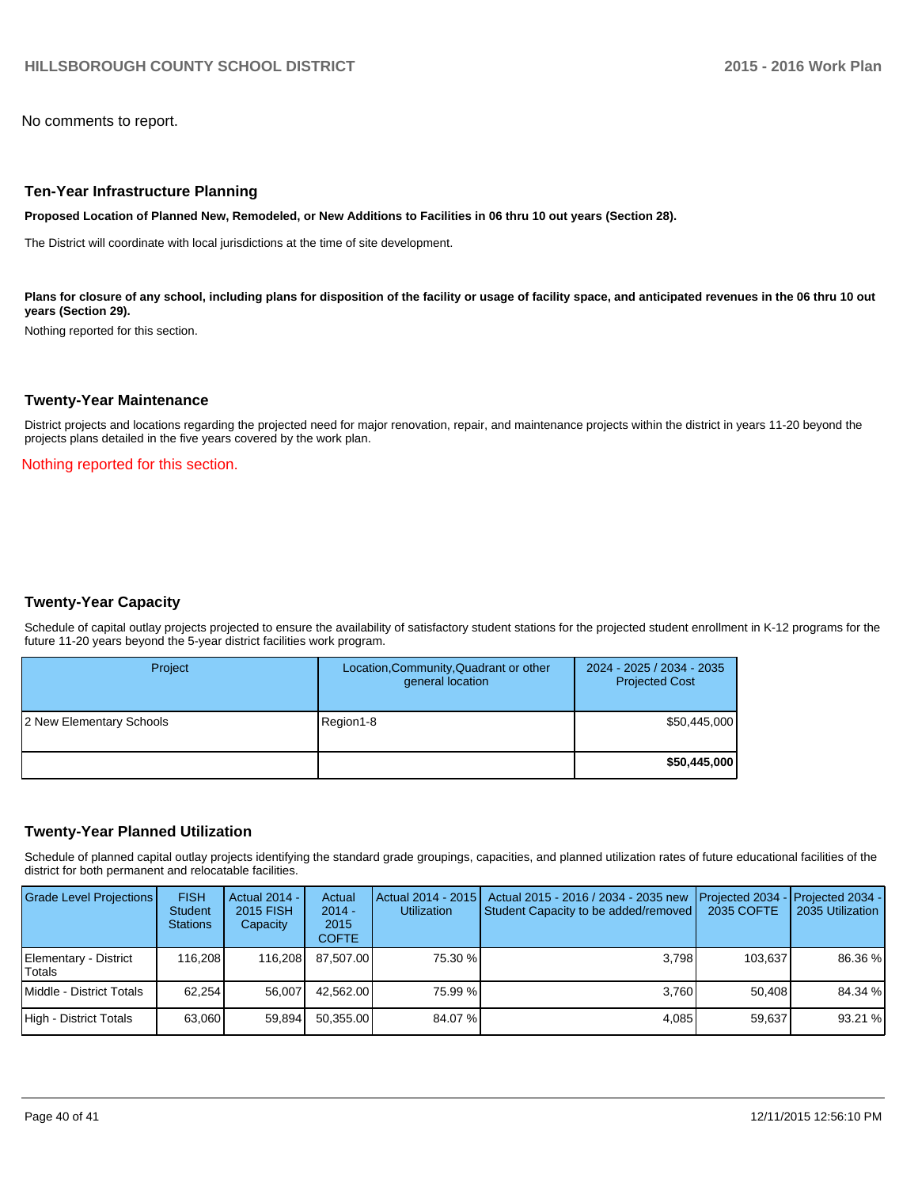No comments to report.

## Ten-Year Infrastructure Planning

**Proposed Location of Planned New, Remodeled, or New Additions to Facilities in 06 thru 10 out years (Section 28).**

The District will coordinate with local jurisdictions at the time of site development.

**Plans for closure of any school, including plans for disposition of the facility or usage of facility space, and anticipated revenues in the 06 thru 10 out years (Section 29).**

Nothing reported for this section.

## Twenty-Year Maintenance

District projects and locations regarding the projected need for major renovation, repair, and maintenance projects within the district in years 11-20 beyond the projects plans detailed in the five years covered by the work plan.

Nothing reported for this section.

## Twenty-Year Capacity

Schedule of capital outlay projects projected to ensure the availability of satisfactory student stations for the projected student enrollment in K-12 programs for the future 11-20 years beyond the 5-year district facilities work program.

| Project | Location,Community,Quadrant or other general location | 2024 - 2025 / 2034 - 2035 Projected Cost |
|---|---|---|
| 2 New Elementary Schools | Region1-8 | $50,445,000 |
| | | **$50,445,000** |

## Twenty-Year Planned Utilization

Schedule of planned capital outlay projects identifying the standard grade groupings, capacities, and planned utilization rates of future educational facilities of the district for both permanent and relocatable facilities.

| Grade Level Projections | FISH Student Stations | Actual 2014 - 2015 FISH Capacity | Actual 2014 - 2015 COFTE | Actual 2014 - 2015 Utilization | Actual 2015 - 2016 / 2034 - 2035 new Student Capacity to be added/removed | Projected 2034 - 2035 COFTE | Projected 2034 - 2035 Utilization |
|---|---|---|---|---|---|---|---|
| Elementary - District Totals | 116,208 | 116,208 | 87,507.00 | 75.30 % | 3,798 | 103,637 | 86.36 % |
| Middle - District Totals | 62,254 | 56,007 | 42,562.00 | 75.99 % | 3,760 | 50,408 | 84.34 % |
| High - District Totals | 63,060 | 59,894 | 50,355.00 | 84.07 % | 4,085 | 59,637 | 93.21 % |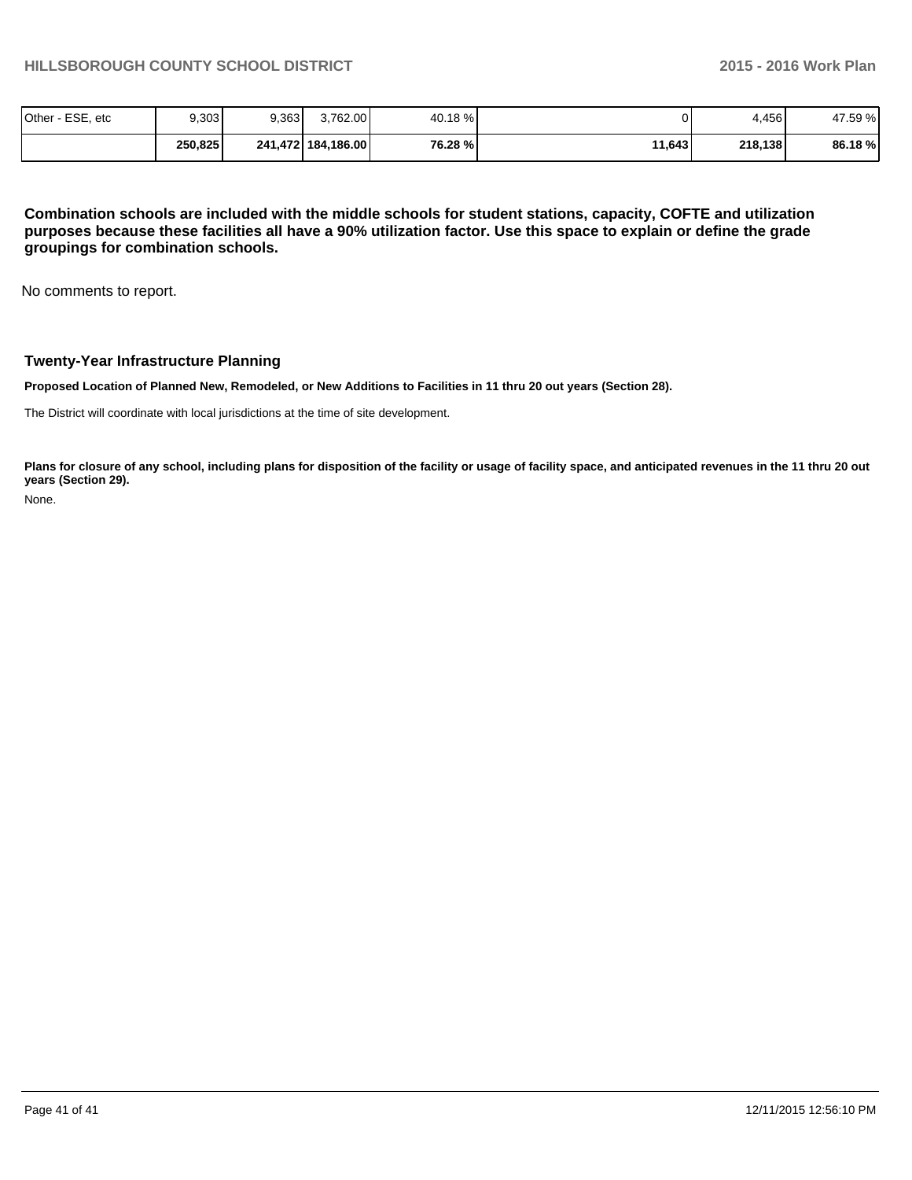| | | | | | | | |
|---|---|---|---|---|---|---|---|
| Other - ESE, etc | 9,303 | 9,363 | 3,762.00 | 40.18 % | 0 | 4,456 | 47.59 % |
| | **250,825** | **241,472** | **184,186.00** | **76.28 %** | **11,643** | **218,138** | **86.18 %** |

**Combination schools are included with the middle schools for student stations, capacity, COFTE and utilization purposes because these facilities all have a 90% utilization factor. Use this space to explain or define the grade groupings for combination schools.**

No comments to report.

### Twenty-Year Infrastructure Planning

**Proposed Location of Planned New, Remodeled, or New Additions to Facilities in 11 thru 20 out years (Section 28).**

The District will coordinate with local jurisdictions at the time of site development.

**Plans for closure of any school, including plans for disposition of the facility or usage of facility space, and anticipated revenues in the 11 thru 20 out years (Section 29).**

None.